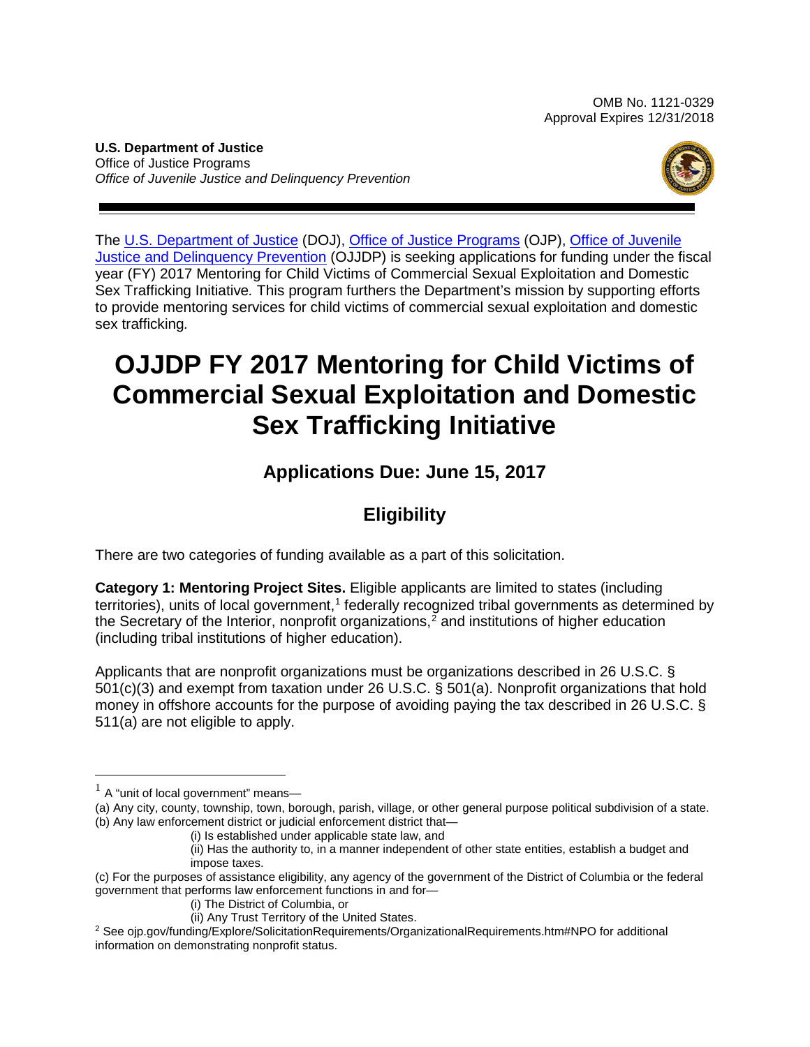OMB No. 1121-0329
Approval Expires 12/31/2018

**U.S. Department of Justice**
Office of Justice Programs
*Office of Juvenile Justice and Delinquency Prevention*

The U.S. Department of Justice (DOJ), Office of Justice Programs (OJP), Office of Juvenile Justice and Delinquency Prevention (OJJDP) is seeking applications for funding under the fiscal year (FY) 2017 Mentoring for Child Victims of Commercial Sexual Exploitation and Domestic Sex Trafficking Initiative*.* This program furthers the Department's mission by supporting efforts to provide mentoring services for child victims of commercial sexual exploitation and domestic sex trafficking*.*

# OJJDP FY 2017 Mentoring for Child Victims of Commercial Sexual Exploitation and Domestic Sex Trafficking Initiative

## Applications Due: June 15, 2017

## Eligibility

There are two categories of funding available as a part of this solicitation.

**Category 1: Mentoring Project Sites.** Eligible applicants are limited to states (including territories), units of local government,[1] federally recognized tribal governments as determined by the Secretary of the Interior, nonprofit organizations,[2] and institutions of higher education (including tribal institutions of higher education).

Applicants that are nonprofit organizations must be organizations described in 26 U.S.C. § 501(c)(3) and exempt from taxation under 26 U.S.C. § 501(a). Nonprofit organizations that hold money in offshore accounts for the purpose of avoiding paying the tax described in 26 U.S.C. § 511(a) are not eligible to apply.

---

[1] A "unit of local government" means—
(a) Any city, county, township, town, borough, parish, village, or other general purpose political subdivision of a state.
(b) Any law enforcement district or judicial enforcement district that—
(i) Is established under applicable state law, and
(ii) Has the authority to, in a manner independent of other state entities, establish a budget and impose taxes.
(c) For the purposes of assistance eligibility, any agency of the government of the District of Columbia or the federal government that performs law enforcement functions in and for—
(i) The District of Columbia, or
(ii) Any Trust Territory of the United States.

[2] See ojp.gov/funding/Explore/SolicitationRequirements/OrganizationalRequirements.htm#NPO for additional information on demonstrating nonprofit status.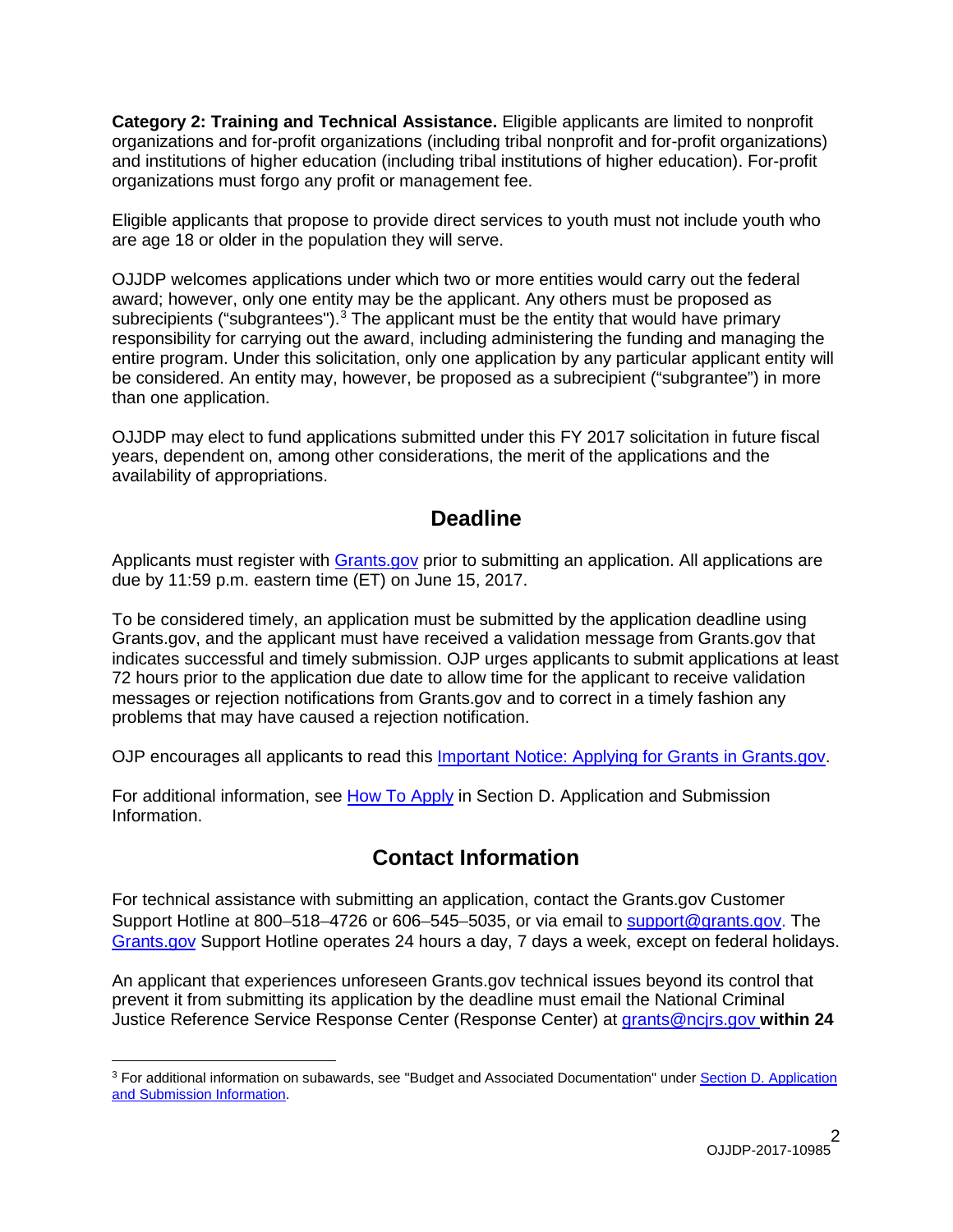**Category 2: Training and Technical Assistance.** Eligible applicants are limited to nonprofit organizations and for-profit organizations (including tribal nonprofit and for-profit organizations) and institutions of higher education (including tribal institutions of higher education). For-profit organizations must forgo any profit or management fee.

Eligible applicants that propose to provide direct services to youth must not include youth who are age 18 or older in the population they will serve.

OJJDP welcomes applications under which two or more entities would carry out the federal award; however, only one entity may be the applicant. Any others must be proposed as subrecipients ("subgrantees").[3] The applicant must be the entity that would have primary responsibility for carrying out the award, including administering the funding and managing the entire program. Under this solicitation, only one application by any particular applicant entity will be considered. An entity may, however, be proposed as a subrecipient ("subgrantee") in more than one application.

OJJDP may elect to fund applications submitted under this FY 2017 solicitation in future fiscal years, dependent on, among other considerations, the merit of the applications and the availability of appropriations.

## Deadline

Applicants must register with Grants.gov prior to submitting an application. All applications are due by 11:59 p.m. eastern time (ET) on June 15, 2017.

To be considered timely, an application must be submitted by the application deadline using Grants.gov, and the applicant must have received a validation message from Grants.gov that indicates successful and timely submission. OJP urges applicants to submit applications at least 72 hours prior to the application due date to allow time for the applicant to receive validation messages or rejection notifications from Grants.gov and to correct in a timely fashion any problems that may have caused a rejection notification.

OJP encourages all applicants to read this Important Notice: Applying for Grants in Grants.gov.

For additional information, see How To Apply in Section D. Application and Submission Information.

## Contact Information

For technical assistance with submitting an application, contact the Grants.gov Customer Support Hotline at 800–518–4726 or 606–545–5035, or via email to support@grants.gov. The Grants.gov Support Hotline operates 24 hours a day, 7 days a week, except on federal holidays.

An applicant that experiences unforeseen Grants.gov technical issues beyond its control that prevent it from submitting its application by the deadline must email the National Criminal Justice Reference Service Response Center (Response Center) at grants@ncjrs.gov **within 24**

---

[3] For additional information on subawards, see "Budget and Associated Documentation" under Section D. Application and Submission Information.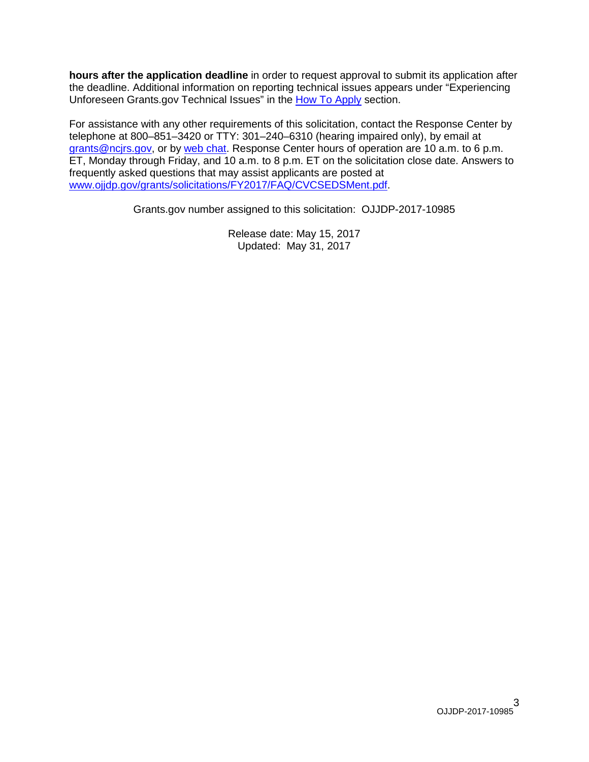**hours after the application deadline** in order to request approval to submit its application after the deadline. Additional information on reporting technical issues appears under "Experiencing Unforeseen Grants.gov Technical Issues" in the How To Apply section.

For assistance with any other requirements of this solicitation, contact the Response Center by telephone at 800–851–3420 or TTY: 301–240–6310 (hearing impaired only), by email at grants@ncjrs.gov, or by web chat. Response Center hours of operation are 10 a.m. to 6 p.m. ET, Monday through Friday, and 10 a.m. to 8 p.m. ET on the solicitation close date. Answers to frequently asked questions that may assist applicants are posted at www.ojjdp.gov/grants/solicitations/FY2017/FAQ/CVCSEDSMent.pdf.

Grants.gov number assigned to this solicitation: OJJDP-2017-10985

Release date: May 15, 2017
Updated: May 31, 2017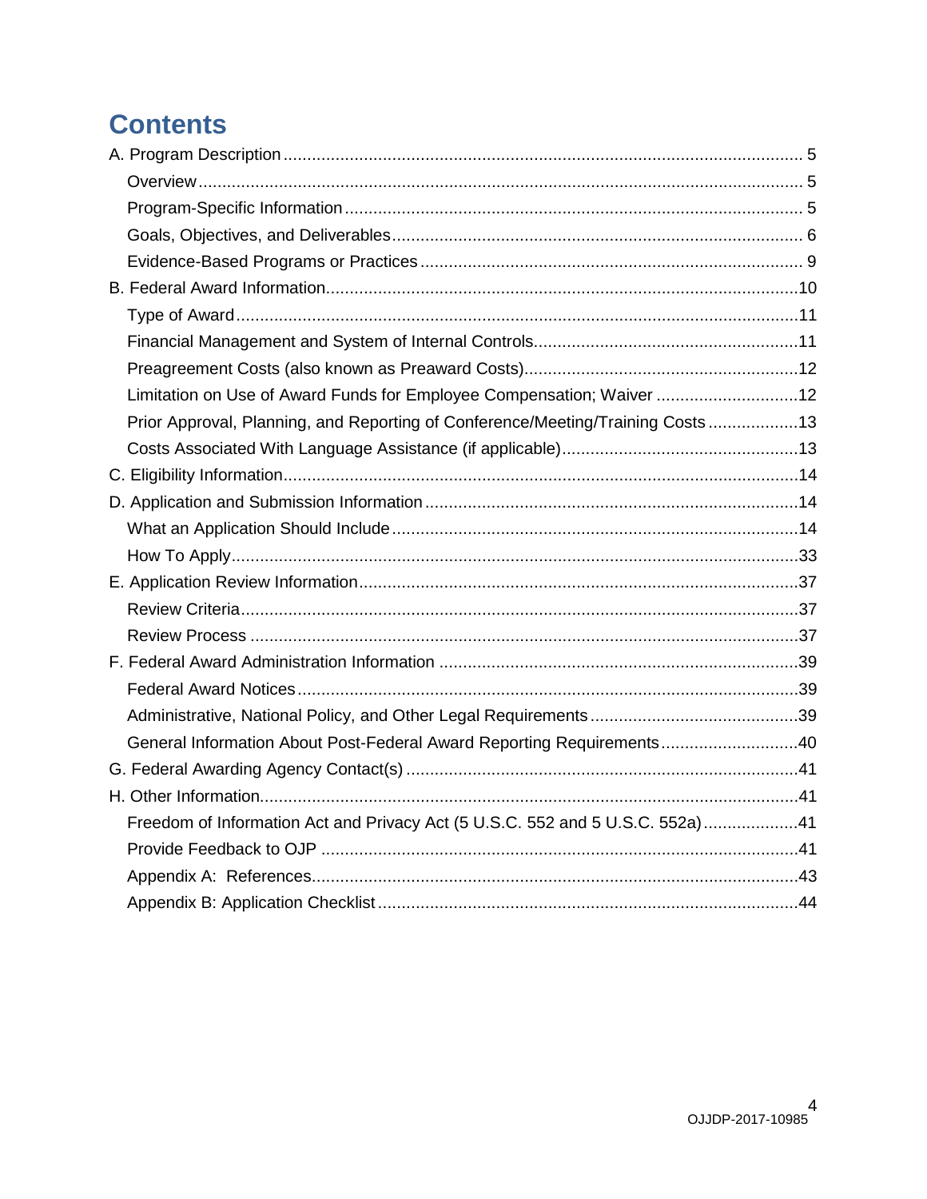# Contents

A. Program Description ..... 5
- Overview ..... 5
- Program-Specific Information ..... 5
- Goals, Objectives, and Deliverables ..... 6
- Evidence-Based Programs or Practices ..... 9

B. Federal Award Information ..... 10
- Type of Award ..... 11
- Financial Management and System of Internal Controls ..... 11
- Preagreement Costs (also known as Preaward Costs) ..... 12
- Limitation on Use of Award Funds for Employee Compensation; Waiver ..... 12
- Prior Approval, Planning, and Reporting of Conference/Meeting/Training Costs ..... 13
- Costs Associated With Language Assistance (if applicable) ..... 13

C. Eligibility Information ..... 14

D. Application and Submission Information ..... 14
- What an Application Should Include ..... 14
- How To Apply ..... 33

E. Application Review Information ..... 37
- Review Criteria ..... 37
- Review Process ..... 37

F. Federal Award Administration Information ..... 39
- Federal Award Notices ..... 39
- Administrative, National Policy, and Other Legal Requirements ..... 39
- General Information About Post-Federal Award Reporting Requirements ..... 40

G. Federal Awarding Agency Contact(s) ..... 41

H. Other Information ..... 41
- Freedom of Information Act and Privacy Act (5 U.S.C. 552 and 5 U.S.C. 552a) ..... 41
- Provide Feedback to OJP ..... 41
- Appendix A: References ..... 43
- Appendix B: Application Checklist ..... 44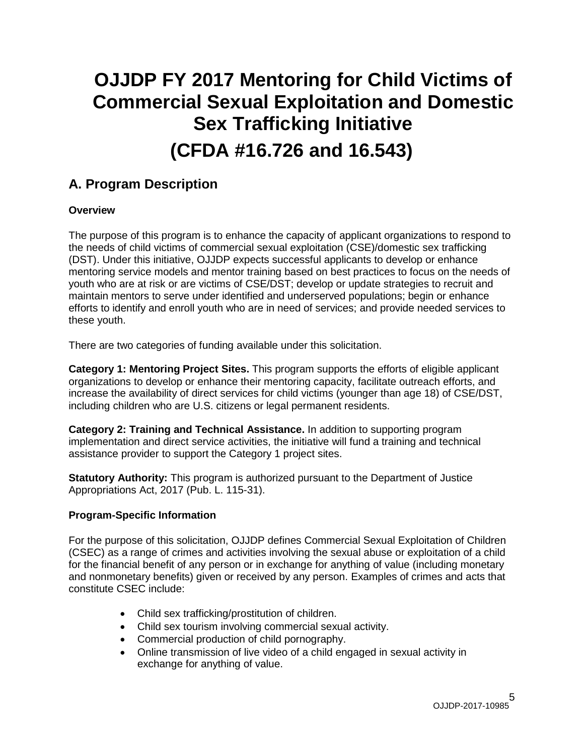# OJJDP FY 2017 Mentoring for Child Victims of Commercial Sexual Exploitation and Domestic Sex Trafficking Initiative

# (CFDA #16.726 and 16.543)

## A. Program Description

### Overview

The purpose of this program is to enhance the capacity of applicant organizations to respond to the needs of child victims of commercial sexual exploitation (CSE)/domestic sex trafficking (DST). Under this initiative, OJJDP expects successful applicants to develop or enhance mentoring service models and mentor training based on best practices to focus on the needs of youth who are at risk or are victims of CSE/DST; develop or update strategies to recruit and maintain mentors to serve under identified and underserved populations; begin or enhance efforts to identify and enroll youth who are in need of services; and provide needed services to these youth.

There are two categories of funding available under this solicitation.

**Category 1: Mentoring Project Sites.** This program supports the efforts of eligible applicant organizations to develop or enhance their mentoring capacity, facilitate outreach efforts, and increase the availability of direct services for child victims (younger than age 18) of CSE/DST, including children who are U.S. citizens or legal permanent residents.

**Category 2: Training and Technical Assistance.** In addition to supporting program implementation and direct service activities, the initiative will fund a training and technical assistance provider to support the Category 1 project sites.

**Statutory Authority:** This program is authorized pursuant to the Department of Justice Appropriations Act, 2017 (Pub. L. 115-31).

### Program-Specific Information

For the purpose of this solicitation, OJJDP defines Commercial Sexual Exploitation of Children (CSEC) as a range of crimes and activities involving the sexual abuse or exploitation of a child for the financial benefit of any person or in exchange for anything of value (including monetary and nonmonetary benefits) given or received by any person. Examples of crimes and acts that constitute CSEC include:

- Child sex trafficking/prostitution of children.
- Child sex tourism involving commercial sexual activity.
- Commercial production of child pornography.
- Online transmission of live video of a child engaged in sexual activity in exchange for anything of value.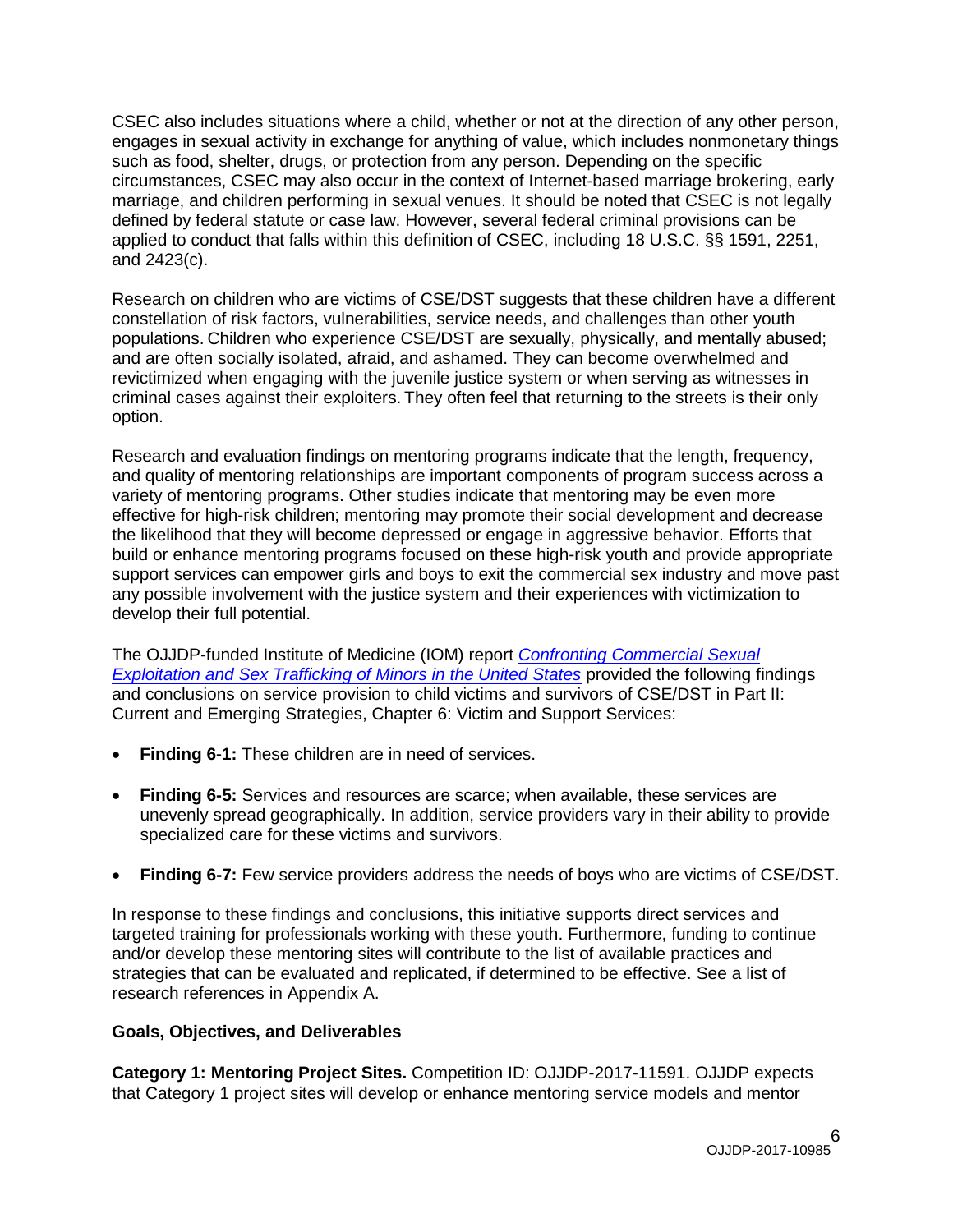CSEC also includes situations where a child, whether or not at the direction of any other person, engages in sexual activity in exchange for anything of value, which includes nonmonetary things such as food, shelter, drugs, or protection from any person. Depending on the specific circumstances, CSEC may also occur in the context of Internet-based marriage brokering, early marriage, and children performing in sexual venues. It should be noted that CSEC is not legally defined by federal statute or case law. However, several federal criminal provisions can be applied to conduct that falls within this definition of CSEC, including 18 U.S.C. §§ 1591, 2251, and 2423(c).

Research on children who are victims of CSE/DST suggests that these children have a different constellation of risk factors, vulnerabilities, service needs, and challenges than other youth populations. Children who experience CSE/DST are sexually, physically, and mentally abused; and are often socially isolated, afraid, and ashamed. They can become overwhelmed and revictimized when engaging with the juvenile justice system or when serving as witnesses in criminal cases against their exploiters. They often feel that returning to the streets is their only option.

Research and evaluation findings on mentoring programs indicate that the length, frequency, and quality of mentoring relationships are important components of program success across a variety of mentoring programs. Other studies indicate that mentoring may be even more effective for high-risk children; mentoring may promote their social development and decrease the likelihood that they will become depressed or engage in aggressive behavior. Efforts that build or enhance mentoring programs focused on these high-risk youth and provide appropriate support services can empower girls and boys to exit the commercial sex industry and move past any possible involvement with the justice system and their experiences with victimization to develop their full potential.

The OJJDP-funded Institute of Medicine (IOM) report *Confronting Commercial Sexual Exploitation and Sex Trafficking of Minors in the United States* provided the following findings and conclusions on service provision to child victims and survivors of CSE/DST in Part II: Current and Emerging Strategies, Chapter 6: Victim and Support Services:

- **Finding 6-1:** These children are in need of services.
- **Finding 6-5:** Services and resources are scarce; when available, these services are unevenly spread geographically. In addition, service providers vary in their ability to provide specialized care for these victims and survivors.
- **Finding 6-7:** Few service providers address the needs of boys who are victims of CSE/DST.

In response to these findings and conclusions, this initiative supports direct services and targeted training for professionals working with these youth. Furthermore, funding to continue and/or develop these mentoring sites will contribute to the list of available practices and strategies that can be evaluated and replicated, if determined to be effective. See a list of research references in Appendix A.

**Goals, Objectives, and Deliverables**

**Category 1: Mentoring Project Sites.** Competition ID: OJJDP-2017-11591. OJJDP expects that Category 1 project sites will develop or enhance mentoring service models and mentor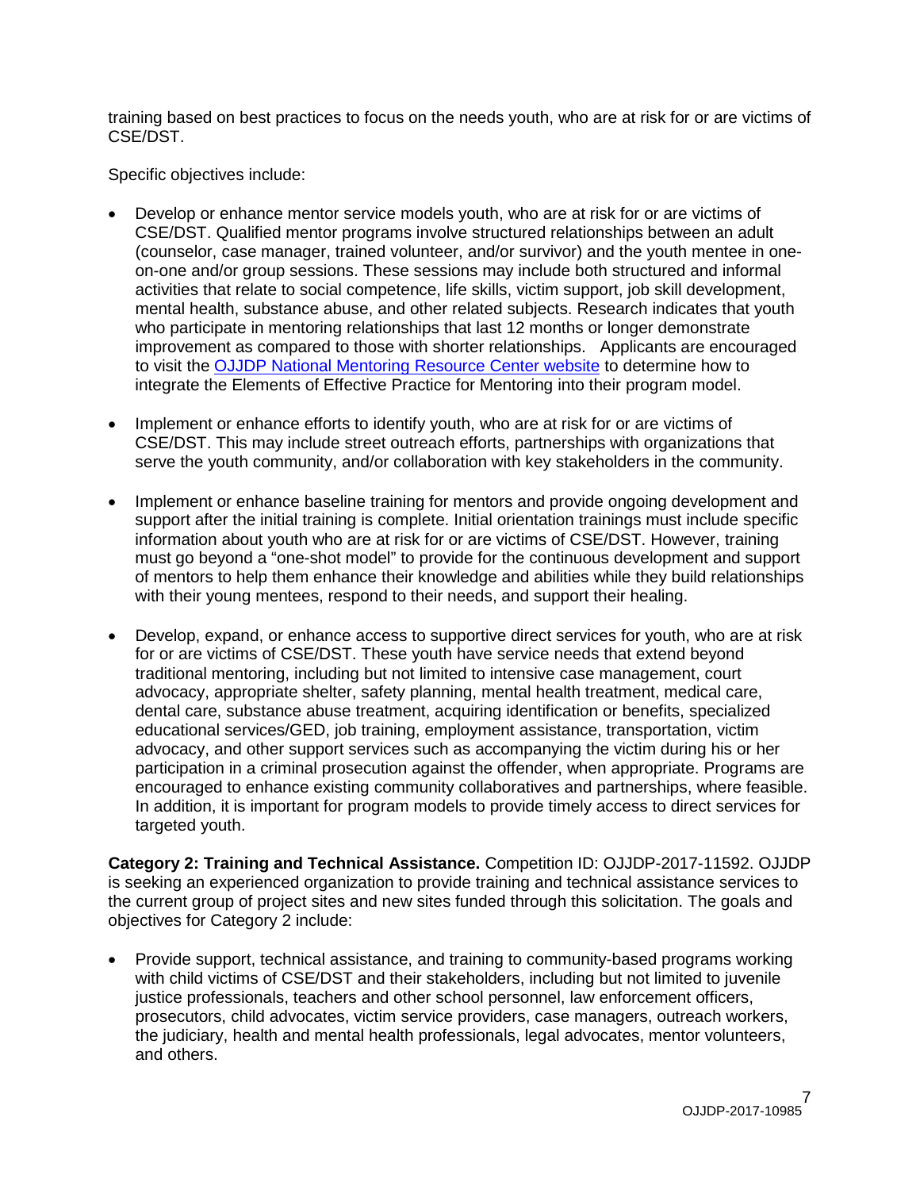training based on best practices to focus on the needs youth, who are at risk for or are victims of CSE/DST.

Specific objectives include:

- Develop or enhance mentor service models youth, who are at risk for or are victims of CSE/DST. Qualified mentor programs involve structured relationships between an adult (counselor, case manager, trained volunteer, and/or survivor) and the youth mentee in one-on-one and/or group sessions. These sessions may include both structured and informal activities that relate to social competence, life skills, victim support, job skill development, mental health, substance abuse, and other related subjects. Research indicates that youth who participate in mentoring relationships that last 12 months or longer demonstrate improvement as compared to those with shorter relationships. Applicants are encouraged to visit the OJJDP National Mentoring Resource Center website to determine how to integrate the Elements of Effective Practice for Mentoring into their program model.

- Implement or enhance efforts to identify youth, who are at risk for or are victims of CSE/DST. This may include street outreach efforts, partnerships with organizations that serve the youth community, and/or collaboration with key stakeholders in the community.

- Implement or enhance baseline training for mentors and provide ongoing development and support after the initial training is complete. Initial orientation trainings must include specific information about youth who are at risk for or are victims of CSE/DST. However, training must go beyond a "one-shot model" to provide for the continuous development and support of mentors to help them enhance their knowledge and abilities while they build relationships with their young mentees, respond to their needs, and support their healing.

- Develop, expand, or enhance access to supportive direct services for youth, who are at risk for or are victims of CSE/DST. These youth have service needs that extend beyond traditional mentoring, including but not limited to intensive case management, court advocacy, appropriate shelter, safety planning, mental health treatment, medical care, dental care, substance abuse treatment, acquiring identification or benefits, specialized educational services/GED, job training, employment assistance, transportation, victim advocacy, and other support services such as accompanying the victim during his or her participation in a criminal prosecution against the offender, when appropriate. Programs are encouraged to enhance existing community collaboratives and partnerships, where feasible. In addition, it is important for program models to provide timely access to direct services for targeted youth.

**Category 2: Training and Technical Assistance.** Competition ID: OJJDP-2017-11592. OJJDP is seeking an experienced organization to provide training and technical assistance services to the current group of project sites and new sites funded through this solicitation. The goals and objectives for Category 2 include:

- Provide support, technical assistance, and training to community-based programs working with child victims of CSE/DST and their stakeholders, including but not limited to juvenile justice professionals, teachers and other school personnel, law enforcement officers, prosecutors, child advocates, victim service providers, case managers, outreach workers, the judiciary, health and mental health professionals, legal advocates, mentor volunteers, and others.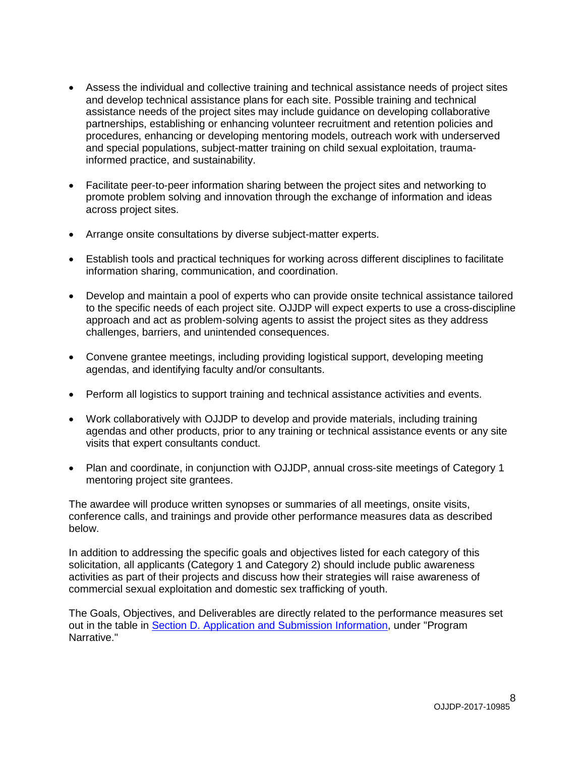- Assess the individual and collective training and technical assistance needs of project sites and develop technical assistance plans for each site. Possible training and technical assistance needs of the project sites may include guidance on developing collaborative partnerships, establishing or enhancing volunteer recruitment and retention policies and procedures, enhancing or developing mentoring models, outreach work with underserved and special populations, subject-matter training on child sexual exploitation, trauma-informed practice, and sustainability.

- Facilitate peer-to-peer information sharing between the project sites and networking to promote problem solving and innovation through the exchange of information and ideas across project sites.

- Arrange onsite consultations by diverse subject-matter experts.

- Establish tools and practical techniques for working across different disciplines to facilitate information sharing, communication, and coordination.

- Develop and maintain a pool of experts who can provide onsite technical assistance tailored to the specific needs of each project site. OJJDP will expect experts to use a cross-discipline approach and act as problem-solving agents to assist the project sites as they address challenges, barriers, and unintended consequences.

- Convene grantee meetings, including providing logistical support, developing meeting agendas, and identifying faculty and/or consultants.

- Perform all logistics to support training and technical assistance activities and events.

- Work collaboratively with OJJDP to develop and provide materials, including training agendas and other products, prior to any training or technical assistance events or any site visits that expert consultants conduct.

- Plan and coordinate, in conjunction with OJJDP, annual cross-site meetings of Category 1 mentoring project site grantees.

The awardee will produce written synopses or summaries of all meetings, onsite visits, conference calls, and trainings and provide other performance measures data as described below.

In addition to addressing the specific goals and objectives listed for each category of this solicitation, all applicants (Category 1 and Category 2) should include public awareness activities as part of their projects and discuss how their strategies will raise awareness of commercial sexual exploitation and domestic sex trafficking of youth.

The Goals, Objectives, and Deliverables are directly related to the performance measures set out in the table in Section D. Application and Submission Information, under "Program Narrative."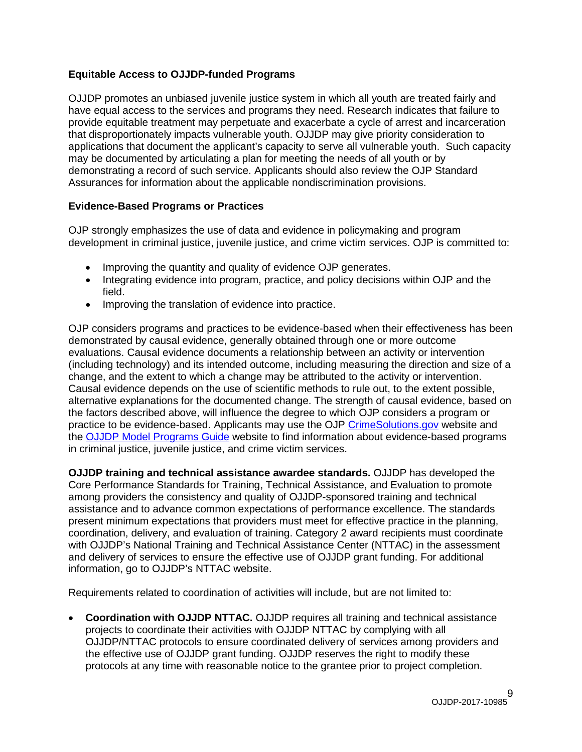### Equitable Access to OJJDP-funded Programs

OJJDP promotes an unbiased juvenile justice system in which all youth are treated fairly and have equal access to the services and programs they need. Research indicates that failure to provide equitable treatment may perpetuate and exacerbate a cycle of arrest and incarceration that disproportionately impacts vulnerable youth. OJJDP may give priority consideration to applications that document the applicant's capacity to serve all vulnerable youth. Such capacity may be documented by articulating a plan for meeting the needs of all youth or by demonstrating a record of such service. Applicants should also review the OJP Standard Assurances for information about the applicable nondiscrimination provisions.

### Evidence-Based Programs or Practices

OJP strongly emphasizes the use of data and evidence in policymaking and program development in criminal justice, juvenile justice, and crime victim services. OJP is committed to:

- Improving the quantity and quality of evidence OJP generates.
- Integrating evidence into program, practice, and policy decisions within OJP and the field.
- Improving the translation of evidence into practice.

OJP considers programs and practices to be evidence-based when their effectiveness has been demonstrated by causal evidence, generally obtained through one or more outcome evaluations. Causal evidence documents a relationship between an activity or intervention (including technology) and its intended outcome, including measuring the direction and size of a change, and the extent to which a change may be attributed to the activity or intervention. Causal evidence depends on the use of scientific methods to rule out, to the extent possible, alternative explanations for the documented change. The strength of causal evidence, based on the factors described above, will influence the degree to which OJP considers a program or practice to be evidence-based. Applicants may use the OJP CrimeSolutions.gov website and the OJJDP Model Programs Guide website to find information about evidence-based programs in criminal justice, juvenile justice, and crime victim services.

**OJJDP training and technical assistance awardee standards.** OJJDP has developed the Core Performance Standards for Training, Technical Assistance, and Evaluation to promote among providers the consistency and quality of OJJDP-sponsored training and technical assistance and to advance common expectations of performance excellence. The standards present minimum expectations that providers must meet for effective practice in the planning, coordination, delivery, and evaluation of training. Category 2 award recipients must coordinate with OJJDP's National Training and Technical Assistance Center (NTTAC) in the assessment and delivery of services to ensure the effective use of OJJDP grant funding. For additional information, go to OJJDP's NTTAC website.

Requirements related to coordination of activities will include, but are not limited to:

- **Coordination with OJJDP NTTAC.** OJJDP requires all training and technical assistance projects to coordinate their activities with OJJDP NTTAC by complying with all OJJDP/NTTAC protocols to ensure coordinated delivery of services among providers and the effective use of OJJDP grant funding. OJJDP reserves the right to modify these protocols at any time with reasonable notice to the grantee prior to project completion.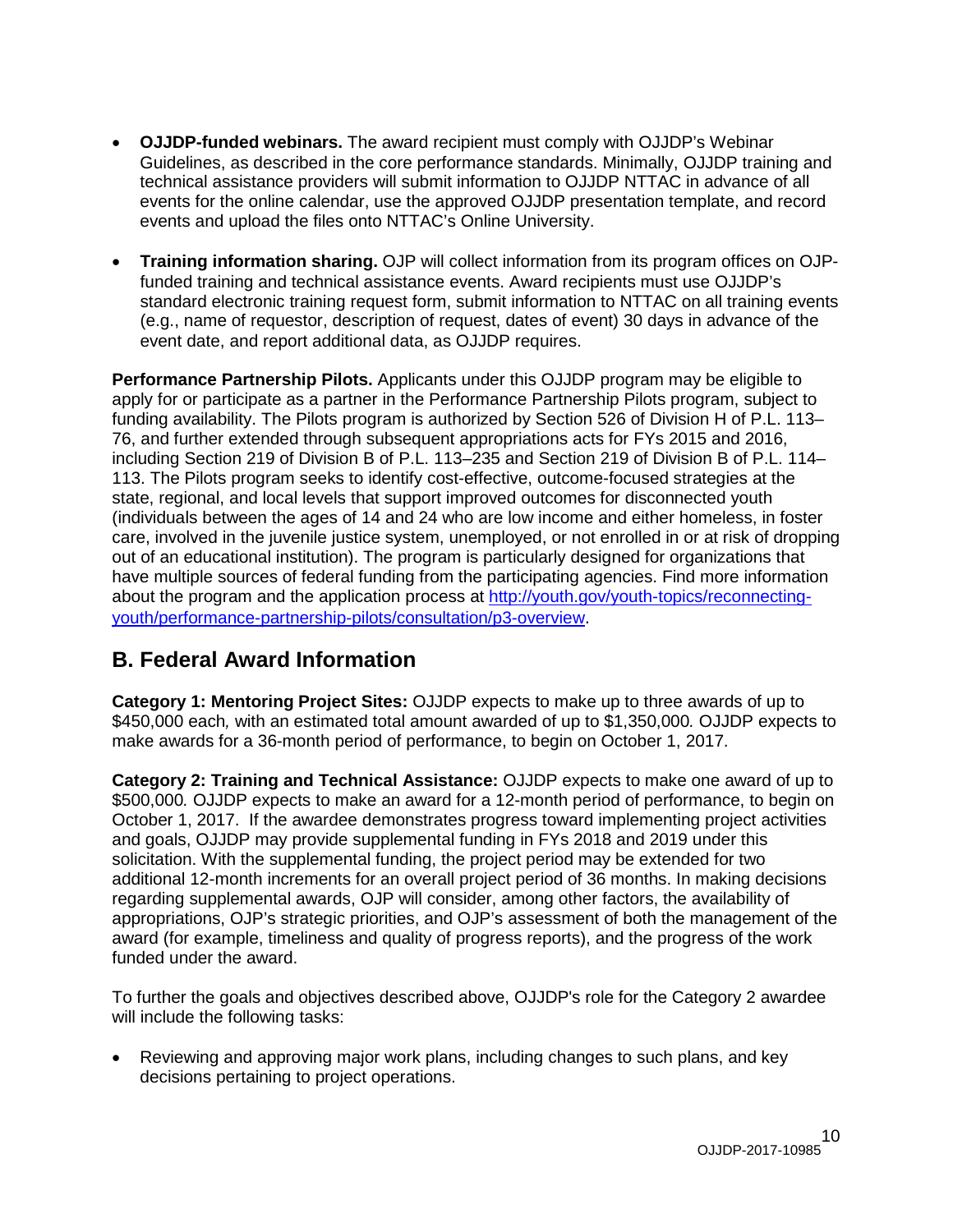- **OJJDP-funded webinars.** The award recipient must comply with OJJDP's Webinar Guidelines, as described in the core performance standards. Minimally, OJJDP training and technical assistance providers will submit information to OJJDP NTTAC in advance of all events for the online calendar, use the approved OJJDP presentation template, and record events and upload the files onto NTTAC's Online University.

- **Training information sharing.** OJP will collect information from its program offices on OJP-funded training and technical assistance events. Award recipients must use OJJDP's standard electronic training request form, submit information to NTTAC on all training events (e.g., name of requestor, description of request, dates of event) 30 days in advance of the event date, and report additional data, as OJJDP requires.

**Performance Partnership Pilots.** Applicants under this OJJDP program may be eligible to apply for or participate as a partner in the Performance Partnership Pilots program, subject to funding availability. The Pilots program is authorized by Section 526 of Division H of P.L. 113–76, and further extended through subsequent appropriations acts for FYs 2015 and 2016, including Section 219 of Division B of P.L. 113–235 and Section 219 of Division B of P.L. 114–113. The Pilots program seeks to identify cost-effective, outcome-focused strategies at the state, regional, and local levels that support improved outcomes for disconnected youth (individuals between the ages of 14 and 24 who are low income and either homeless, in foster care, involved in the juvenile justice system, unemployed, or not enrolled in or at risk of dropping out of an educational institution). The program is particularly designed for organizations that have multiple sources of federal funding from the participating agencies. Find more information about the program and the application process at [http://youth.gov/youth-topics/reconnecting-youth/performance-partnership-pilots/consultation/p3-overview](http://youth.gov/youth-topics/reconnecting-youth/performance-partnership-pilots/consultation/p3-overview).

## B. Federal Award Information

**Category 1: Mentoring Project Sites:** OJJDP expects to make up to three awards of up to $450,000 each*,* with an estimated total amount awarded of up to $1,350,000*.* OJJDP expects to make awards for a 36-month period of performance, to begin on October 1, 2017.

**Category 2: Training and Technical Assistance:** OJJDP expects to make one award of up to $500,000*.* OJJDP expects to make an award for a 12-month period of performance, to begin on October 1, 2017. If the awardee demonstrates progress toward implementing project activities and goals, OJJDP may provide supplemental funding in FYs 2018 and 2019 under this solicitation. With the supplemental funding, the project period may be extended for two additional 12-month increments for an overall project period of 36 months. In making decisions regarding supplemental awards, OJP will consider, among other factors, the availability of appropriations, OJP's strategic priorities, and OJP's assessment of both the management of the award (for example, timeliness and quality of progress reports), and the progress of the work funded under the award.

To further the goals and objectives described above, OJJDP's role for the Category 2 awardee will include the following tasks:

- Reviewing and approving major work plans, including changes to such plans, and key decisions pertaining to project operations.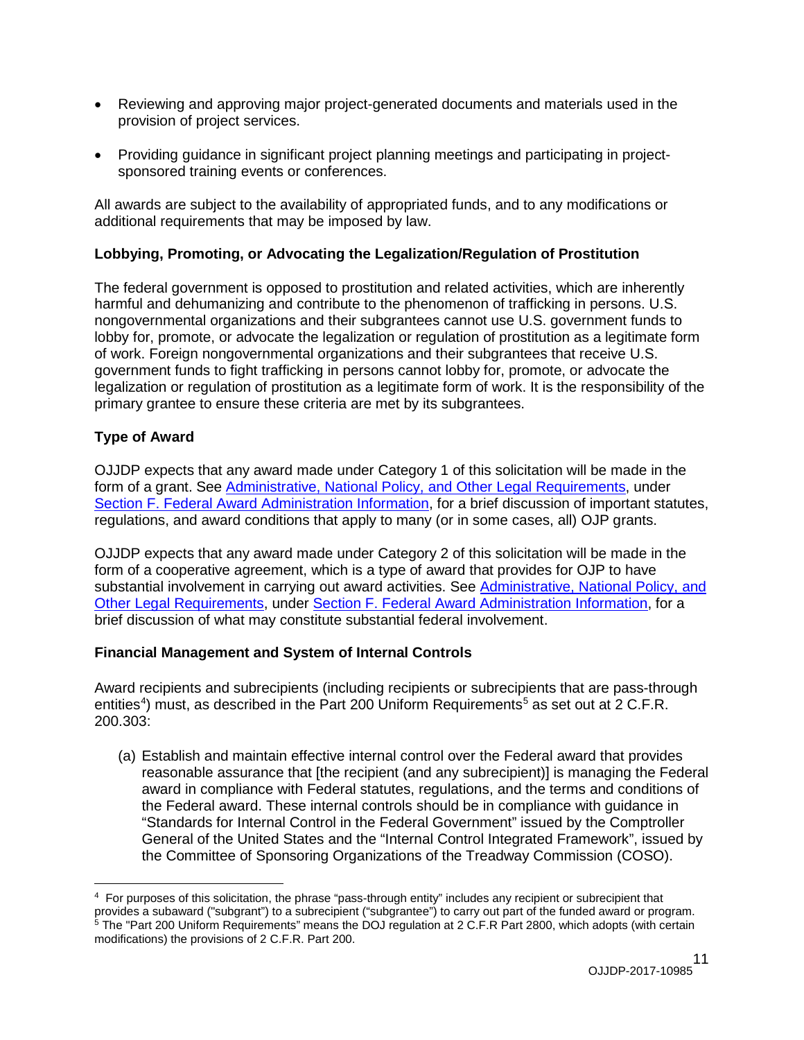- Reviewing and approving major project-generated documents and materials used in the provision of project services.
- Providing guidance in significant project planning meetings and participating in project-sponsored training events or conferences.

All awards are subject to the availability of appropriated funds, and to any modifications or additional requirements that may be imposed by law.

**Lobbying, Promoting, or Advocating the Legalization/Regulation of Prostitution**

The federal government is opposed to prostitution and related activities, which are inherently harmful and dehumanizing and contribute to the phenomenon of trafficking in persons. U.S. nongovernmental organizations and their subgrantees cannot use U.S. government funds to lobby for, promote, or advocate the legalization or regulation of prostitution as a legitimate form of work. Foreign nongovernmental organizations and their subgrantees that receive U.S. government funds to fight trafficking in persons cannot lobby for, promote, or advocate the legalization or regulation of prostitution as a legitimate form of work. It is the responsibility of the primary grantee to ensure these criteria are met by its subgrantees.

**Type of Award**

OJJDP expects that any award made under Category 1 of this solicitation will be made in the form of a grant. See Administrative, National Policy, and Other Legal Requirements, under Section F. Federal Award Administration Information, for a brief discussion of important statutes, regulations, and award conditions that apply to many (or in some cases, all) OJP grants.

OJJDP expects that any award made under Category 2 of this solicitation will be made in the form of a cooperative agreement, which is a type of award that provides for OJP to have substantial involvement in carrying out award activities. See Administrative, National Policy, and Other Legal Requirements, under Section F. Federal Award Administration Information, for a brief discussion of what may constitute substantial federal involvement.

**Financial Management and System of Internal Controls**

Award recipients and subrecipients (including recipients or subrecipients that are pass-through entities[4]) must, as described in the Part 200 Uniform Requirements[5] as set out at 2 C.F.R. 200.303:

(a) Establish and maintain effective internal control over the Federal award that provides reasonable assurance that [the recipient (and any subrecipient)] is managing the Federal award in compliance with Federal statutes, regulations, and the terms and conditions of the Federal award. These internal controls should be in compliance with guidance in "Standards for Internal Control in the Federal Government" issued by the Comptroller General of the United States and the "Internal Control Integrated Framework", issued by the Committee of Sponsoring Organizations of the Treadway Commission (COSO).

---

[4] For purposes of this solicitation, the phrase "pass-through entity" includes any recipient or subrecipient that provides a subaward ("subgrant") to a subrecipient ("subgrantee") to carry out part of the funded award or program.

[5] The "Part 200 Uniform Requirements" means the DOJ regulation at 2 C.F.R Part 2800, which adopts (with certain modifications) the provisions of 2 C.F.R. Part 200.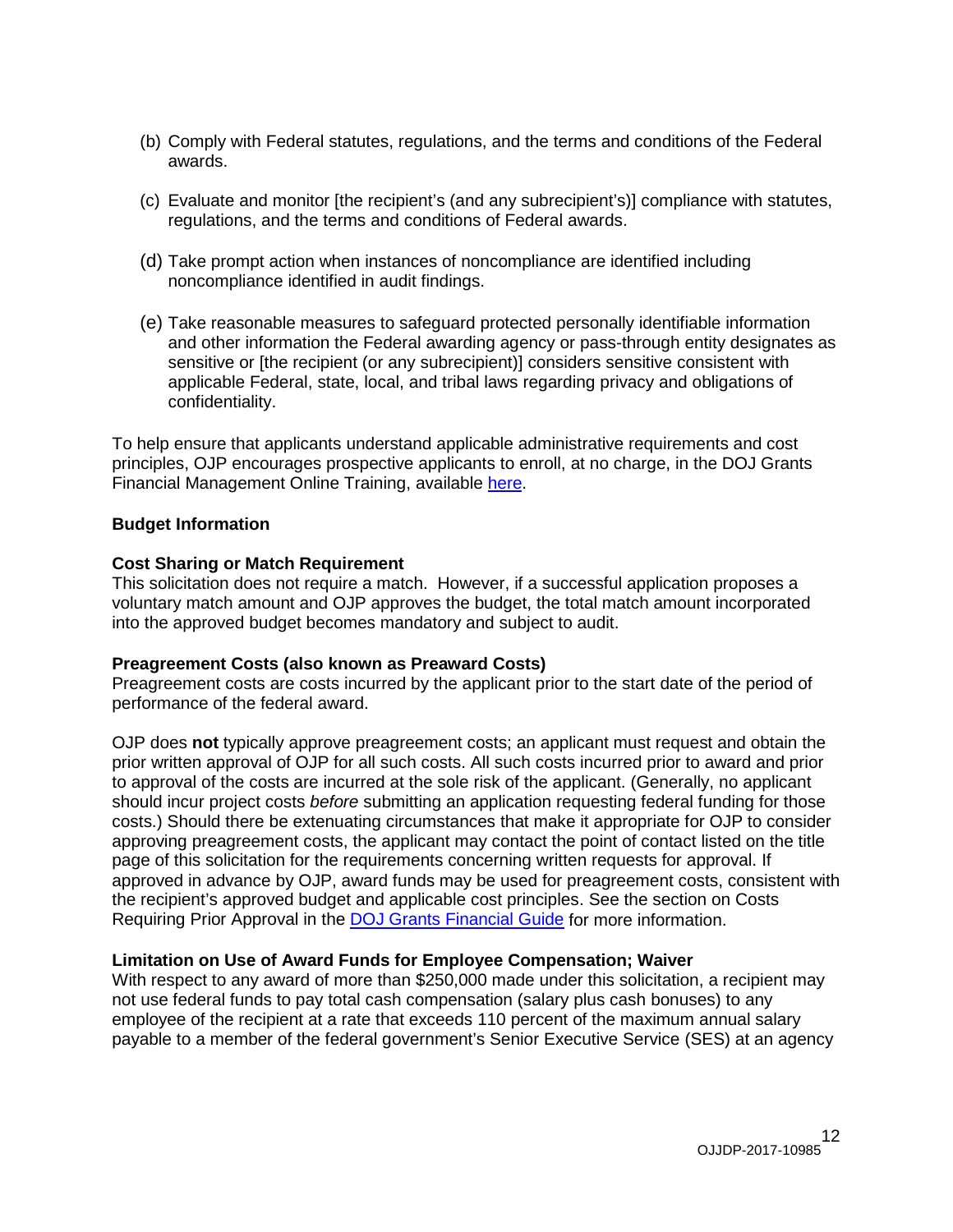(b) Comply with Federal statutes, regulations, and the terms and conditions of the Federal awards.

(c) Evaluate and monitor [the recipient's (and any subrecipient's)] compliance with statutes, regulations, and the terms and conditions of Federal awards.

(d) Take prompt action when instances of noncompliance are identified including noncompliance identified in audit findings.

(e) Take reasonable measures to safeguard protected personally identifiable information and other information the Federal awarding agency or pass-through entity designates as sensitive or [the recipient (or any subrecipient)] considers sensitive consistent with applicable Federal, state, local, and tribal laws regarding privacy and obligations of confidentiality.

To help ensure that applicants understand applicable administrative requirements and cost principles, OJP encourages prospective applicants to enroll, at no charge, in the DOJ Grants Financial Management Online Training, available here.

**Budget Information**

**Cost Sharing or Match Requirement**
This solicitation does not require a match. However, if a successful application proposes a voluntary match amount and OJP approves the budget, the total match amount incorporated into the approved budget becomes mandatory and subject to audit.

**Preagreement Costs (also known as Preaward Costs)**
Preagreement costs are costs incurred by the applicant prior to the start date of the period of performance of the federal award.

OJP does **not** typically approve preagreement costs; an applicant must request and obtain the prior written approval of OJP for all such costs. All such costs incurred prior to award and prior to approval of the costs are incurred at the sole risk of the applicant. (Generally, no applicant should incur project costs *before* submitting an application requesting federal funding for those costs.) Should there be extenuating circumstances that make it appropriate for OJP to consider approving preagreement costs, the applicant may contact the point of contact listed on the title page of this solicitation for the requirements concerning written requests for approval. If approved in advance by OJP, award funds may be used for preagreement costs, consistent with the recipient's approved budget and applicable cost principles. See the section on Costs Requiring Prior Approval in the DOJ Grants Financial Guide for more information.

**Limitation on Use of Award Funds for Employee Compensation; Waiver**
With respect to any award of more than $250,000 made under this solicitation, a recipient may not use federal funds to pay total cash compensation (salary plus cash bonuses) to any employee of the recipient at a rate that exceeds 110 percent of the maximum annual salary payable to a member of the federal government's Senior Executive Service (SES) at an agency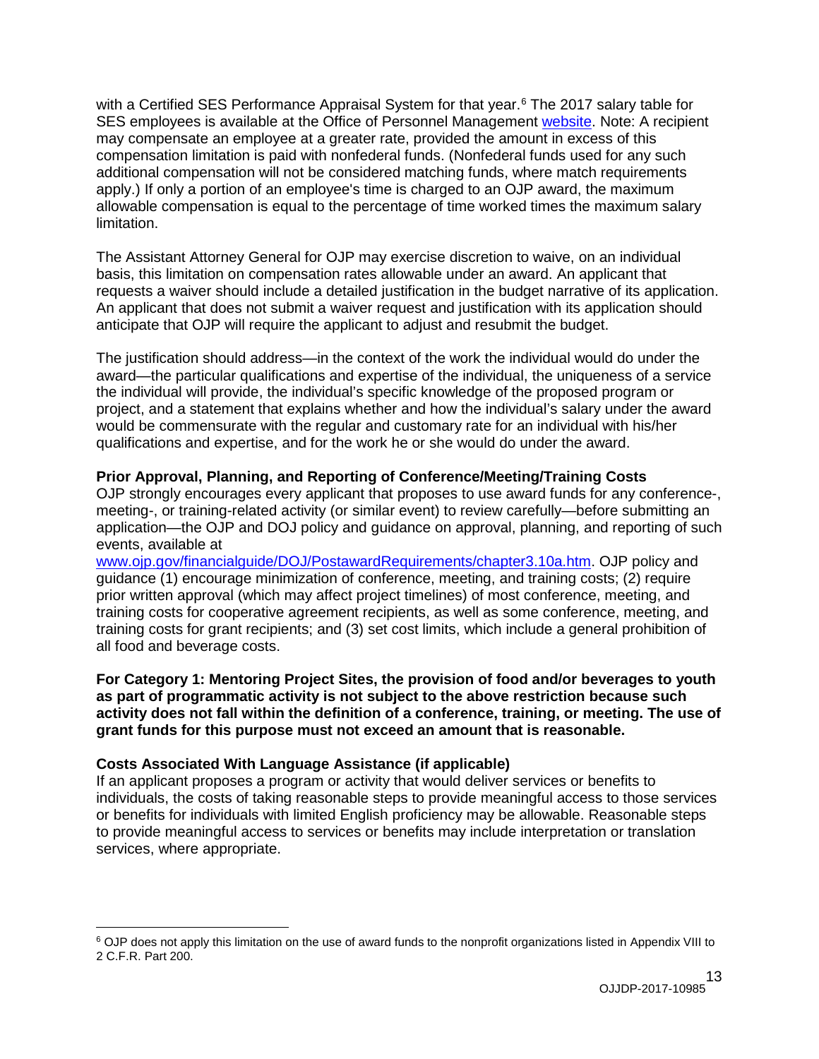with a Certified SES Performance Appraisal System for that year.[6] The 2017 salary table for SES employees is available at the Office of Personnel Management website. Note: A recipient may compensate an employee at a greater rate, provided the amount in excess of this compensation limitation is paid with nonfederal funds. (Nonfederal funds used for any such additional compensation will not be considered matching funds, where match requirements apply.) If only a portion of an employee's time is charged to an OJP award, the maximum allowable compensation is equal to the percentage of time worked times the maximum salary limitation.

The Assistant Attorney General for OJP may exercise discretion to waive, on an individual basis, this limitation on compensation rates allowable under an award. An applicant that requests a waiver should include a detailed justification in the budget narrative of its application. An applicant that does not submit a waiver request and justification with its application should anticipate that OJP will require the applicant to adjust and resubmit the budget.

The justification should address—in the context of the work the individual would do under the award—the particular qualifications and expertise of the individual, the uniqueness of a service the individual will provide, the individual's specific knowledge of the proposed program or project, and a statement that explains whether and how the individual's salary under the award would be commensurate with the regular and customary rate for an individual with his/her qualifications and expertise, and for the work he or she would do under the award.

**Prior Approval, Planning, and Reporting of Conference/Meeting/Training Costs**
OJP strongly encourages every applicant that proposes to use award funds for any conference-, meeting-, or training-related activity (or similar event) to review carefully—before submitting an application—the OJP and DOJ policy and guidance on approval, planning, and reporting of such events, available at www.ojp.gov/financialguide/DOJ/PostawardRequirements/chapter3.10a.htm. OJP policy and guidance (1) encourage minimization of conference, meeting, and training costs; (2) require prior written approval (which may affect project timelines) of most conference, meeting, and training costs for cooperative agreement recipients, as well as some conference, meeting, and training costs for grant recipients; and (3) set cost limits, which include a general prohibition of all food and beverage costs.

**For Category 1: Mentoring Project Sites, the provision of food and/or beverages to youth as part of programmatic activity is not subject to the above restriction because such activity does not fall within the definition of a conference, training, or meeting. The use of grant funds for this purpose must not exceed an amount that is reasonable.**

**Costs Associated With Language Assistance (if applicable)**
If an applicant proposes a program or activity that would deliver services or benefits to individuals, the costs of taking reasonable steps to provide meaningful access to those services or benefits for individuals with limited English proficiency may be allowable. Reasonable steps to provide meaningful access to services or benefits may include interpretation or translation services, where appropriate.

---

[6] OJP does not apply this limitation on the use of award funds to the nonprofit organizations listed in Appendix VIII to 2 C.F.R. Part 200.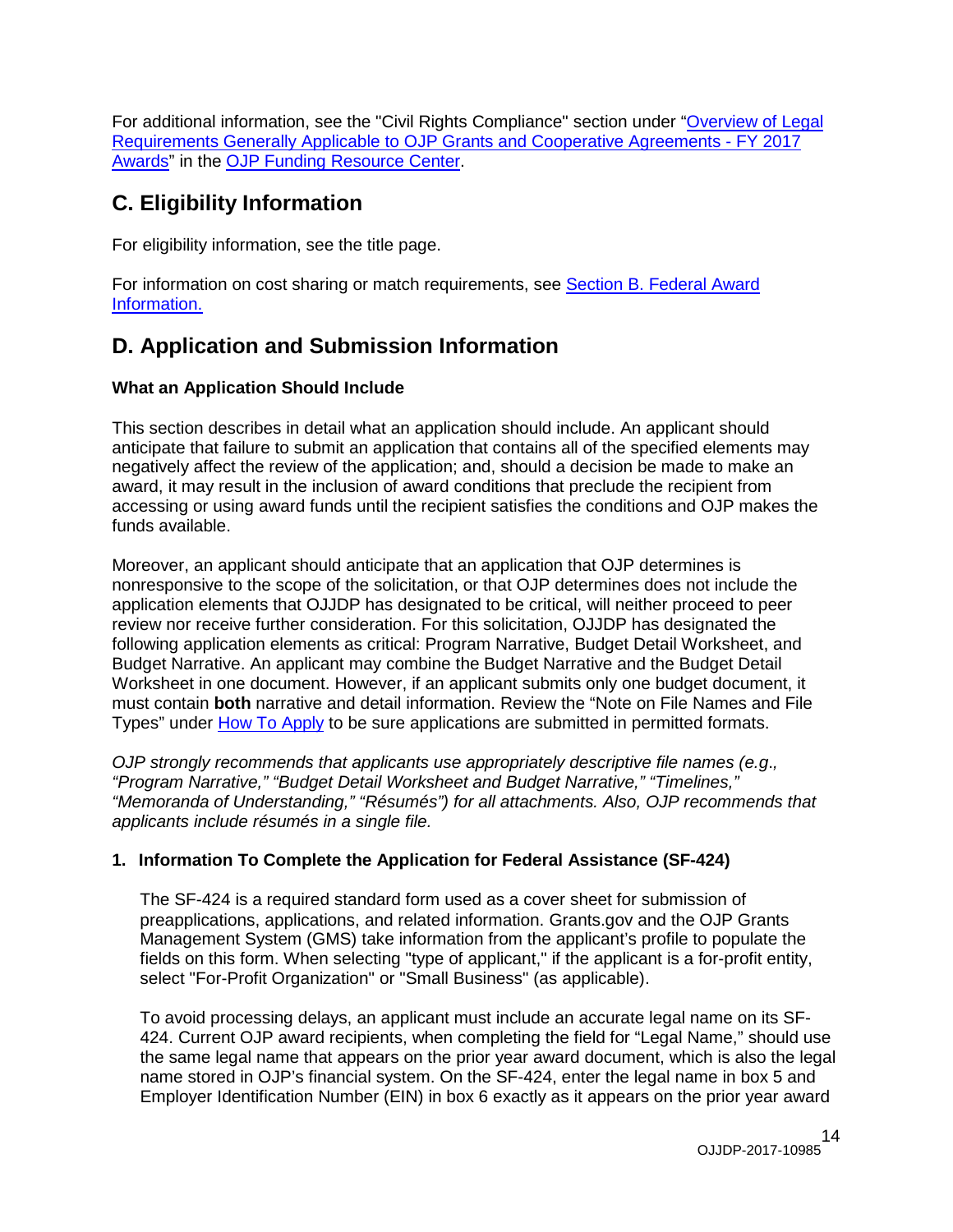For additional information, see the "Civil Rights Compliance" section under "Overview of Legal Requirements Generally Applicable to OJP Grants and Cooperative Agreements - FY 2017 Awards" in the OJP Funding Resource Center.

## C. Eligibility Information

For eligibility information, see the title page.

For information on cost sharing or match requirements, see Section B. Federal Award Information.

## D. Application and Submission Information

**What an Application Should Include**

This section describes in detail what an application should include. An applicant should anticipate that failure to submit an application that contains all of the specified elements may negatively affect the review of the application; and, should a decision be made to make an award, it may result in the inclusion of award conditions that preclude the recipient from accessing or using award funds until the recipient satisfies the conditions and OJP makes the funds available.

Moreover, an applicant should anticipate that an application that OJP determines is nonresponsive to the scope of the solicitation, or that OJP determines does not include the application elements that OJJDP has designated to be critical, will neither proceed to peer review nor receive further consideration. For this solicitation, OJJDP has designated the following application elements as critical: Program Narrative, Budget Detail Worksheet, and Budget Narrative. An applicant may combine the Budget Narrative and the Budget Detail Worksheet in one document. However, if an applicant submits only one budget document, it must contain **both** narrative and detail information. Review the "Note on File Names and File Types" under How To Apply to be sure applications are submitted in permitted formats.

*OJP strongly recommends that applicants use appropriately descriptive file names (e.g., "Program Narrative," "Budget Detail Worksheet and Budget Narrative," "Timelines," "Memoranda of Understanding," "Résumés") for all attachments. Also, OJP recommends that applicants include résumés in a single file.*

**1. Information To Complete the Application for Federal Assistance (SF-424)**

The SF-424 is a required standard form used as a cover sheet for submission of preapplications, applications, and related information. Grants.gov and the OJP Grants Management System (GMS) take information from the applicant's profile to populate the fields on this form. When selecting "type of applicant," if the applicant is a for-profit entity, select "For-Profit Organization" or "Small Business" (as applicable).

To avoid processing delays, an applicant must include an accurate legal name on its SF-424. Current OJP award recipients, when completing the field for "Legal Name," should use the same legal name that appears on the prior year award document, which is also the legal name stored in OJP's financial system. On the SF-424, enter the legal name in box 5 and Employer Identification Number (EIN) in box 6 exactly as it appears on the prior year award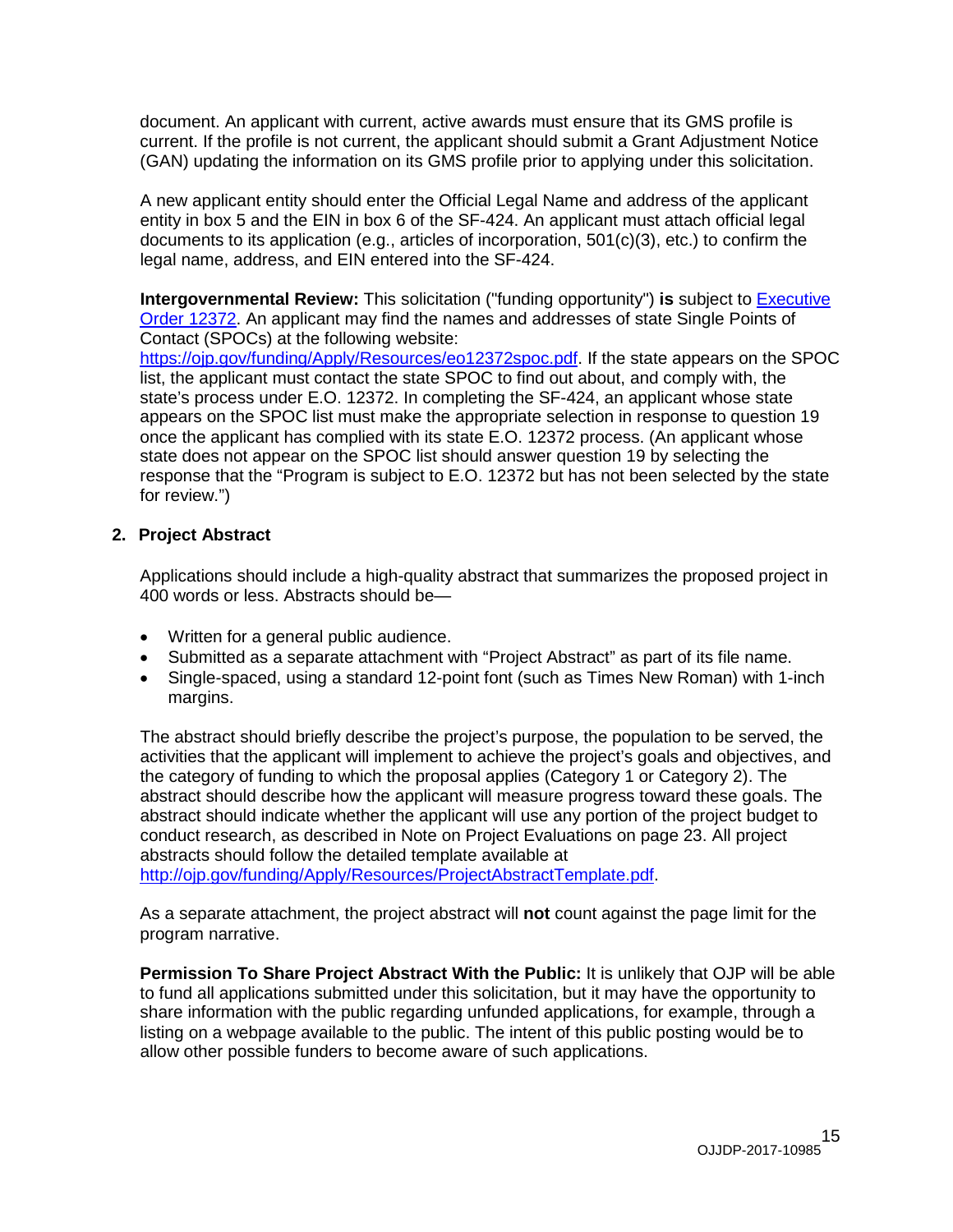document. An applicant with current, active awards must ensure that its GMS profile is current. If the profile is not current, the applicant should submit a Grant Adjustment Notice (GAN) updating the information on its GMS profile prior to applying under this solicitation.

A new applicant entity should enter the Official Legal Name and address of the applicant entity in box 5 and the EIN in box 6 of the SF-424. An applicant must attach official legal documents to its application (e.g., articles of incorporation, 501(c)(3), etc.) to confirm the legal name, address, and EIN entered into the SF-424.

**Intergovernmental Review:** This solicitation ("funding opportunity") **is** subject to [Executive Order 12372](). An applicant may find the names and addresses of state Single Points of Contact (SPOCs) at the following website: [https://ojp.gov/funding/Apply/Resources/eo12372spoc.pdf](https://ojp.gov/funding/Apply/Resources/eo12372spoc.pdf). If the state appears on the SPOC list, the applicant must contact the state SPOC to find out about, and comply with, the state's process under E.O. 12372. In completing the SF-424, an applicant whose state appears on the SPOC list must make the appropriate selection in response to question 19 once the applicant has complied with its state E.O. 12372 process. (An applicant whose state does not appear on the SPOC list should answer question 19 by selecting the response that the "Program is subject to E.O. 12372 but has not been selected by the state for review.")

## 2. Project Abstract

Applications should include a high-quality abstract that summarizes the proposed project in 400 words or less. Abstracts should be—

- Written for a general public audience.
- Submitted as a separate attachment with "Project Abstract" as part of its file name.
- Single-spaced, using a standard 12-point font (such as Times New Roman) with 1-inch margins.

The abstract should briefly describe the project's purpose, the population to be served, the activities that the applicant will implement to achieve the project's goals and objectives, and the category of funding to which the proposal applies (Category 1 or Category 2). The abstract should describe how the applicant will measure progress toward these goals. The abstract should indicate whether the applicant will use any portion of the project budget to conduct research, as described in Note on Project Evaluations on page 23. All project abstracts should follow the detailed template available at [http://ojp.gov/funding/Apply/Resources/ProjectAbstractTemplate.pdf](http://ojp.gov/funding/Apply/Resources/ProjectAbstractTemplate.pdf).

As a separate attachment, the project abstract will **not** count against the page limit for the program narrative.

**Permission To Share Project Abstract With the Public:** It is unlikely that OJP will be able to fund all applications submitted under this solicitation, but it may have the opportunity to share information with the public regarding unfunded applications, for example, through a listing on a webpage available to the public. The intent of this public posting would be to allow other possible funders to become aware of such applications.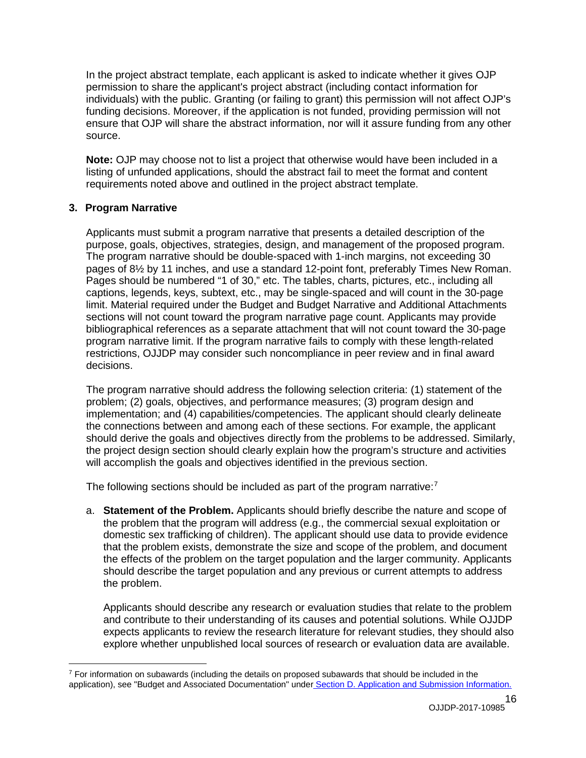In the project abstract template, each applicant is asked to indicate whether it gives OJP permission to share the applicant's project abstract (including contact information for individuals) with the public. Granting (or failing to grant) this permission will not affect OJP's funding decisions. Moreover, if the application is not funded, providing permission will not ensure that OJP will share the abstract information, nor will it assure funding from any other source.

**Note:** OJP may choose not to list a project that otherwise would have been included in a listing of unfunded applications, should the abstract fail to meet the format and content requirements noted above and outlined in the project abstract template.

### 3. Program Narrative

Applicants must submit a program narrative that presents a detailed description of the purpose, goals, objectives, strategies, design, and management of the proposed program. The program narrative should be double-spaced with 1-inch margins, not exceeding 30 pages of 8½ by 11 inches, and use a standard 12-point font, preferably Times New Roman. Pages should be numbered "1 of 30," etc. The tables, charts, pictures, etc., including all captions, legends, keys, subtext, etc., may be single-spaced and will count in the 30-page limit. Material required under the Budget and Budget Narrative and Additional Attachments sections will not count toward the program narrative page count. Applicants may provide bibliographical references as a separate attachment that will not count toward the 30-page program narrative limit. If the program narrative fails to comply with these length-related restrictions, OJJDP may consider such noncompliance in peer review and in final award decisions.

The program narrative should address the following selection criteria: (1) statement of the problem; (2) goals, objectives, and performance measures; (3) program design and implementation; and (4) capabilities/competencies. The applicant should clearly delineate the connections between and among each of these sections. For example, the applicant should derive the goals and objectives directly from the problems to be addressed. Similarly, the project design section should clearly explain how the program's structure and activities will accomplish the goals and objectives identified in the previous section.

The following sections should be included as part of the program narrative:[7]

a. **Statement of the Problem.** Applicants should briefly describe the nature and scope of the problem that the program will address (e.g., the commercial sexual exploitation or domestic sex trafficking of children). The applicant should use data to provide evidence that the problem exists, demonstrate the size and scope of the problem, and document the effects of the problem on the target population and the larger community. Applicants should describe the target population and any previous or current attempts to address the problem.

   Applicants should describe any research or evaluation studies that relate to the problem and contribute to their understanding of its causes and potential solutions. While OJJDP expects applicants to review the research literature for relevant studies, they should also explore whether unpublished local sources of research or evaluation data are available.

---

[7] For information on subawards (including the details on proposed subawards that should be included in the application), see "Budget and Associated Documentation" under Section D. Application and Submission Information.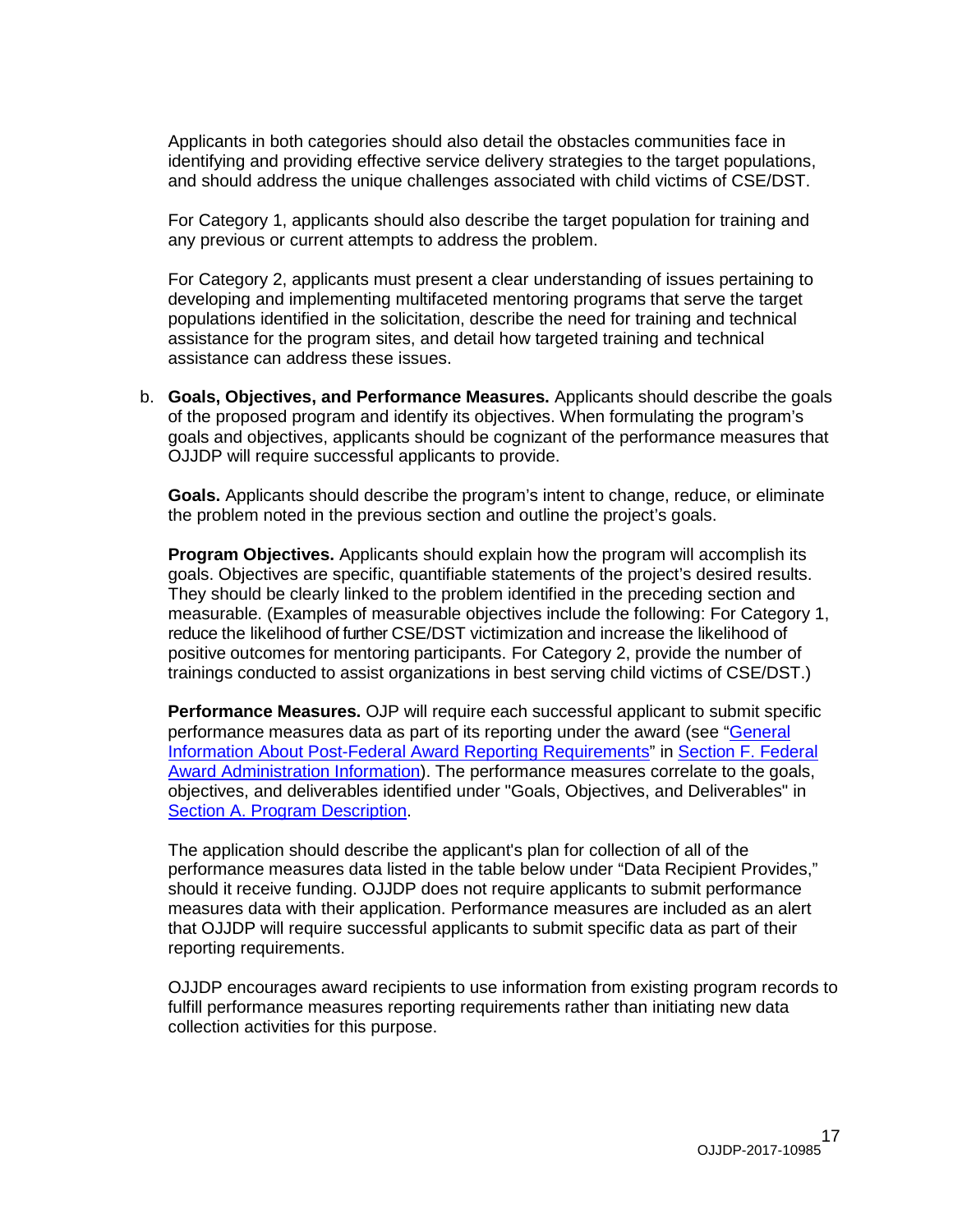Applicants in both categories should also detail the obstacles communities face in identifying and providing effective service delivery strategies to the target populations, and should address the unique challenges associated with child victims of CSE/DST.

For Category 1, applicants should also describe the target population for training and any previous or current attempts to address the problem.

For Category 2, applicants must present a clear understanding of issues pertaining to developing and implementing multifaceted mentoring programs that serve the target populations identified in the solicitation, describe the need for training and technical assistance for the program sites, and detail how targeted training and technical assistance can address these issues.

b. **Goals, Objectives, and Performance Measures.** Applicants should describe the goals of the proposed program and identify its objectives. When formulating the program's goals and objectives, applicants should be cognizant of the performance measures that OJJDP will require successful applicants to provide.

   **Goals.** Applicants should describe the program's intent to change, reduce, or eliminate the problem noted in the previous section and outline the project's goals.

   **Program Objectives.** Applicants should explain how the program will accomplish its goals. Objectives are specific, quantifiable statements of the project's desired results. They should be clearly linked to the problem identified in the preceding section and measurable. (Examples of measurable objectives include the following: For Category 1, reduce the likelihood of further CSE/DST victimization and increase the likelihood of positive outcomes for mentoring participants. For Category 2, provide the number of trainings conducted to assist organizations in best serving child victims of CSE/DST.)

   **Performance Measures.** OJP will require each successful applicant to submit specific performance measures data as part of its reporting under the award (see "General Information About Post-Federal Award Reporting Requirements" in Section F. Federal Award Administration Information). The performance measures correlate to the goals, objectives, and deliverables identified under "Goals, Objectives, and Deliverables" in Section A. Program Description.

   The application should describe the applicant's plan for collection of all of the performance measures data listed in the table below under "Data Recipient Provides," should it receive funding. OJJDP does not require applicants to submit performance measures data with their application. Performance measures are included as an alert that OJJDP will require successful applicants to submit specific data as part of their reporting requirements.

   OJJDP encourages award recipients to use information from existing program records to fulfill performance measures reporting requirements rather than initiating new data collection activities for this purpose.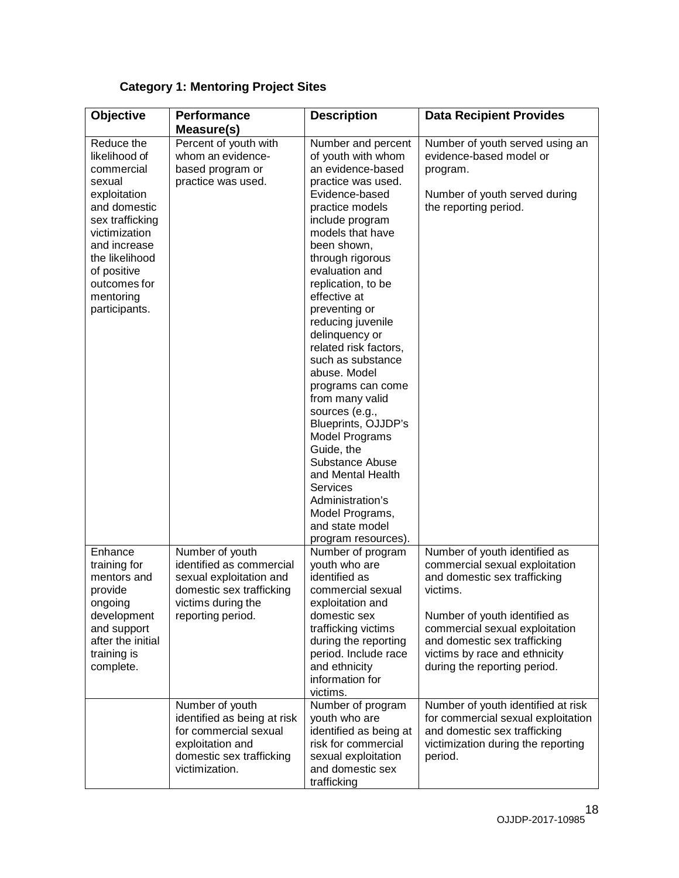**Category 1: Mentoring Project Sites**

| Objective | Performance Measure(s) | Description | Data Recipient Provides |
|---|---|---|---|
| Reduce the likelihood of commercial sexual exploitation and domestic sex trafficking victimization and increase the likelihood of positive outcomes for mentoring participants. | Percent of youth with whom an evidence-based program or practice was used. | Number and percent of youth with whom an evidence-based practice was used. Evidence-based practice models include program models that have been shown, through rigorous evaluation and replication, to be effective at preventing or reducing juvenile delinquency or related risk factors, such as substance abuse. Model programs can come from many valid sources (e.g., Blueprints, OJJDP's Model Programs Guide, the Substance Abuse and Mental Health Services Administration's Model Programs, and state model program resources). | Number of youth served using an evidence-based model or program.<br><br>Number of youth served during the reporting period. |
| Enhance training for mentors and provide ongoing development and support after the initial training is complete. | Number of youth identified as commercial sexual exploitation and domestic sex trafficking victims during the reporting period. | Number of program youth who are identified as commercial sexual exploitation and domestic sex trafficking victims during the reporting period. Include race and ethnicity information for victims. | Number of youth identified as commercial sexual exploitation and domestic sex trafficking victims.<br><br>Number of youth identified as commercial sexual exploitation and domestic sex trafficking victims by race and ethnicity during the reporting period. |
| | Number of youth identified as being at risk for commercial sexual exploitation and domestic sex trafficking victimization. | Number of program youth who are identified as being at risk for commercial sexual exploitation and domestic sex trafficking | Number of youth identified at risk for commercial sexual exploitation and domestic sex trafficking victimization during the reporting period. |

OJJDP-2017-10985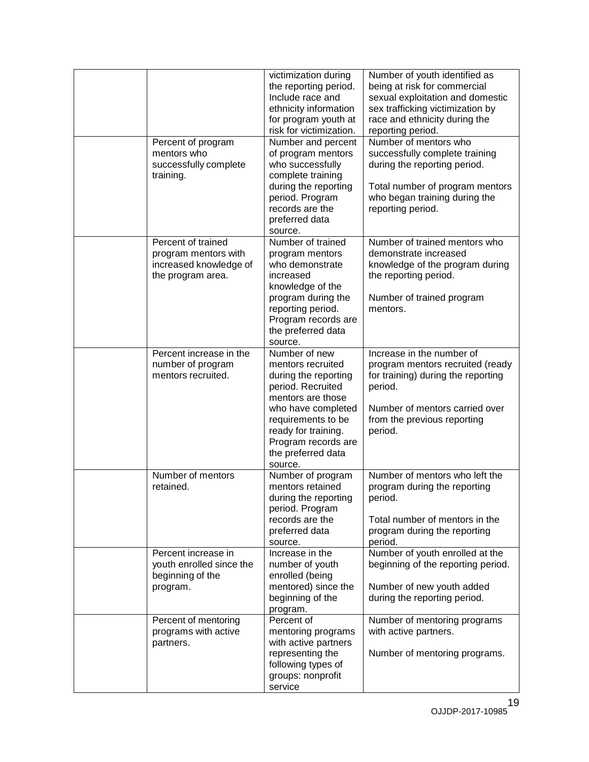| | | | |
|---|---|---|---|
| | | victimization during the reporting period. Include race and ethnicity information for program youth at risk for victimization. | Number of youth identified as being at risk for commercial sexual exploitation and domestic sex trafficking victimization by race and ethnicity during the reporting period. |
| | Percent of program mentors who successfully complete training. | Number and percent of program mentors who successfully complete training during the reporting period. Program records are the preferred data source. | Number of mentors who successfully complete training during the reporting period.<br><br>Total number of program mentors who began training during the reporting period. |
| | Percent of trained program mentors with increased knowledge of the program area. | Number of trained program mentors who demonstrate increased knowledge of the program during the reporting period. Program records are the preferred data source. | Number of trained mentors who demonstrate increased knowledge of the program during the reporting period.<br><br>Number of trained program mentors. |
| | Percent increase in the number of program mentors recruited. | Number of new mentors recruited during the reporting period. Recruited mentors are those who have completed requirements to be ready for training. Program records are the preferred data source. | Increase in the number of program mentors recruited (ready for training) during the reporting period.<br><br>Number of mentors carried over from the previous reporting period. |
| | Number of mentors retained. | Number of program mentors retained during the reporting period. Program records are the preferred data source. | Number of mentors who left the program during the reporting period.<br><br>Total number of mentors in the program during the reporting period. |
| | Percent increase in youth enrolled since the beginning of the program. | Increase in the number of youth enrolled (being mentored) since the beginning of the program. | Number of youth enrolled at the beginning of the reporting period.<br><br>Number of new youth added during the reporting period. |
| | Percent of mentoring programs with active partners. | Percent of mentoring programs with active partners representing the following types of groups: nonprofit service | Number of mentoring programs with active partners.<br><br>Number of mentoring programs. |

OJJDP-2017-10985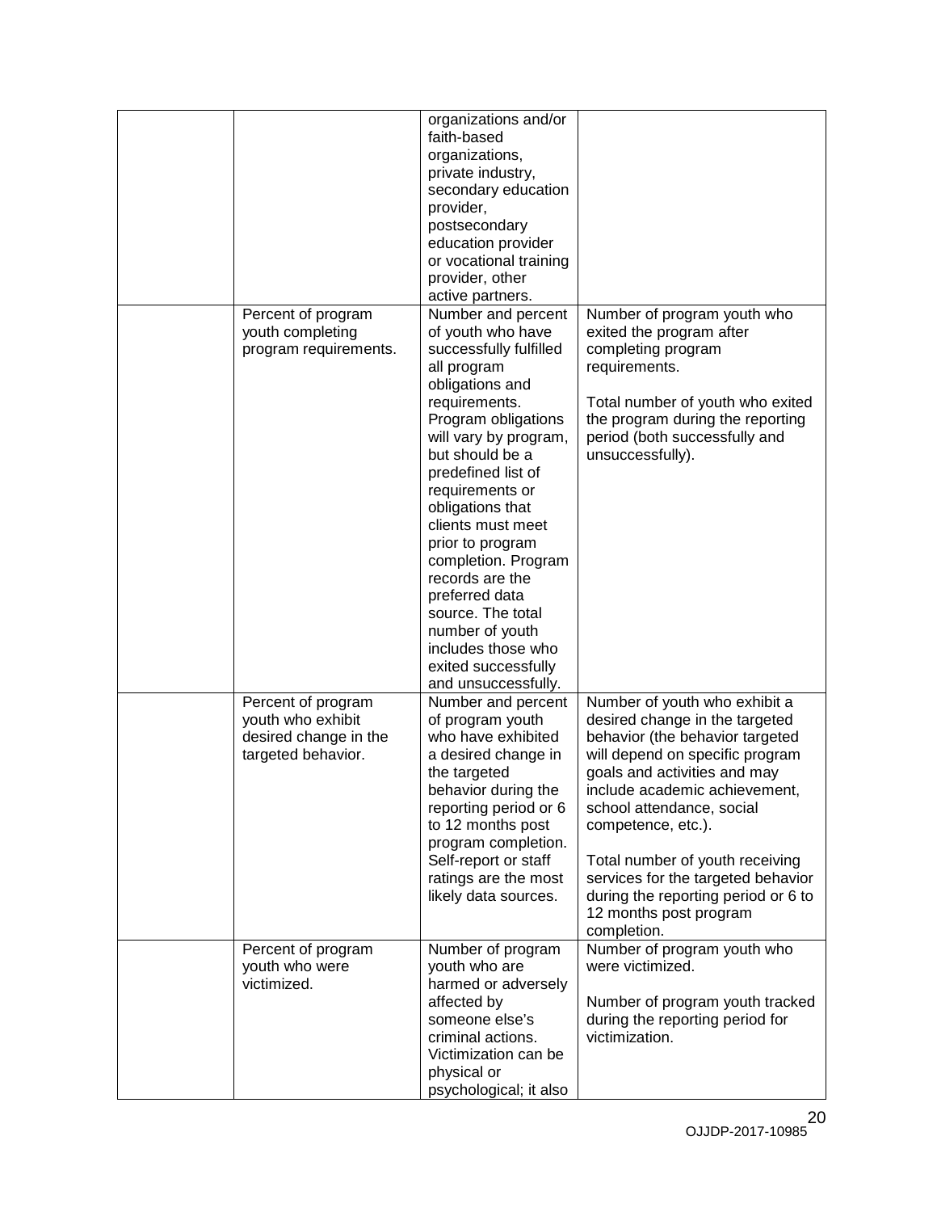| | | | |
|---|---|---|---|
| | | organizations and/or faith-based organizations, private industry, secondary education provider, postsecondary education provider or vocational training provider, other active partners. | |
| | Percent of program youth completing program requirements. | Number and percent of youth who have successfully fulfilled all program obligations and requirements. Program obligations will vary by program, but should be a predefined list of requirements or obligations that clients must meet prior to program completion. Program records are the preferred data source. The total number of youth includes those who exited successfully and unsuccessfully. | Number of program youth who exited the program after completing program requirements.<br><br>Total number of youth who exited the program during the reporting period (both successfully and unsuccessfully). |
| | Percent of program youth who exhibit desired change in the targeted behavior. | Number and percent of program youth who have exhibited a desired change in the targeted behavior during the reporting period or 6 to 12 months post program completion. Self-report or staff ratings are the most likely data sources. | Number of youth who exhibit a desired change in the targeted behavior (the behavior targeted will depend on specific program goals and activities and may include academic achievement, school attendance, social competence, etc.).<br><br>Total number of youth receiving services for the targeted behavior during the reporting period or 6 to 12 months post program completion. |
| | Percent of program youth who were victimized. | Number of program youth who are harmed or adversely affected by someone else's criminal actions. Victimization can be physical or psychological; it also | Number of program youth who were victimized.<br><br>Number of program youth tracked during the reporting period for victimization. |

OJJDP-2017-10985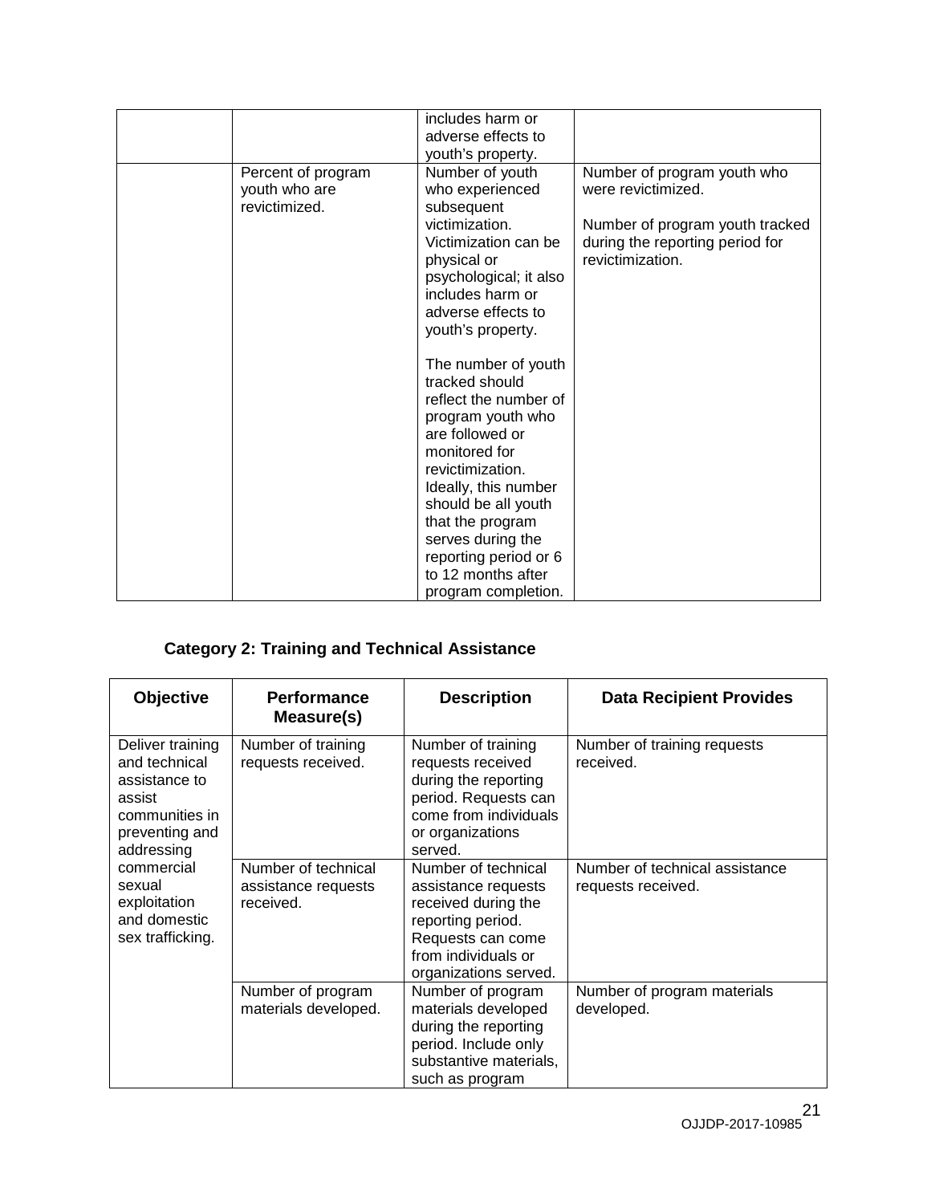| | | includes harm or adverse effects to youth's property. | |
|---|---|---|---|
| | Percent of program youth who are revictimized. | Number of youth who experienced subsequent victimization. Victimization can be physical or psychological; it also includes harm or adverse effects to youth's property.<br><br>The number of youth tracked should reflect the number of program youth who are followed or monitored for revictimization. Ideally, this number should be all youth that the program serves during the reporting period or 6 to 12 months after program completion. | Number of program youth who were revictimized.<br><br>Number of program youth tracked during the reporting period for revictimization. |

**Category 2: Training and Technical Assistance**

| Objective | Performance Measure(s) | Description | Data Recipient Provides |
|---|---|---|---|
| Deliver training and technical assistance to assist communities in preventing and addressing commercial sexual exploitation and domestic sex trafficking. | Number of training requests received. | Number of training requests received during the reporting period. Requests can come from individuals or organizations served. | Number of training requests received. |
| | Number of technical assistance requests received. | Number of technical assistance requests received during the reporting period. Requests can come from individuals or organizations served. | Number of technical assistance requests received. |
| | Number of program materials developed. | Number of program materials developed during the reporting period. Include only substantive materials, such as program | Number of program materials developed. |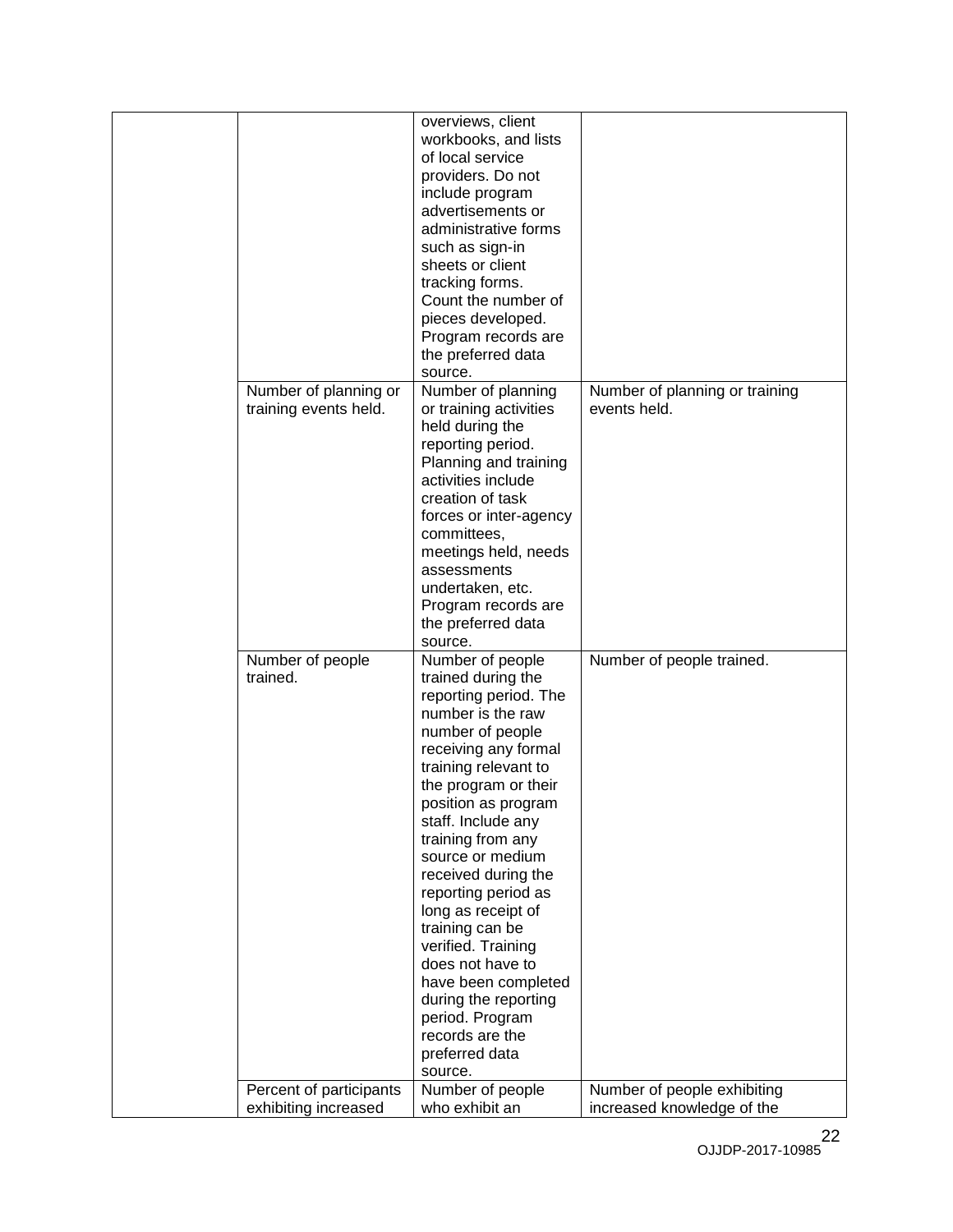| | | | |
|---|---|---|---|
| | | overviews, client workbooks, and lists of local service providers. Do not include program advertisements or administrative forms such as sign-in sheets or client tracking forms. Count the number of pieces developed. Program records are the preferred data source. | |
| | Number of planning or training events held. | Number of planning or training activities held during the reporting period. Planning and training activities include creation of task forces or inter-agency committees, meetings held, needs assessments undertaken, etc. Program records are the preferred data source. | Number of planning or training events held. |
| | Number of people trained. | Number of people trained during the reporting period. The number is the raw number of people receiving any formal training relevant to the program or their position as program staff. Include any training from any source or medium received during the reporting period as long as receipt of training can be verified. Training does not have to have been completed during the reporting period. Program records are the preferred data source. | Number of people trained. |
| | Percent of participants exhibiting increased | Number of people who exhibit an | Number of people exhibiting increased knowledge of the |

OJJDP-2017-10985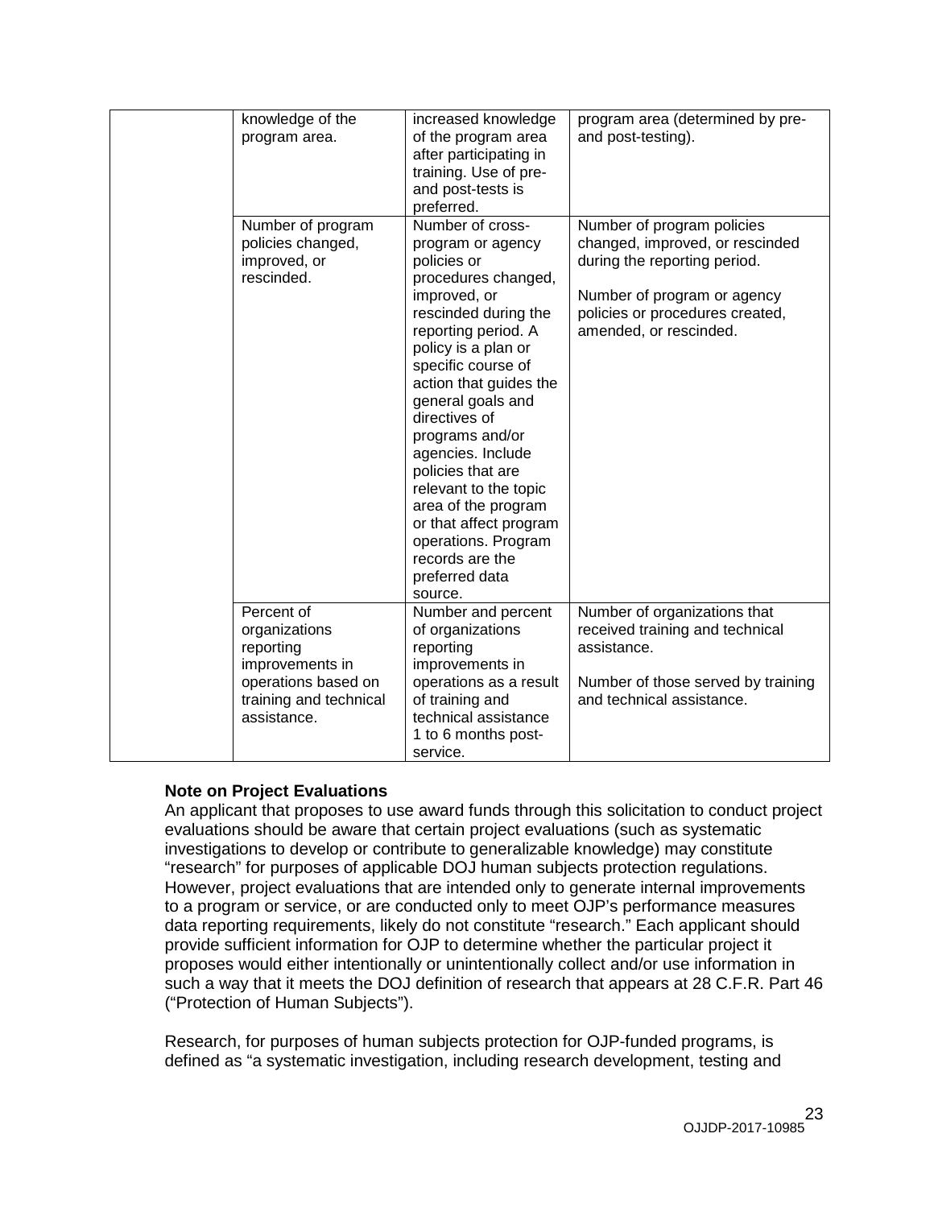| | | | |
|---|---|---|---|
| | knowledge of the program area. | increased knowledge of the program area after participating in training. Use of pre- and post-tests is preferred. | program area (determined by pre- and post-testing). |
| | Number of program policies changed, improved, or rescinded. | Number of cross-program or agency policies or procedures changed, improved, or rescinded during the reporting period. A policy is a plan or specific course of action that guides the general goals and directives of programs and/or agencies. Include policies that are relevant to the topic area of the program or that affect program operations. Program records are the preferred data source. | Number of program policies changed, improved, or rescinded during the reporting period.<br><br>Number of program or agency policies or procedures created, amended, or rescinded. |
| | Percent of organizations reporting improvements in operations based on training and technical assistance. | Number and percent of organizations reporting improvements in operations as a result of training and technical assistance 1 to 6 months post-service. | Number of organizations that received training and technical assistance.<br><br>Number of those served by training and technical assistance. |

**Note on Project Evaluations**
An applicant that proposes to use award funds through this solicitation to conduct project evaluations should be aware that certain project evaluations (such as systematic investigations to develop or contribute to generalizable knowledge) may constitute "research" for purposes of applicable DOJ human subjects protection regulations. However, project evaluations that are intended only to generate internal improvements to a program or service, or are conducted only to meet OJP's performance measures data reporting requirements, likely do not constitute "research." Each applicant should provide sufficient information for OJP to determine whether the particular project it proposes would either intentionally or unintentionally collect and/or use information in such a way that it meets the DOJ definition of research that appears at 28 C.F.R. Part 46 ("Protection of Human Subjects").

Research, for purposes of human subjects protection for OJP-funded programs, is defined as "a systematic investigation, including research development, testing and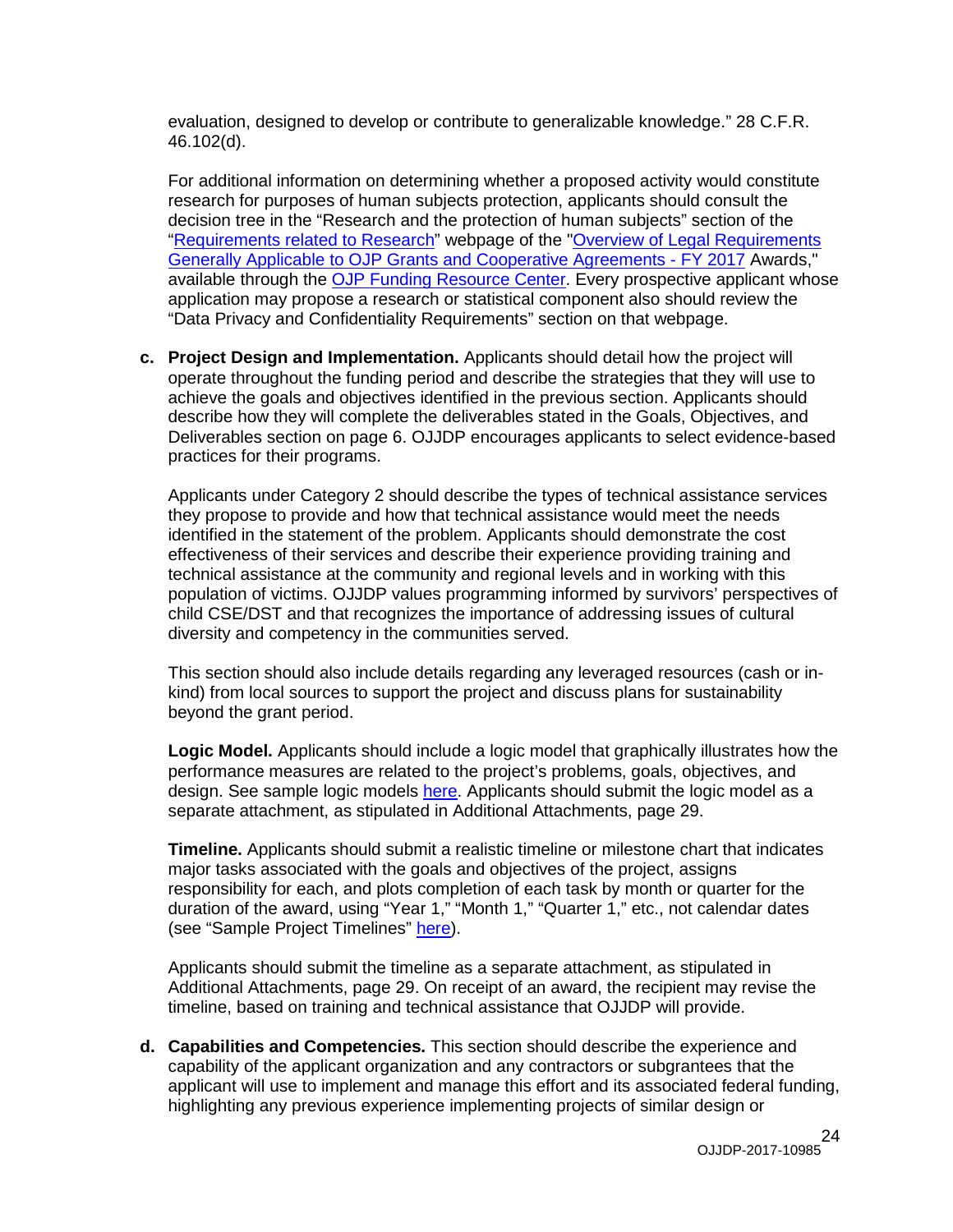evaluation, designed to develop or contribute to generalizable knowledge." 28 C.F.R. 46.102(d).

For additional information on determining whether a proposed activity would constitute research for purposes of human subjects protection, applicants should consult the decision tree in the "Research and the protection of human subjects" section of the "Requirements related to Research" webpage of the "Overview of Legal Requirements Generally Applicable to OJP Grants and Cooperative Agreements - FY 2017 Awards," available through the OJP Funding Resource Center. Every prospective applicant whose application may propose a research or statistical component also should review the "Data Privacy and Confidentiality Requirements" section on that webpage.

**c. Project Design and Implementation.** Applicants should detail how the project will operate throughout the funding period and describe the strategies that they will use to achieve the goals and objectives identified in the previous section. Applicants should describe how they will complete the deliverables stated in the Goals, Objectives, and Deliverables section on page 6. OJJDP encourages applicants to select evidence-based practices for their programs.

Applicants under Category 2 should describe the types of technical assistance services they propose to provide and how that technical assistance would meet the needs identified in the statement of the problem. Applicants should demonstrate the cost effectiveness of their services and describe their experience providing training and technical assistance at the community and regional levels and in working with this population of victims. OJJDP values programming informed by survivors' perspectives of child CSE/DST and that recognizes the importance of addressing issues of cultural diversity and competency in the communities served.

This section should also include details regarding any leveraged resources (cash or in-kind) from local sources to support the project and discuss plans for sustainability beyond the grant period.

**Logic Model.** Applicants should include a logic model that graphically illustrates how the performance measures are related to the project's problems, goals, objectives, and design. See sample logic models here. Applicants should submit the logic model as a separate attachment, as stipulated in Additional Attachments, page 29.

**Timeline.** Applicants should submit a realistic timeline or milestone chart that indicates major tasks associated with the goals and objectives of the project, assigns responsibility for each, and plots completion of each task by month or quarter for the duration of the award, using "Year 1," "Month 1," "Quarter 1," etc., not calendar dates (see "Sample Project Timelines" here).

Applicants should submit the timeline as a separate attachment, as stipulated in Additional Attachments, page 29. On receipt of an award, the recipient may revise the timeline, based on training and technical assistance that OJJDP will provide.

**d. Capabilities and Competencies.** This section should describe the experience and capability of the applicant organization and any contractors or subgrantees that the applicant will use to implement and manage this effort and its associated federal funding, highlighting any previous experience implementing projects of similar design or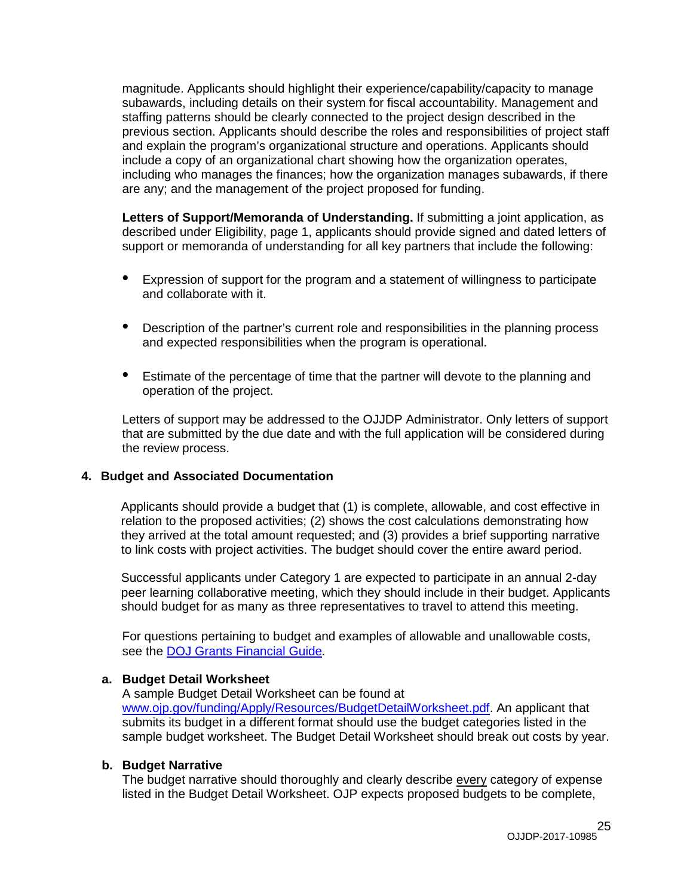magnitude. Applicants should highlight their experience/capability/capacity to manage subawards, including details on their system for fiscal accountability. Management and staffing patterns should be clearly connected to the project design described in the previous section. Applicants should describe the roles and responsibilities of project staff and explain the program's organizational structure and operations. Applicants should include a copy of an organizational chart showing how the organization operates, including who manages the finances; how the organization manages subawards, if there are any; and the management of the project proposed for funding.

**Letters of Support/Memoranda of Understanding.** If submitting a joint application, as described under Eligibility, page 1, applicants should provide signed and dated letters of support or memoranda of understanding for all key partners that include the following:

- Expression of support for the program and a statement of willingness to participate and collaborate with it.
- Description of the partner's current role and responsibilities in the planning process and expected responsibilities when the program is operational.
- Estimate of the percentage of time that the partner will devote to the planning and operation of the project.

Letters of support may be addressed to the OJJDP Administrator. Only letters of support that are submitted by the due date and with the full application will be considered during the review process.

### 4. Budget and Associated Documentation

Applicants should provide a budget that (1) is complete, allowable, and cost effective in relation to the proposed activities; (2) shows the cost calculations demonstrating how they arrived at the total amount requested; and (3) provides a brief supporting narrative to link costs with project activities. The budget should cover the entire award period.

Successful applicants under Category 1 are expected to participate in an annual 2-day peer learning collaborative meeting, which they should include in their budget. Applicants should budget for as many as three representatives to travel to attend this meeting.

For questions pertaining to budget and examples of allowable and unallowable costs, see the [DOJ Grants Financial Guide](#).

#### a. Budget Detail Worksheet

A sample Budget Detail Worksheet can be found at [www.ojp.gov/funding/Apply/Resources/BudgetDetailWorksheet.pdf](www.ojp.gov/funding/Apply/Resources/BudgetDetailWorksheet.pdf). An applicant that submits its budget in a different format should use the budget categories listed in the sample budget worksheet. The Budget Detail Worksheet should break out costs by year.

#### b. Budget Narrative

The budget narrative should thoroughly and clearly describe every category of expense listed in the Budget Detail Worksheet. OJP expects proposed budgets to be complete,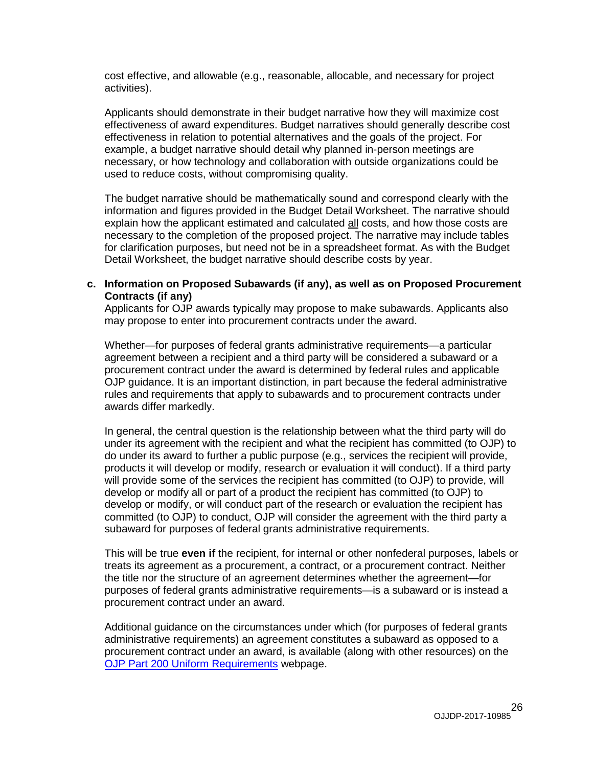cost effective, and allowable (e.g., reasonable, allocable, and necessary for project activities).

Applicants should demonstrate in their budget narrative how they will maximize cost effectiveness of award expenditures. Budget narratives should generally describe cost effectiveness in relation to potential alternatives and the goals of the project. For example, a budget narrative should detail why planned in-person meetings are necessary, or how technology and collaboration with outside organizations could be used to reduce costs, without compromising quality.

The budget narrative should be mathematically sound and correspond clearly with the information and figures provided in the Budget Detail Worksheet. The narrative should explain how the applicant estimated and calculated <u>all</u> costs, and how those costs are necessary to the completion of the proposed project. The narrative may include tables for clarification purposes, but need not be in a spreadsheet format. As with the Budget Detail Worksheet, the budget narrative should describe costs by year.

**c. Information on Proposed Subawards (if any), as well as on Proposed Procurement Contracts (if any)**

Applicants for OJP awards typically may propose to make subawards. Applicants also may propose to enter into procurement contracts under the award.

Whether—for purposes of federal grants administrative requirements—a particular agreement between a recipient and a third party will be considered a subaward or a procurement contract under the award is determined by federal rules and applicable OJP guidance. It is an important distinction, in part because the federal administrative rules and requirements that apply to subawards and to procurement contracts under awards differ markedly.

In general, the central question is the relationship between what the third party will do under its agreement with the recipient and what the recipient has committed (to OJP) to do under its award to further a public purpose (e.g., services the recipient will provide, products it will develop or modify, research or evaluation it will conduct). If a third party will provide some of the services the recipient has committed (to OJP) to provide, will develop or modify all or part of a product the recipient has committed (to OJP) to develop or modify, or will conduct part of the research or evaluation the recipient has committed (to OJP) to conduct, OJP will consider the agreement with the third party a subaward for purposes of federal grants administrative requirements.

This will be true **even if** the recipient, for internal or other nonfederal purposes, labels or treats its agreement as a procurement, a contract, or a procurement contract. Neither the title nor the structure of an agreement determines whether the agreement—for purposes of federal grants administrative requirements—is a subaward or is instead a procurement contract under an award.

Additional guidance on the circumstances under which (for purposes of federal grants administrative requirements) an agreement constitutes a subaward as opposed to a procurement contract under an award, is available (along with other resources) on the [OJP Part 200 Uniform Requirements](#) webpage.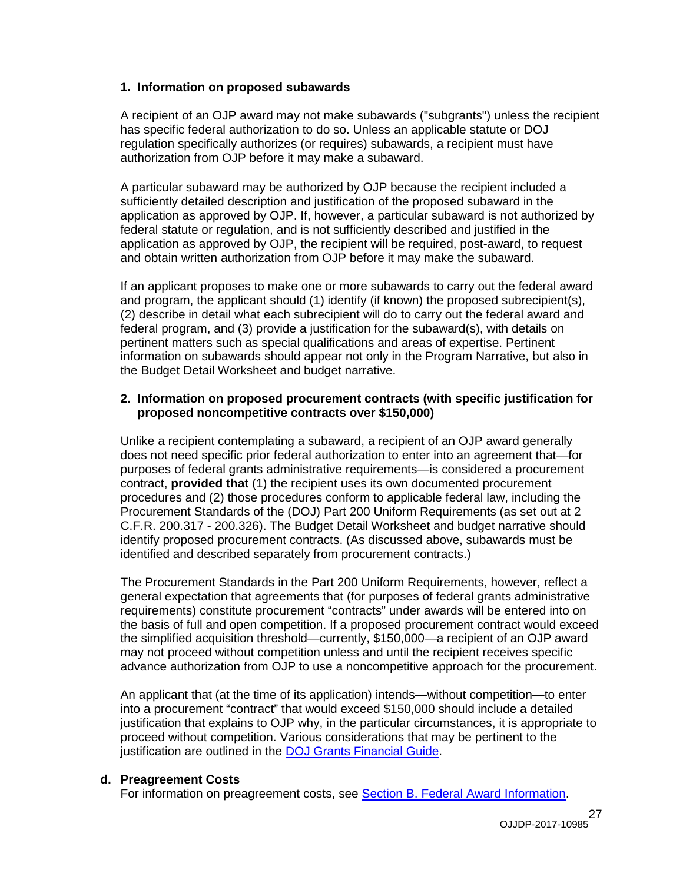**1. Information on proposed subawards**

A recipient of an OJP award may not make subawards ("subgrants") unless the recipient has specific federal authorization to do so. Unless an applicable statute or DOJ regulation specifically authorizes (or requires) subawards, a recipient must have authorization from OJP before it may make a subaward.

A particular subaward may be authorized by OJP because the recipient included a sufficiently detailed description and justification of the proposed subaward in the application as approved by OJP. If, however, a particular subaward is not authorized by federal statute or regulation, and is not sufficiently described and justified in the application as approved by OJP, the recipient will be required, post-award, to request and obtain written authorization from OJP before it may make the subaward.

If an applicant proposes to make one or more subawards to carry out the federal award and program, the applicant should (1) identify (if known) the proposed subrecipient(s), (2) describe in detail what each subrecipient will do to carry out the federal award and federal program, and (3) provide a justification for the subaward(s), with details on pertinent matters such as special qualifications and areas of expertise. Pertinent information on subawards should appear not only in the Program Narrative, but also in the Budget Detail Worksheet and budget narrative.

**2. Information on proposed procurement contracts (with specific justification for proposed noncompetitive contracts over $150,000)**

Unlike a recipient contemplating a subaward, a recipient of an OJP award generally does not need specific prior federal authorization to enter into an agreement that—for purposes of federal grants administrative requirements—is considered a procurement contract, **provided that** (1) the recipient uses its own documented procurement procedures and (2) those procedures conform to applicable federal law, including the Procurement Standards of the (DOJ) Part 200 Uniform Requirements (as set out at 2 C.F.R. 200.317 - 200.326). The Budget Detail Worksheet and budget narrative should identify proposed procurement contracts. (As discussed above, subawards must be identified and described separately from procurement contracts.)

The Procurement Standards in the Part 200 Uniform Requirements, however, reflect a general expectation that agreements that (for purposes of federal grants administrative requirements) constitute procurement "contracts" under awards will be entered into on the basis of full and open competition. If a proposed procurement contract would exceed the simplified acquisition threshold—currently, $150,000—a recipient of an OJP award may not proceed without competition unless and until the recipient receives specific advance authorization from OJP to use a noncompetitive approach for the procurement.

An applicant that (at the time of its application) intends—without competition—to enter into a procurement "contract" that would exceed $150,000 should include a detailed justification that explains to OJP why, in the particular circumstances, it is appropriate to proceed without competition. Various considerations that may be pertinent to the justification are outlined in the DOJ Grants Financial Guide.

**d. Preagreement Costs**

For information on preagreement costs, see Section B. Federal Award Information.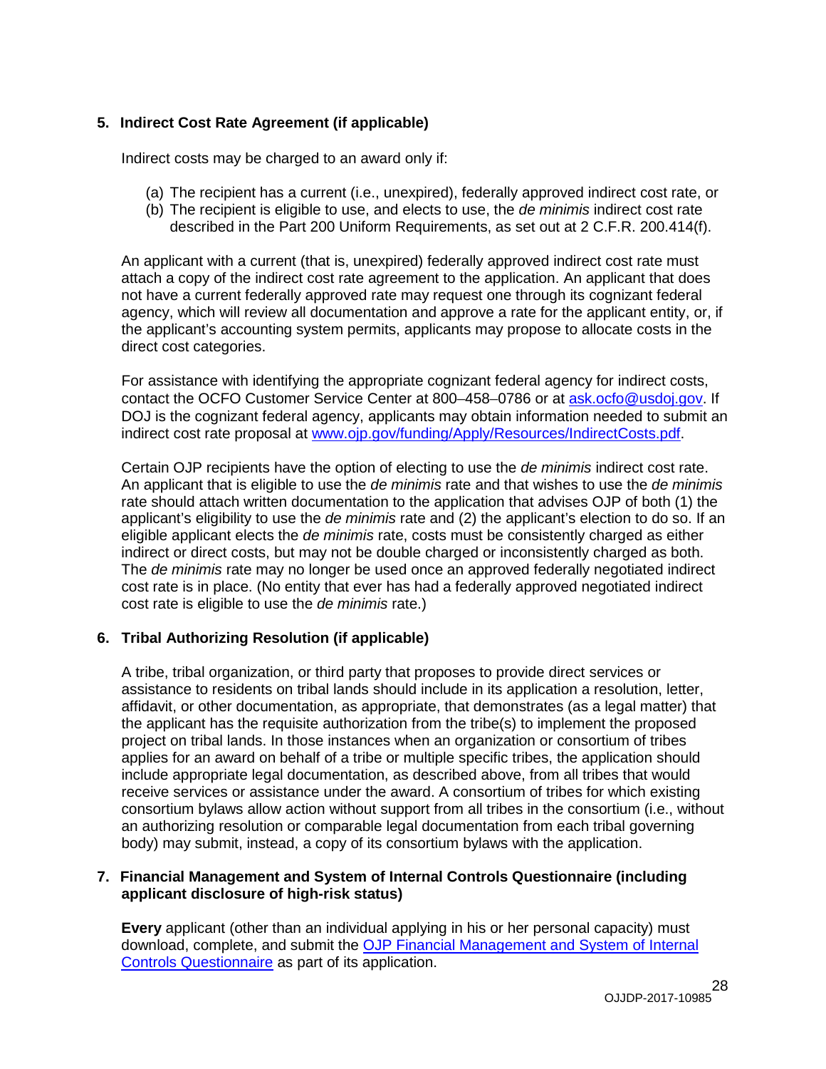### 5. Indirect Cost Rate Agreement (if applicable)

Indirect costs may be charged to an award only if:

(a) The recipient has a current (i.e., unexpired), federally approved indirect cost rate, or
(b) The recipient is eligible to use, and elects to use, the *de minimis* indirect cost rate described in the Part 200 Uniform Requirements, as set out at 2 C.F.R. 200.414(f).

An applicant with a current (that is, unexpired) federally approved indirect cost rate must attach a copy of the indirect cost rate agreement to the application. An applicant that does not have a current federally approved rate may request one through its cognizant federal agency, which will review all documentation and approve a rate for the applicant entity, or, if the applicant's accounting system permits, applicants may propose to allocate costs in the direct cost categories.

For assistance with identifying the appropriate cognizant federal agency for indirect costs, contact the OCFO Customer Service Center at 800–458–0786 or at [ask.ocfo@usdoj.gov](mailto:ask.ocfo@usdoj.gov). If DOJ is the cognizant federal agency, applicants may obtain information needed to submit an indirect cost rate proposal at [www.ojp.gov/funding/Apply/Resources/IndirectCosts.pdf](http://www.ojp.gov/funding/Apply/Resources/IndirectCosts.pdf).

Certain OJP recipients have the option of electing to use the *de minimis* indirect cost rate. An applicant that is eligible to use the *de minimis* rate and that wishes to use the *de minimis* rate should attach written documentation to the application that advises OJP of both (1) the applicant's eligibility to use the *de minimis* rate and (2) the applicant's election to do so. If an eligible applicant elects the *de minimis* rate, costs must be consistently charged as either indirect or direct costs, but may not be double charged or inconsistently charged as both. The *de minimis* rate may no longer be used once an approved federally negotiated indirect cost rate is in place. (No entity that ever has had a federally approved negotiated indirect cost rate is eligible to use the *de minimis* rate.)

### 6. Tribal Authorizing Resolution (if applicable)

A tribe, tribal organization, or third party that proposes to provide direct services or assistance to residents on tribal lands should include in its application a resolution, letter, affidavit, or other documentation, as appropriate, that demonstrates (as a legal matter) that the applicant has the requisite authorization from the tribe(s) to implement the proposed project on tribal lands. In those instances when an organization or consortium of tribes applies for an award on behalf of a tribe or multiple specific tribes, the application should include appropriate legal documentation, as described above, from all tribes that would receive services or assistance under the award. A consortium of tribes for which existing consortium bylaws allow action without support from all tribes in the consortium (i.e., without an authorizing resolution or comparable legal documentation from each tribal governing body) may submit, instead, a copy of its consortium bylaws with the application.

### 7. Financial Management and System of Internal Controls Questionnaire (including applicant disclosure of high-risk status)

**Every** applicant (other than an individual applying in his or her personal capacity) must download, complete, and submit the OJP Financial Management and System of Internal Controls Questionnaire as part of its application.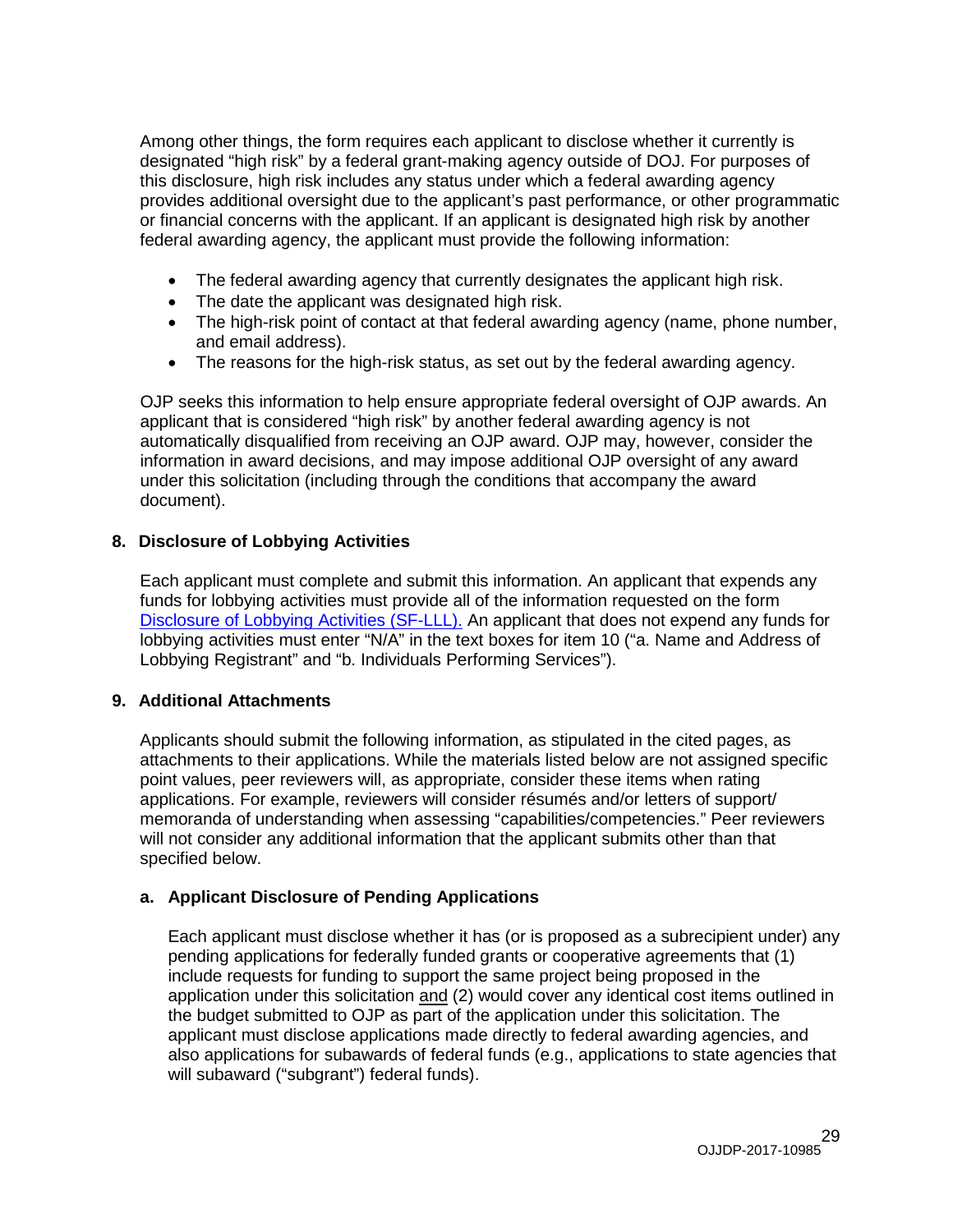Among other things, the form requires each applicant to disclose whether it currently is designated "high risk" by a federal grant-making agency outside of DOJ. For purposes of this disclosure, high risk includes any status under which a federal awarding agency provides additional oversight due to the applicant's past performance, or other programmatic or financial concerns with the applicant. If an applicant is designated high risk by another federal awarding agency, the applicant must provide the following information:

- The federal awarding agency that currently designates the applicant high risk.
- The date the applicant was designated high risk.
- The high-risk point of contact at that federal awarding agency (name, phone number, and email address).
- The reasons for the high-risk status, as set out by the federal awarding agency.

OJP seeks this information to help ensure appropriate federal oversight of OJP awards. An applicant that is considered "high risk" by another federal awarding agency is not automatically disqualified from receiving an OJP award. OJP may, however, consider the information in award decisions, and may impose additional OJP oversight of any award under this solicitation (including through the conditions that accompany the award document).

## 8. Disclosure of Lobbying Activities

Each applicant must complete and submit this information. An applicant that expends any funds for lobbying activities must provide all of the information requested on the form [Disclosure of Lobbying Activities (SF-LLL).](#) An applicant that does not expend any funds for lobbying activities must enter "N/A" in the text boxes for item 10 ("a. Name and Address of Lobbying Registrant" and "b. Individuals Performing Services").

## 9. Additional Attachments

Applicants should submit the following information, as stipulated in the cited pages, as attachments to their applications. While the materials listed below are not assigned specific point values, peer reviewers will, as appropriate, consider these items when rating applications. For example, reviewers will consider résumés and/or letters of support/ memoranda of understanding when assessing "capabilities/competencies." Peer reviewers will not consider any additional information that the applicant submits other than that specified below.

### a. Applicant Disclosure of Pending Applications

Each applicant must disclose whether it has (or is proposed as a subrecipient under) any pending applications for federally funded grants or cooperative agreements that (1) include requests for funding to support the same project being proposed in the application under this solicitation and (2) would cover any identical cost items outlined in the budget submitted to OJP as part of the application under this solicitation. The applicant must disclose applications made directly to federal awarding agencies, and also applications for subawards of federal funds (e.g., applications to state agencies that will subaward ("subgrant") federal funds).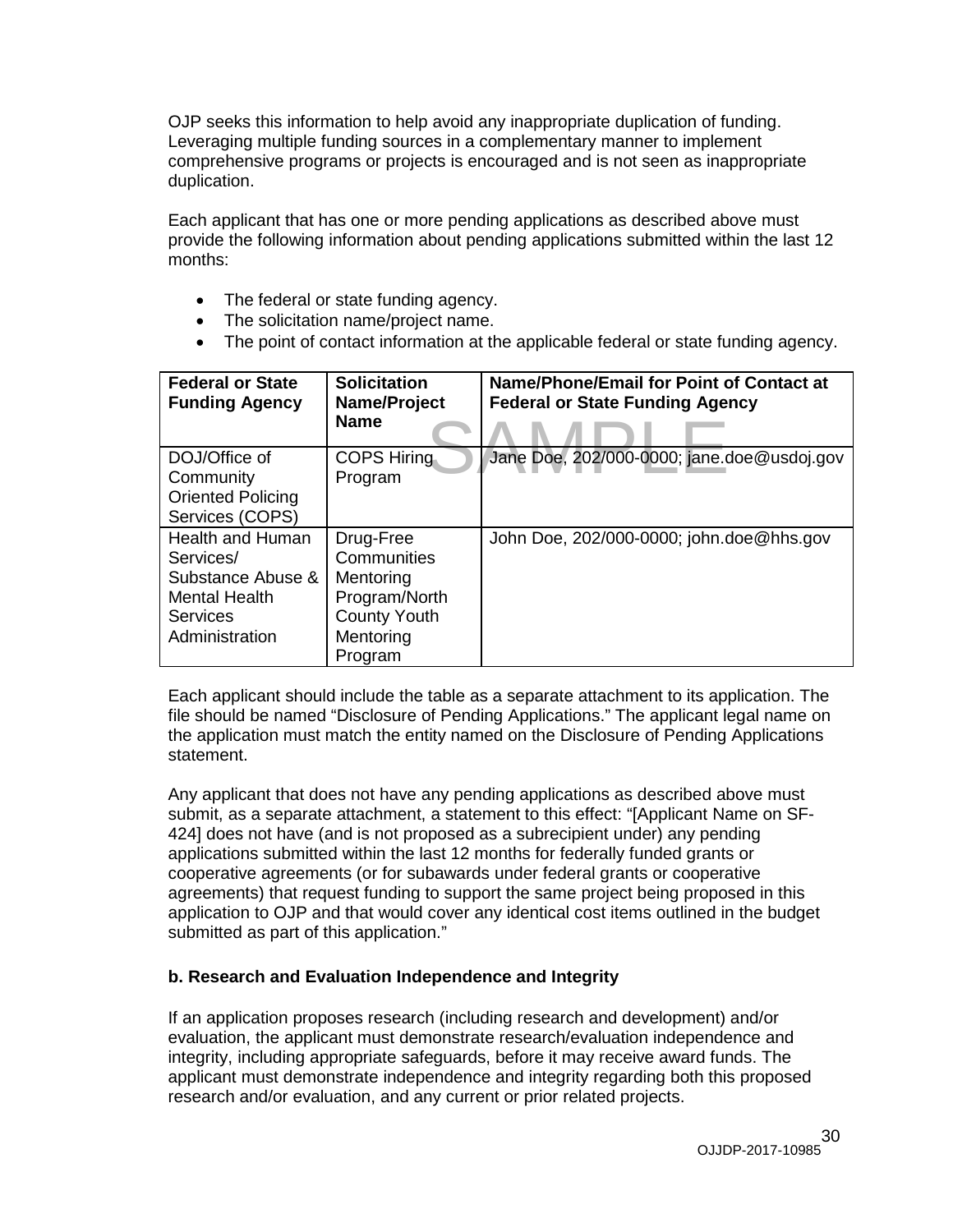OJP seeks this information to help avoid any inappropriate duplication of funding. Leveraging multiple funding sources in a complementary manner to implement comprehensive programs or projects is encouraged and is not seen as inappropriate duplication.

Each applicant that has one or more pending applications as described above must provide the following information about pending applications submitted within the last 12 months:

- The federal or state funding agency.
- The solicitation name/project name.
- The point of contact information at the applicable federal or state funding agency.

| **Federal or State Funding Agency** | **Solicitation Name/Project Name** | **Name/Phone/Email for Point of Contact at Federal or State Funding Agency** |
|---|---|---|
| DOJ/Office of Community Oriented Policing Services (COPS) | COPS Hiring Program | Jane Doe, 202/000-0000; jane.doe@usdoj.gov |
| Health and Human Services/ Substance Abuse & Mental Health Services Administration | Drug-Free Communities Mentoring Program/North County Youth Mentoring Program | John Doe, 202/000-0000; john.doe@hhs.gov |

Each applicant should include the table as a separate attachment to its application. The file should be named "Disclosure of Pending Applications." The applicant legal name on the application must match the entity named on the Disclosure of Pending Applications statement.

Any applicant that does not have any pending applications as described above must submit, as a separate attachment, a statement to this effect: "[Applicant Name on SF-424] does not have (and is not proposed as a subrecipient under) any pending applications submitted within the last 12 months for federally funded grants or cooperative agreements (or for subawards under federal grants or cooperative agreements) that request funding to support the same project being proposed in this application to OJP and that would cover any identical cost items outlined in the budget submitted as part of this application."

**b. Research and Evaluation Independence and Integrity**

If an application proposes research (including research and development) and/or evaluation, the applicant must demonstrate research/evaluation independence and integrity, including appropriate safeguards, before it may receive award funds. The applicant must demonstrate independence and integrity regarding both this proposed research and/or evaluation, and any current or prior related projects.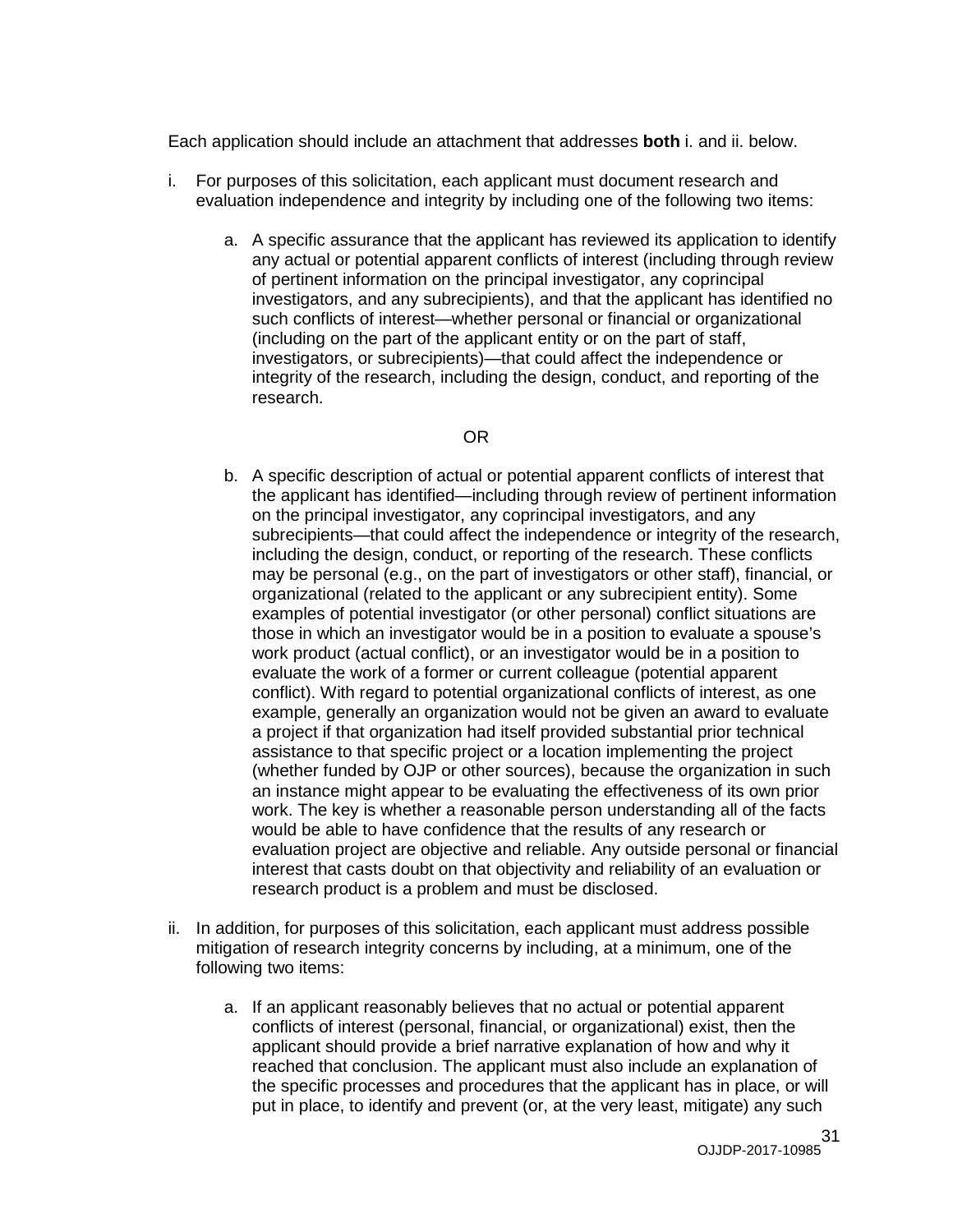Each application should include an attachment that addresses **both** i. and ii. below.

i. For purposes of this solicitation, each applicant must document research and evaluation independence and integrity by including one of the following two items:

   a. A specific assurance that the applicant has reviewed its application to identify any actual or potential apparent conflicts of interest (including through review of pertinent information on the principal investigator, any coprincipal investigators, and any subrecipients), and that the applicant has identified no such conflicts of interest—whether personal or financial or organizational (including on the part of the applicant entity or on the part of staff, investigators, or subrecipients)—that could affect the independence or integrity of the research, including the design, conduct, and reporting of the research.

   OR

   b. A specific description of actual or potential apparent conflicts of interest that the applicant has identified—including through review of pertinent information on the principal investigator, any coprincipal investigators, and any subrecipients—that could affect the independence or integrity of the research, including the design, conduct, or reporting of the research. These conflicts may be personal (e.g., on the part of investigators or other staff), financial, or organizational (related to the applicant or any subrecipient entity). Some examples of potential investigator (or other personal) conflict situations are those in which an investigator would be in a position to evaluate a spouse's work product (actual conflict), or an investigator would be in a position to evaluate the work of a former or current colleague (potential apparent conflict). With regard to potential organizational conflicts of interest, as one example, generally an organization would not be given an award to evaluate a project if that organization had itself provided substantial prior technical assistance to that specific project or a location implementing the project (whether funded by OJP or other sources), because the organization in such an instance might appear to be evaluating the effectiveness of its own prior work. The key is whether a reasonable person understanding all of the facts would be able to have confidence that the results of any research or evaluation project are objective and reliable. Any outside personal or financial interest that casts doubt on that objectivity and reliability of an evaluation or research product is a problem and must be disclosed.

ii. In addition, for purposes of this solicitation, each applicant must address possible mitigation of research integrity concerns by including, at a minimum, one of the following two items:

   a. If an applicant reasonably believes that no actual or potential apparent conflicts of interest (personal, financial, or organizational) exist, then the applicant should provide a brief narrative explanation of how and why it reached that conclusion. The applicant must also include an explanation of the specific processes and procedures that the applicant has in place, or will put in place, to identify and prevent (or, at the very least, mitigate) any such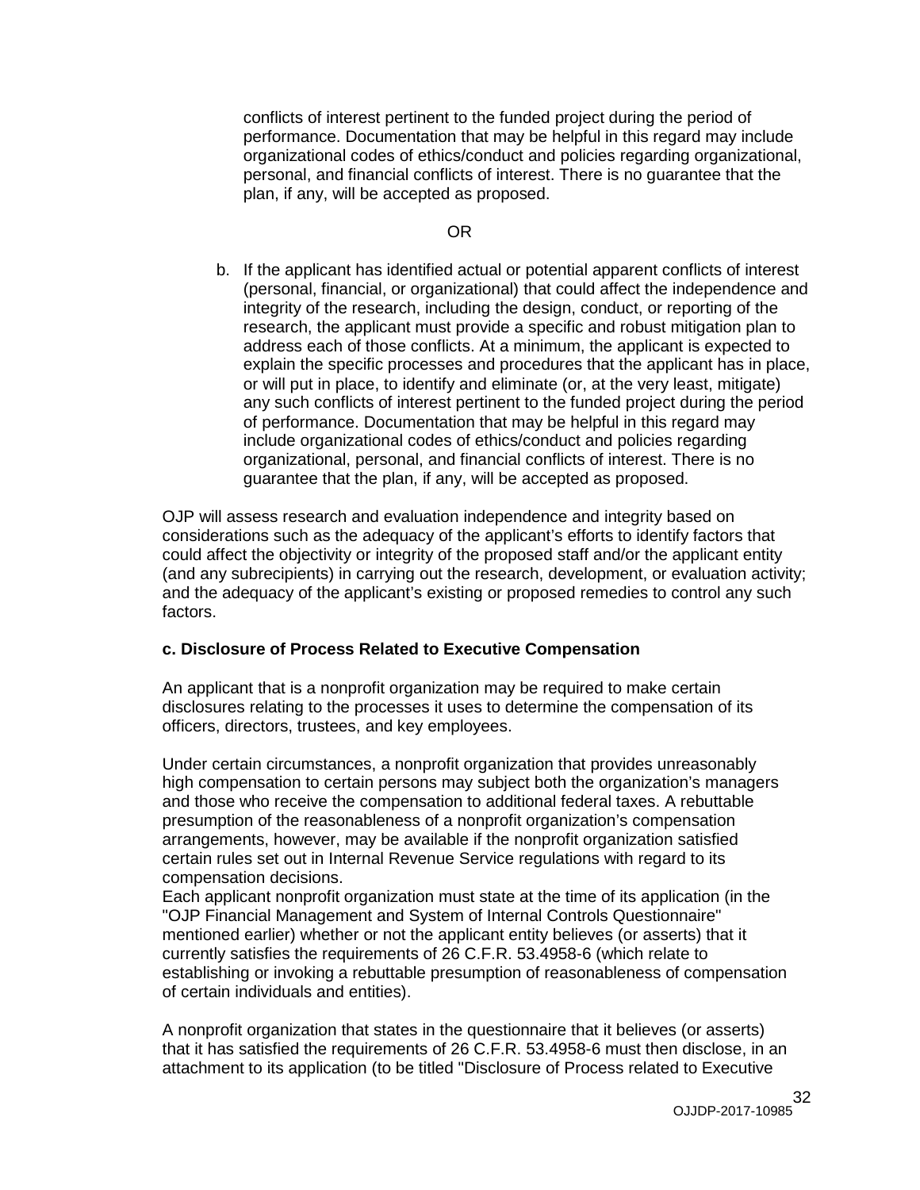conflicts of interest pertinent to the funded project during the period of performance. Documentation that may be helpful in this regard may include organizational codes of ethics/conduct and policies regarding organizational, personal, and financial conflicts of interest. There is no guarantee that the plan, if any, will be accepted as proposed.

OR

b. If the applicant has identified actual or potential apparent conflicts of interest (personal, financial, or organizational) that could affect the independence and integrity of the research, including the design, conduct, or reporting of the research, the applicant must provide a specific and robust mitigation plan to address each of those conflicts. At a minimum, the applicant is expected to explain the specific processes and procedures that the applicant has in place, or will put in place, to identify and eliminate (or, at the very least, mitigate) any such conflicts of interest pertinent to the funded project during the period of performance. Documentation that may be helpful in this regard may include organizational codes of ethics/conduct and policies regarding organizational, personal, and financial conflicts of interest. There is no guarantee that the plan, if any, will be accepted as proposed.

OJP will assess research and evaluation independence and integrity based on considerations such as the adequacy of the applicant's efforts to identify factors that could affect the objectivity or integrity of the proposed staff and/or the applicant entity (and any subrecipients) in carrying out the research, development, or evaluation activity; and the adequacy of the applicant's existing or proposed remedies to control any such factors.

**c. Disclosure of Process Related to Executive Compensation**

An applicant that is a nonprofit organization may be required to make certain disclosures relating to the processes it uses to determine the compensation of its officers, directors, trustees, and key employees.

Under certain circumstances, a nonprofit organization that provides unreasonably high compensation to certain persons may subject both the organization's managers and those who receive the compensation to additional federal taxes. A rebuttable presumption of the reasonableness of a nonprofit organization's compensation arrangements, however, may be available if the nonprofit organization satisfied certain rules set out in Internal Revenue Service regulations with regard to its compensation decisions.

Each applicant nonprofit organization must state at the time of its application (in the "OJP Financial Management and System of Internal Controls Questionnaire" mentioned earlier) whether or not the applicant entity believes (or asserts) that it currently satisfies the requirements of 26 C.F.R. 53.4958-6 (which relate to establishing or invoking a rebuttable presumption of reasonableness of compensation of certain individuals and entities).

A nonprofit organization that states in the questionnaire that it believes (or asserts) that it has satisfied the requirements of 26 C.F.R. 53.4958-6 must then disclose, in an attachment to its application (to be titled "Disclosure of Process related to Executive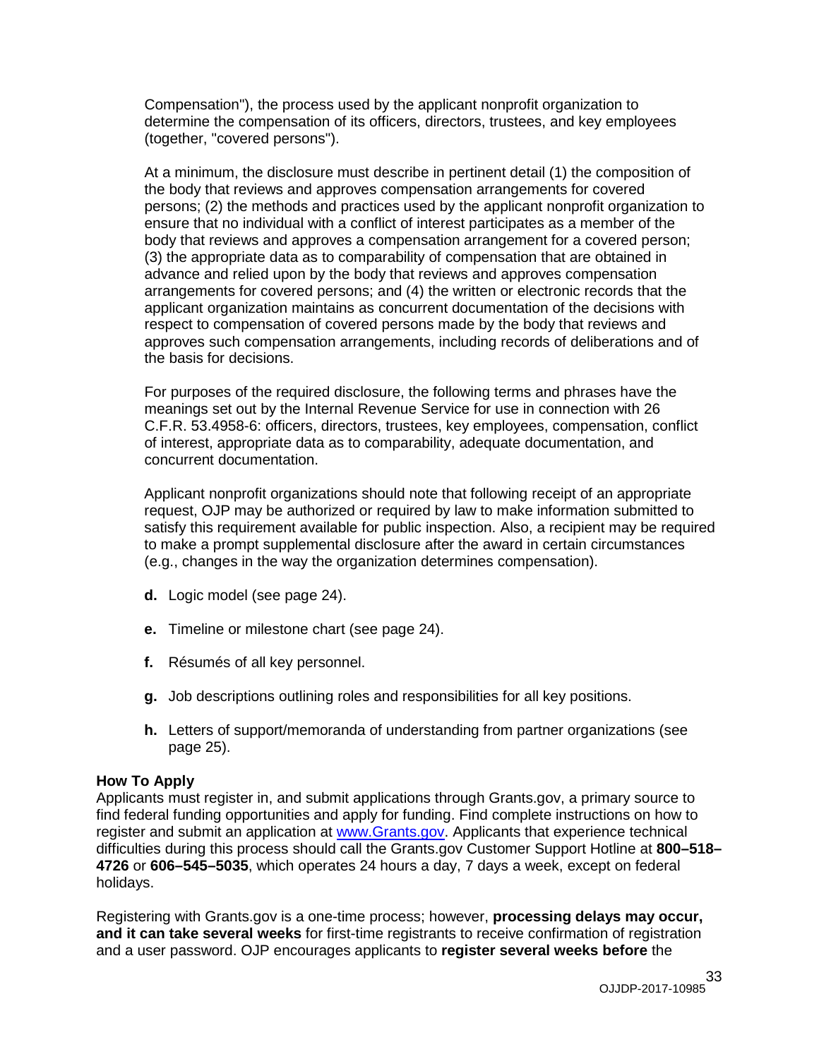Compensation"), the process used by the applicant nonprofit organization to determine the compensation of its officers, directors, trustees, and key employees (together, "covered persons").

At a minimum, the disclosure must describe in pertinent detail (1) the composition of the body that reviews and approves compensation arrangements for covered persons; (2) the methods and practices used by the applicant nonprofit organization to ensure that no individual with a conflict of interest participates as a member of the body that reviews and approves a compensation arrangement for a covered person; (3) the appropriate data as to comparability of compensation that are obtained in advance and relied upon by the body that reviews and approves compensation arrangements for covered persons; and (4) the written or electronic records that the applicant organization maintains as concurrent documentation of the decisions with respect to compensation of covered persons made by the body that reviews and approves such compensation arrangements, including records of deliberations and of the basis for decisions.

For purposes of the required disclosure, the following terms and phrases have the meanings set out by the Internal Revenue Service for use in connection with 26 C.F.R. 53.4958-6: officers, directors, trustees, key employees, compensation, conflict of interest, appropriate data as to comparability, adequate documentation, and concurrent documentation.

Applicant nonprofit organizations should note that following receipt of an appropriate request, OJP may be authorized or required by law to make information submitted to satisfy this requirement available for public inspection. Also, a recipient may be required to make a prompt supplemental disclosure after the award in certain circumstances (e.g., changes in the way the organization determines compensation).

**d.** Logic model (see page 24).

**e.** Timeline or milestone chart (see page 24).

**f.** Résumés of all key personnel.

**g.** Job descriptions outlining roles and responsibilities for all key positions.

**h.** Letters of support/memoranda of understanding from partner organizations (see page 25).

**How To Apply**

Applicants must register in, and submit applications through Grants.gov, a primary source to find federal funding opportunities and apply for funding. Find complete instructions on how to register and submit an application at www.Grants.gov. Applicants that experience technical difficulties during this process should call the Grants.gov Customer Support Hotline at **800–518–4726** or **606–545–5035**, which operates 24 hours a day, 7 days a week, except on federal holidays.

Registering with Grants.gov is a one-time process; however, **processing delays may occur, and it can take several weeks** for first-time registrants to receive confirmation of registration and a user password. OJP encourages applicants to **register several weeks before** the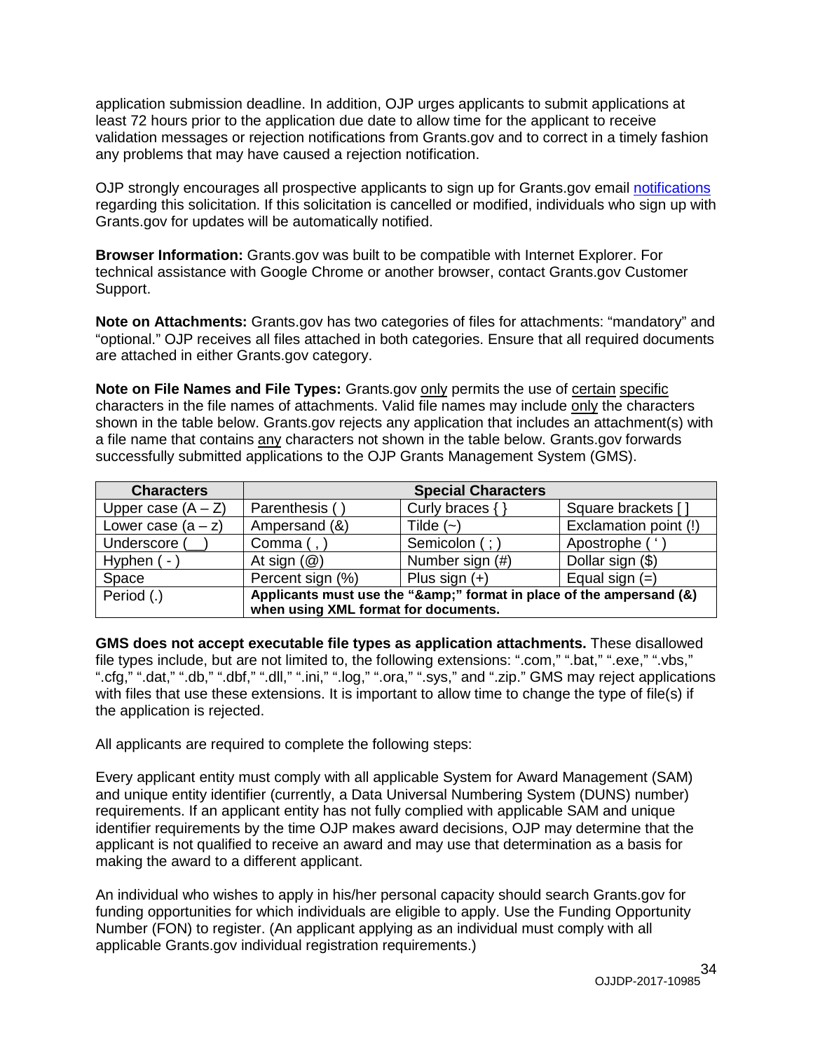application submission deadline. In addition, OJP urges applicants to submit applications at least 72 hours prior to the application due date to allow time for the applicant to receive validation messages or rejection notifications from Grants.gov and to correct in a timely fashion any problems that may have caused a rejection notification.

OJP strongly encourages all prospective applicants to sign up for Grants.gov email notifications regarding this solicitation. If this solicitation is cancelled or modified, individuals who sign up with Grants.gov for updates will be automatically notified.

**Browser Information:** Grants.gov was built to be compatible with Internet Explorer. For technical assistance with Google Chrome or another browser, contact Grants.gov Customer Support.

**Note on Attachments:** Grants.gov has two categories of files for attachments: "mandatory" and "optional." OJP receives all files attached in both categories. Ensure that all required documents are attached in either Grants.gov category.

**Note on File Names and File Types:** Grants.gov only permits the use of certain specific characters in the file names of attachments. Valid file names may include only the characters shown in the table below. Grants.gov rejects any application that includes an attachment(s) with a file name that contains any characters not shown in the table below. Grants.gov forwards successfully submitted applications to the OJP Grants Management System (GMS).

| Characters | Special Characters | | |
|---|---|---|---|
| Upper case (A – Z) | Parenthesis ( ) | Curly braces { } | Square brackets [ ] |
| Lower case (a – z) | Ampersand (&) | Tilde (~) | Exclamation point (!) |
| Underscore (__) | Comma ( , ) | Semicolon ( ; ) | Apostrophe ( ' ) |
| Hyphen ( - ) | At sign (@) | Number sign (#) | Dollar sign ($) |
| Space | Percent sign (%) | Plus sign (+) | Equal sign (=) |
| Period (.) | **Applicants must use the "&amp;" format in place of the ampersand (&) when using XML format for documents.** | | |

**GMS does not accept executable file types as application attachments.** These disallowed file types include, but are not limited to, the following extensions: ".com," ".bat," ".exe," ".vbs," ".cfg," ".dat," ".db," ".dbf," ".dll," ".ini," ".log," ".ora," ".sys," and ".zip." GMS may reject applications with files that use these extensions. It is important to allow time to change the type of file(s) if the application is rejected.

All applicants are required to complete the following steps:

Every applicant entity must comply with all applicable System for Award Management (SAM) and unique entity identifier (currently, a Data Universal Numbering System (DUNS) number) requirements. If an applicant entity has not fully complied with applicable SAM and unique identifier requirements by the time OJP makes award decisions, OJP may determine that the applicant is not qualified to receive an award and may use that determination as a basis for making the award to a different applicant.

An individual who wishes to apply in his/her personal capacity should search Grants.gov for funding opportunities for which individuals are eligible to apply. Use the Funding Opportunity Number (FON) to register. (An applicant applying as an individual must comply with all applicable Grants.gov individual registration requirements.)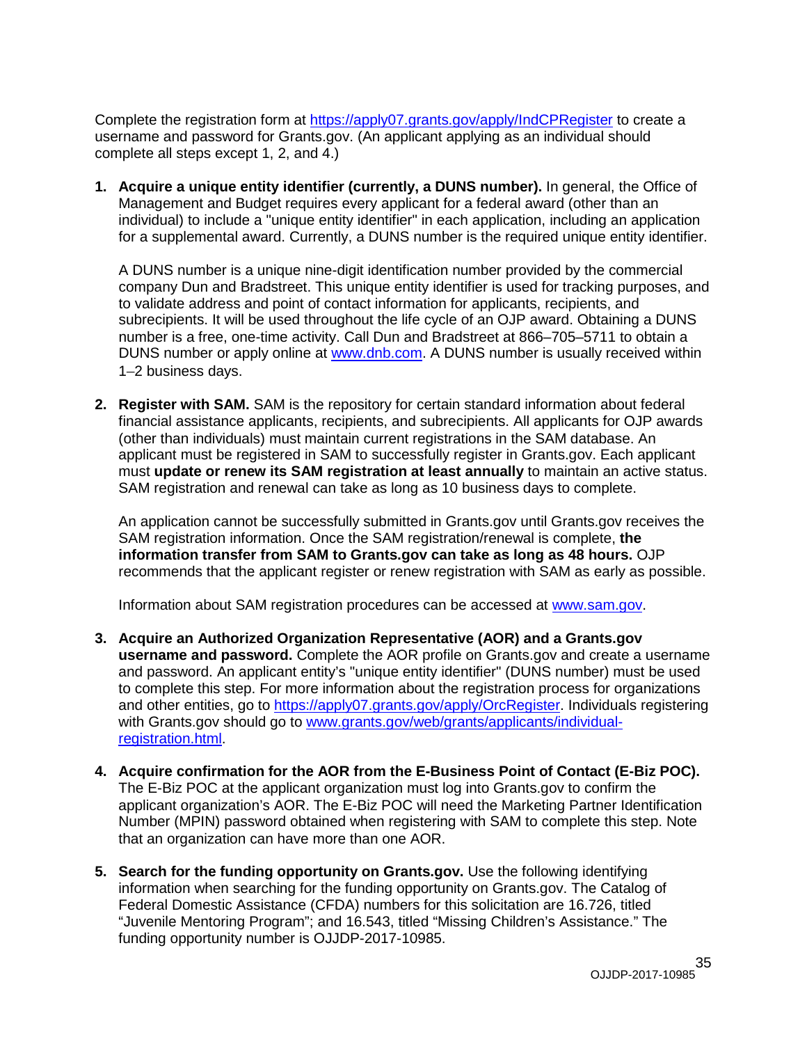Complete the registration form at [https://apply07.grants.gov/apply/IndCPRegister](https://apply07.grants.gov/apply/IndCPRegister) to create a username and password for Grants.gov. (An applicant applying as an individual should complete all steps except 1, 2, and 4.)

1. **Acquire a unique entity identifier (currently, a DUNS number).** In general, the Office of Management and Budget requires every applicant for a federal award (other than an individual) to include a "unique entity identifier" in each application, including an application for a supplemental award. Currently, a DUNS number is the required unique entity identifier.

   A DUNS number is a unique nine-digit identification number provided by the commercial company Dun and Bradstreet. This unique entity identifier is used for tracking purposes, and to validate address and point of contact information for applicants, recipients, and subrecipients. It will be used throughout the life cycle of an OJP award. Obtaining a DUNS number is a free, one-time activity. Call Dun and Bradstreet at 866–705–5711 to obtain a DUNS number or apply online at [www.dnb.com](www.dnb.com). A DUNS number is usually received within 1–2 business days.

2. **Register with SAM.** SAM is the repository for certain standard information about federal financial assistance applicants, recipients, and subrecipients. All applicants for OJP awards (other than individuals) must maintain current registrations in the SAM database. An applicant must be registered in SAM to successfully register in Grants.gov. Each applicant must **update or renew its SAM registration at least annually** to maintain an active status. SAM registration and renewal can take as long as 10 business days to complete.

   An application cannot be successfully submitted in Grants.gov until Grants.gov receives the SAM registration information. Once the SAM registration/renewal is complete, **the information transfer from SAM to Grants.gov can take as long as 48 hours.** OJP recommends that the applicant register or renew registration with SAM as early as possible.

   Information about SAM registration procedures can be accessed at [www.sam.gov](www.sam.gov).

3. **Acquire an Authorized Organization Representative (AOR) and a Grants.gov username and password.** Complete the AOR profile on Grants.gov and create a username and password. An applicant entity's "unique entity identifier" (DUNS number) must be used to complete this step. For more information about the registration process for organizations and other entities, go to [https://apply07.grants.gov/apply/OrcRegister](https://apply07.grants.gov/apply/OrcRegister). Individuals registering with Grants.gov should go to [www.grants.gov/web/grants/applicants/individual-registration.html](www.grants.gov/web/grants/applicants/individual-registration.html).

4. **Acquire confirmation for the AOR from the E-Business Point of Contact (E-Biz POC).** The E-Biz POC at the applicant organization must log into Grants.gov to confirm the applicant organization's AOR. The E-Biz POC will need the Marketing Partner Identification Number (MPIN) password obtained when registering with SAM to complete this step. Note that an organization can have more than one AOR.

5. **Search for the funding opportunity on Grants.gov.** Use the following identifying information when searching for the funding opportunity on Grants.gov. The Catalog of Federal Domestic Assistance (CFDA) numbers for this solicitation are 16.726, titled "Juvenile Mentoring Program"; and 16.543, titled "Missing Children's Assistance." The funding opportunity number is OJJDP-2017-10985.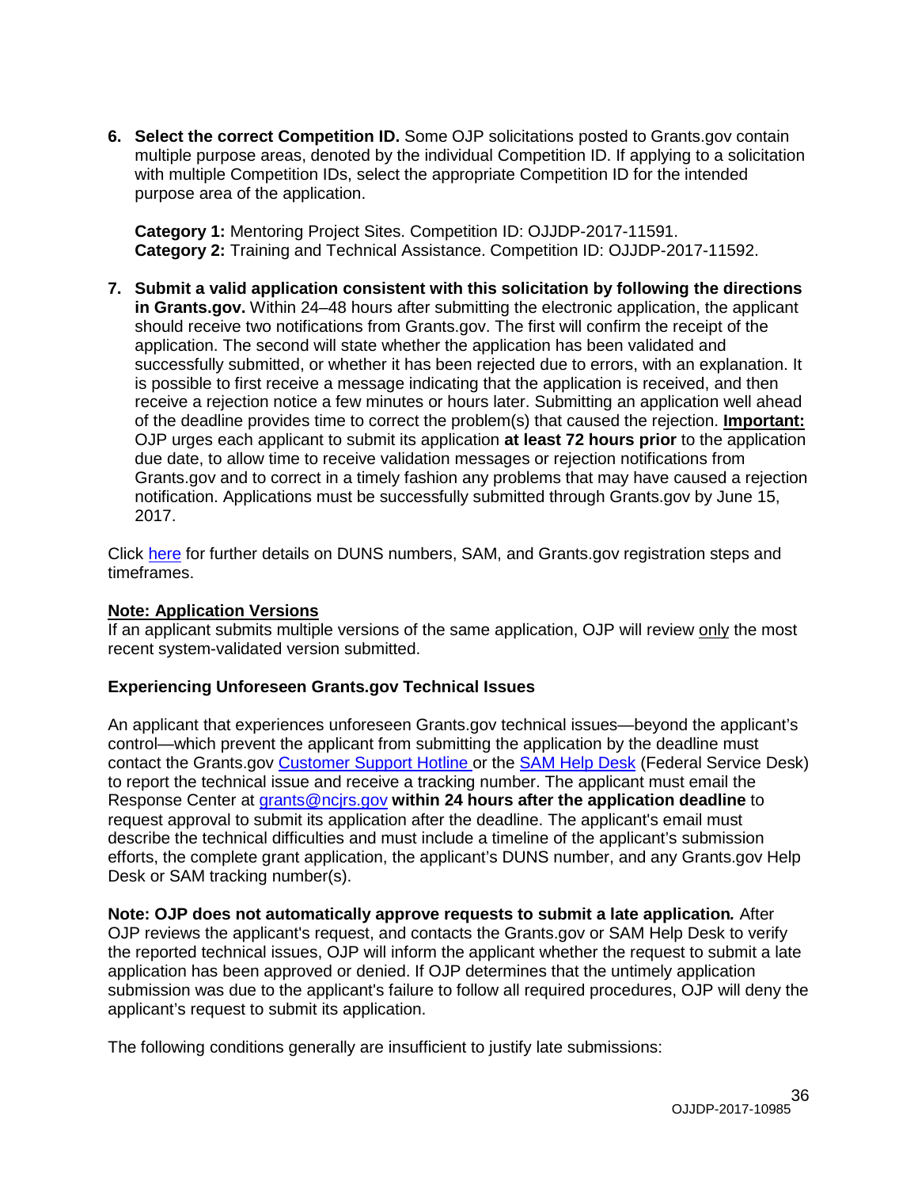6. **Select the correct Competition ID.** Some OJP solicitations posted to Grants.gov contain multiple purpose areas, denoted by the individual Competition ID. If applying to a solicitation with multiple Competition IDs, select the appropriate Competition ID for the intended purpose area of the application.

   **Category 1:** Mentoring Project Sites. Competition ID: OJJDP-2017-11591.
   **Category 2:** Training and Technical Assistance. Competition ID: OJJDP-2017-11592.

7. **Submit a valid application consistent with this solicitation by following the directions in Grants.gov.** Within 24–48 hours after submitting the electronic application, the applicant should receive two notifications from Grants.gov. The first will confirm the receipt of the application. The second will state whether the application has been validated and successfully submitted, or whether it has been rejected due to errors, with an explanation. It is possible to first receive a message indicating that the application is received, and then receive a rejection notice a few minutes or hours later. Submitting an application well ahead of the deadline provides time to correct the problem(s) that caused the rejection. **Important:** OJP urges each applicant to submit its application **at least 72 hours prior** to the application due date, to allow time to receive validation messages or rejection notifications from Grants.gov and to correct in a timely fashion any problems that may have caused a rejection notification. Applications must be successfully submitted through Grants.gov by June 15, 2017.

Click here for further details on DUNS numbers, SAM, and Grants.gov registration steps and timeframes.

**Note: Application Versions**
If an applicant submits multiple versions of the same application, OJP will review only the most recent system-validated version submitted.

**Experiencing Unforeseen Grants.gov Technical Issues**

An applicant that experiences unforeseen Grants.gov technical issues—beyond the applicant's control—which prevent the applicant from submitting the application by the deadline must contact the Grants.gov Customer Support Hotline or the SAM Help Desk (Federal Service Desk) to report the technical issue and receive a tracking number. The applicant must email the Response Center at grants@ncjrs.gov **within 24 hours after the application deadline** to request approval to submit its application after the deadline. The applicant's email must describe the technical difficulties and must include a timeline of the applicant's submission efforts, the complete grant application, the applicant's DUNS number, and any Grants.gov Help Desk or SAM tracking number(s).

**Note: OJP does not automatically approve requests to submit a late application.** After OJP reviews the applicant's request, and contacts the Grants.gov or SAM Help Desk to verify the reported technical issues, OJP will inform the applicant whether the request to submit a late application has been approved or denied. If OJP determines that the untimely application submission was due to the applicant's failure to follow all required procedures, OJP will deny the applicant's request to submit its application.

The following conditions generally are insufficient to justify late submissions: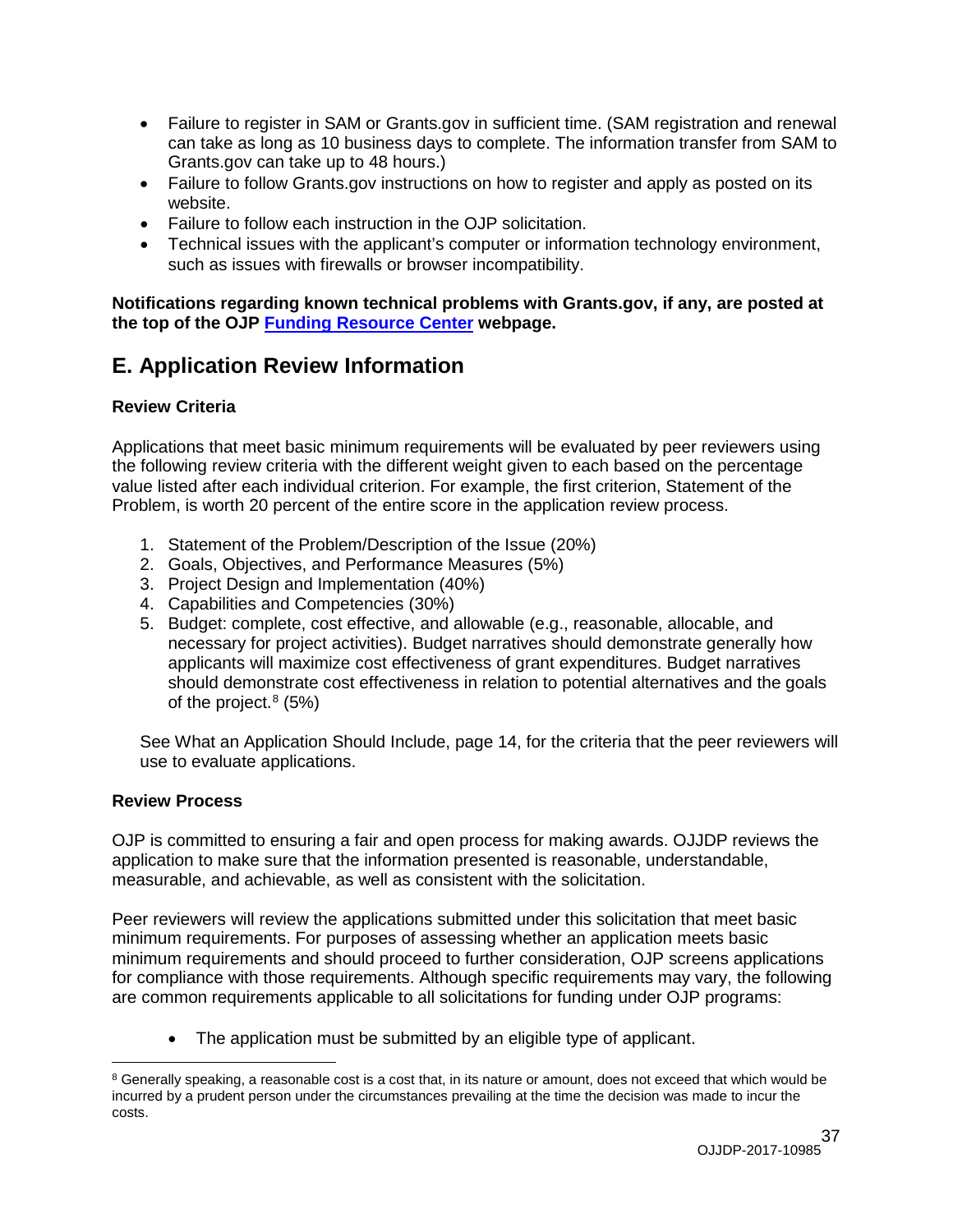- Failure to register in SAM or Grants.gov in sufficient time. (SAM registration and renewal can take as long as 10 business days to complete. The information transfer from SAM to Grants.gov can take up to 48 hours.)
- Failure to follow Grants.gov instructions on how to register and apply as posted on its website.
- Failure to follow each instruction in the OJP solicitation.
- Technical issues with the applicant's computer or information technology environment, such as issues with firewalls or browser incompatibility.

**Notifications regarding known technical problems with Grants.gov, if any, are posted at the top of the OJP Funding Resource Center webpage.**

## E. Application Review Information

### Review Criteria

Applications that meet basic minimum requirements will be evaluated by peer reviewers using the following review criteria with the different weight given to each based on the percentage value listed after each individual criterion. For example, the first criterion, Statement of the Problem, is worth 20 percent of the entire score in the application review process.

1. Statement of the Problem/Description of the Issue (20%)
2. Goals, Objectives, and Performance Measures (5%)
3. Project Design and Implementation (40%)
4. Capabilities and Competencies (30%)
5. Budget: complete, cost effective, and allowable (e.g., reasonable, allocable, and necessary for project activities). Budget narratives should demonstrate generally how applicants will maximize cost effectiveness of grant expenditures. Budget narratives should demonstrate cost effectiveness in relation to potential alternatives and the goals of the project.[8] (5%)

See What an Application Should Include, page 14, for the criteria that the peer reviewers will use to evaluate applications.

### Review Process

OJP is committed to ensuring a fair and open process for making awards. OJJDP reviews the application to make sure that the information presented is reasonable, understandable, measurable, and achievable, as well as consistent with the solicitation.

Peer reviewers will review the applications submitted under this solicitation that meet basic minimum requirements. For purposes of assessing whether an application meets basic minimum requirements and should proceed to further consideration, OJP screens applications for compliance with those requirements. Although specific requirements may vary, the following are common requirements applicable to all solicitations for funding under OJP programs:

- The application must be submitted by an eligible type of applicant.

---

[8] Generally speaking, a reasonable cost is a cost that, in its nature or amount, does not exceed that which would be incurred by a prudent person under the circumstances prevailing at the time the decision was made to incur the costs.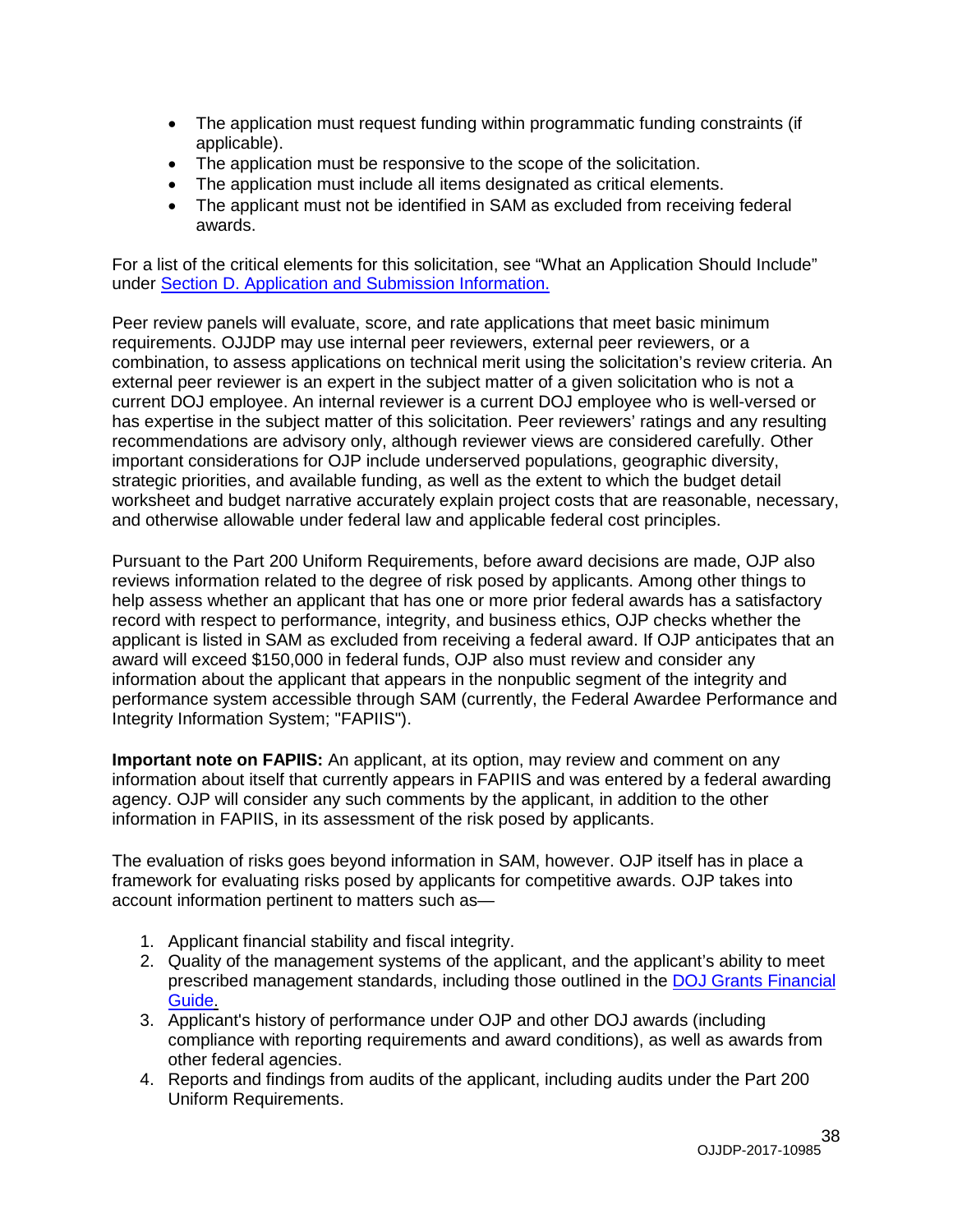- The application must request funding within programmatic funding constraints (if applicable).
- The application must be responsive to the scope of the solicitation.
- The application must include all items designated as critical elements.
- The applicant must not be identified in SAM as excluded from receiving federal awards.

For a list of the critical elements for this solicitation, see "What an Application Should Include" under [Section D. Application and Submission Information.](#)

Peer review panels will evaluate, score, and rate applications that meet basic minimum requirements. OJJDP may use internal peer reviewers, external peer reviewers, or a combination, to assess applications on technical merit using the solicitation's review criteria. An external peer reviewer is an expert in the subject matter of a given solicitation who is not a current DOJ employee. An internal reviewer is a current DOJ employee who is well-versed or has expertise in the subject matter of this solicitation. Peer reviewers' ratings and any resulting recommendations are advisory only, although reviewer views are considered carefully. Other important considerations for OJP include underserved populations, geographic diversity, strategic priorities, and available funding, as well as the extent to which the budget detail worksheet and budget narrative accurately explain project costs that are reasonable, necessary, and otherwise allowable under federal law and applicable federal cost principles.

Pursuant to the Part 200 Uniform Requirements, before award decisions are made, OJP also reviews information related to the degree of risk posed by applicants. Among other things to help assess whether an applicant that has one or more prior federal awards has a satisfactory record with respect to performance, integrity, and business ethics, OJP checks whether the applicant is listed in SAM as excluded from receiving a federal award. If OJP anticipates that an award will exceed $150,000 in federal funds, OJP also must review and consider any information about the applicant that appears in the nonpublic segment of the integrity and performance system accessible through SAM (currently, the Federal Awardee Performance and Integrity Information System; "FAPIIS").

**Important note on FAPIIS:** An applicant, at its option, may review and comment on any information about itself that currently appears in FAPIIS and was entered by a federal awarding agency. OJP will consider any such comments by the applicant, in addition to the other information in FAPIIS, in its assessment of the risk posed by applicants.

The evaluation of risks goes beyond information in SAM, however. OJP itself has in place a framework for evaluating risks posed by applicants for competitive awards. OJP takes into account information pertinent to matters such as—

1. Applicant financial stability and fiscal integrity.
2. Quality of the management systems of the applicant, and the applicant's ability to meet prescribed management standards, including those outlined in the [DOJ Grants Financial Guide.](#)
3. Applicant's history of performance under OJP and other DOJ awards (including compliance with reporting requirements and award conditions), as well as awards from other federal agencies.
4. Reports and findings from audits of the applicant, including audits under the Part 200 Uniform Requirements.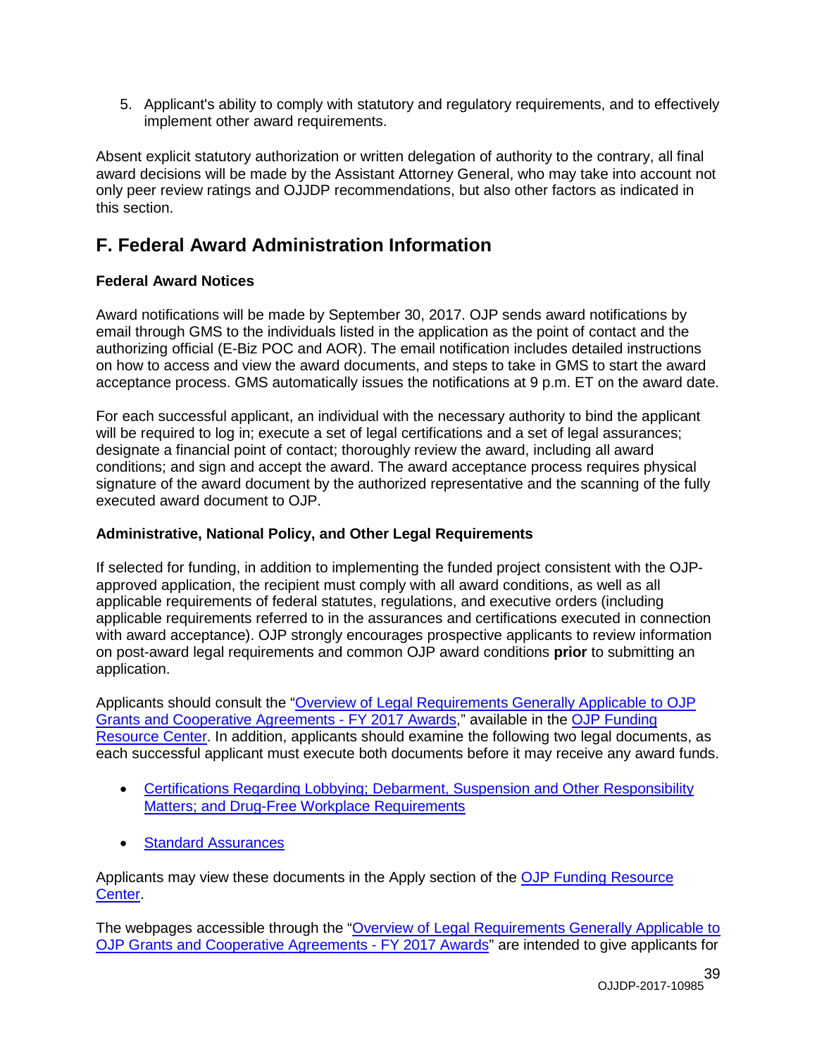5. Applicant's ability to comply with statutory and regulatory requirements, and to effectively implement other award requirements.

Absent explicit statutory authorization or written delegation of authority to the contrary, all final award decisions will be made by the Assistant Attorney General, who may take into account not only peer review ratings and OJJDP recommendations, but also other factors as indicated in this section.

## F. Federal Award Administration Information

### Federal Award Notices

Award notifications will be made by September 30, 2017. OJP sends award notifications by email through GMS to the individuals listed in the application as the point of contact and the authorizing official (E-Biz POC and AOR). The email notification includes detailed instructions on how to access and view the award documents, and steps to take in GMS to start the award acceptance process. GMS automatically issues the notifications at 9 p.m. ET on the award date.

For each successful applicant, an individual with the necessary authority to bind the applicant will be required to log in; execute a set of legal certifications and a set of legal assurances; designate a financial point of contact; thoroughly review the award, including all award conditions; and sign and accept the award. The award acceptance process requires physical signature of the award document by the authorized representative and the scanning of the fully executed award document to OJP.

### Administrative, National Policy, and Other Legal Requirements

If selected for funding, in addition to implementing the funded project consistent with the OJP-approved application, the recipient must comply with all award conditions, as well as all applicable requirements of federal statutes, regulations, and executive orders (including applicable requirements referred to in the assurances and certifications executed in connection with award acceptance). OJP strongly encourages prospective applicants to review information on post-award legal requirements and common OJP award conditions **prior** to submitting an application.

Applicants should consult the "Overview of Legal Requirements Generally Applicable to OJP Grants and Cooperative Agreements - FY 2017 Awards," available in the OJP Funding Resource Center. In addition, applicants should examine the following two legal documents, as each successful applicant must execute both documents before it may receive any award funds.

- Certifications Regarding Lobbying; Debarment, Suspension and Other Responsibility Matters; and Drug-Free Workplace Requirements
- Standard Assurances

Applicants may view these documents in the Apply section of the OJP Funding Resource Center.

The webpages accessible through the "Overview of Legal Requirements Generally Applicable to OJP Grants and Cooperative Agreements - FY 2017 Awards" are intended to give applicants for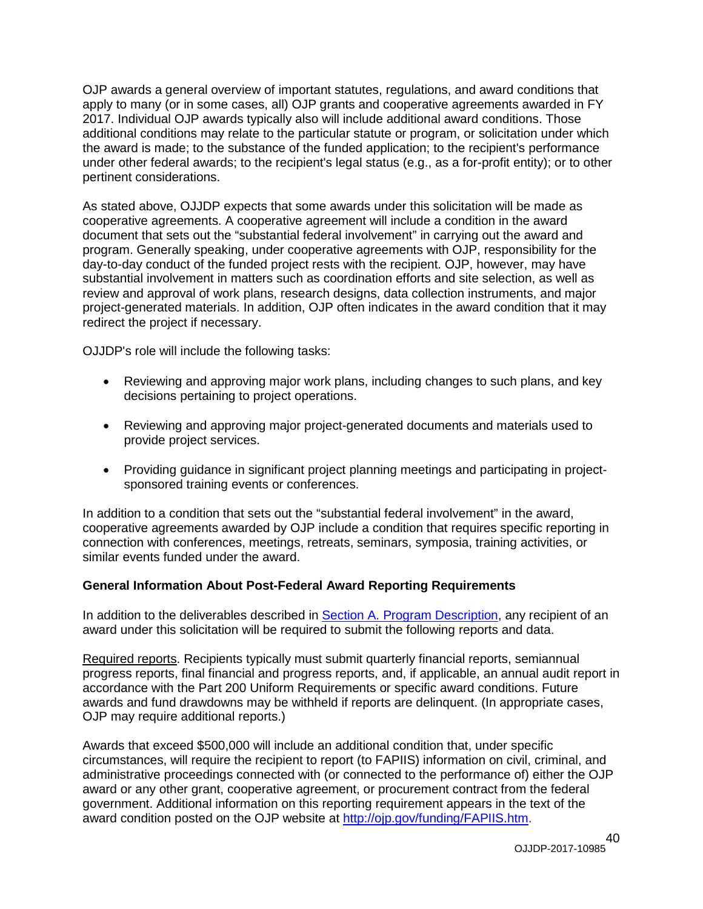OJP awards a general overview of important statutes, regulations, and award conditions that apply to many (or in some cases, all) OJP grants and cooperative agreements awarded in FY 2017. Individual OJP awards typically also will include additional award conditions. Those additional conditions may relate to the particular statute or program, or solicitation under which the award is made; to the substance of the funded application; to the recipient's performance under other federal awards; to the recipient's legal status (e.g., as a for-profit entity); or to other pertinent considerations.

As stated above, OJJDP expects that some awards under this solicitation will be made as cooperative agreements. A cooperative agreement will include a condition in the award document that sets out the "substantial federal involvement" in carrying out the award and program. Generally speaking, under cooperative agreements with OJP, responsibility for the day-to-day conduct of the funded project rests with the recipient. OJP, however, may have substantial involvement in matters such as coordination efforts and site selection, as well as review and approval of work plans, research designs, data collection instruments, and major project-generated materials. In addition, OJP often indicates in the award condition that it may redirect the project if necessary.

OJJDP's role will include the following tasks:

- Reviewing and approving major work plans, including changes to such plans, and key decisions pertaining to project operations.
- Reviewing and approving major project-generated documents and materials used to provide project services.
- Providing guidance in significant project planning meetings and participating in project-sponsored training events or conferences.

In addition to a condition that sets out the "substantial federal involvement" in the award, cooperative agreements awarded by OJP include a condition that requires specific reporting in connection with conferences, meetings, retreats, seminars, symposia, training activities, or similar events funded under the award.

**General Information About Post-Federal Award Reporting Requirements**

In addition to the deliverables described in Section A. Program Description, any recipient of an award under this solicitation will be required to submit the following reports and data.

Required reports. Recipients typically must submit quarterly financial reports, semiannual progress reports, final financial and progress reports, and, if applicable, an annual audit report in accordance with the Part 200 Uniform Requirements or specific award conditions. Future awards and fund drawdowns may be withheld if reports are delinquent. (In appropriate cases, OJP may require additional reports.)

Awards that exceed $500,000 will include an additional condition that, under specific circumstances, will require the recipient to report (to FAPIIS) information on civil, criminal, and administrative proceedings connected with (or connected to the performance of) either the OJP award or any other grant, cooperative agreement, or procurement contract from the federal government. Additional information on this reporting requirement appears in the text of the award condition posted on the OJP website at http://ojp.gov/funding/FAPIIS.htm.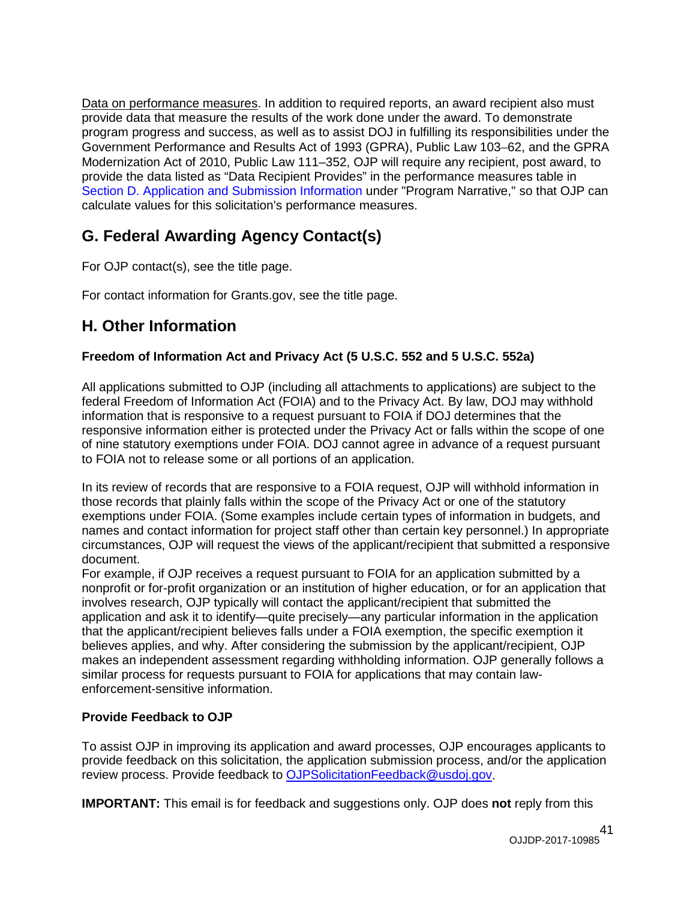Data on performance measures. In addition to required reports, an award recipient also must provide data that measure the results of the work done under the award. To demonstrate program progress and success, as well as to assist DOJ in fulfilling its responsibilities under the Government Performance and Results Act of 1993 (GPRA), Public Law 103–62, and the GPRA Modernization Act of 2010, Public Law 111–352, OJP will require any recipient, post award, to provide the data listed as "Data Recipient Provides" in the performance measures table in Section D. Application and Submission Information under "Program Narrative," so that OJP can calculate values for this solicitation's performance measures.

## G. Federal Awarding Agency Contact(s)

For OJP contact(s), see the title page.

For contact information for Grants.gov, see the title page.

## H. Other Information

### Freedom of Information Act and Privacy Act (5 U.S.C. 552 and 5 U.S.C. 552a)

All applications submitted to OJP (including all attachments to applications) are subject to the federal Freedom of Information Act (FOIA) and to the Privacy Act. By law, DOJ may withhold information that is responsive to a request pursuant to FOIA if DOJ determines that the responsive information either is protected under the Privacy Act or falls within the scope of one of nine statutory exemptions under FOIA. DOJ cannot agree in advance of a request pursuant to FOIA not to release some or all portions of an application.

In its review of records that are responsive to a FOIA request, OJP will withhold information in those records that plainly falls within the scope of the Privacy Act or one of the statutory exemptions under FOIA. (Some examples include certain types of information in budgets, and names and contact information for project staff other than certain key personnel.) In appropriate circumstances, OJP will request the views of the applicant/recipient that submitted a responsive document.
For example, if OJP receives a request pursuant to FOIA for an application submitted by a nonprofit or for-profit organization or an institution of higher education, or for an application that involves research, OJP typically will contact the applicant/recipient that submitted the application and ask it to identify—quite precisely—any particular information in the application that the applicant/recipient believes falls under a FOIA exemption, the specific exemption it believes applies, and why. After considering the submission by the applicant/recipient, OJP makes an independent assessment regarding withholding information. OJP generally follows a similar process for requests pursuant to FOIA for applications that may contain law-enforcement-sensitive information.

### Provide Feedback to OJP

To assist OJP in improving its application and award processes, OJP encourages applicants to provide feedback on this solicitation, the application submission process, and/or the application review process. Provide feedback to OJPSolicitationFeedback@usdoj.gov.

**IMPORTANT:** This email is for feedback and suggestions only. OJP does **not** reply from this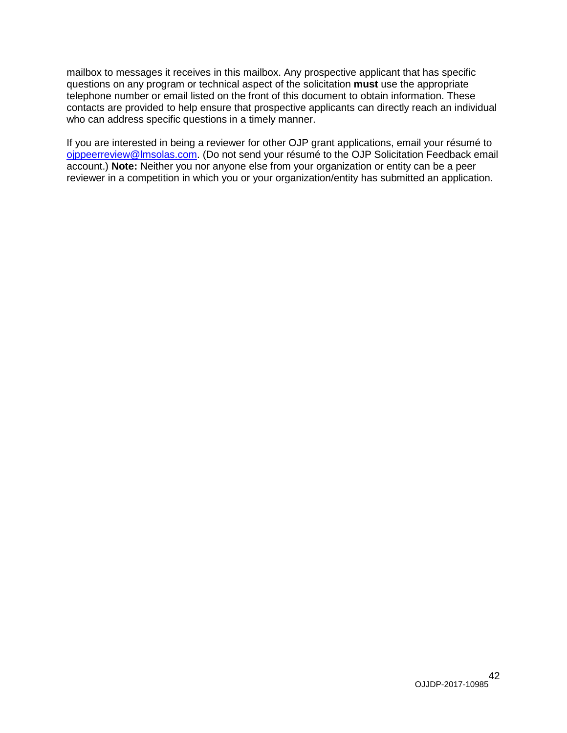mailbox to messages it receives in this mailbox. Any prospective applicant that has specific questions on any program or technical aspect of the solicitation **must** use the appropriate telephone number or email listed on the front of this document to obtain information. These contacts are provided to help ensure that prospective applicants can directly reach an individual who can address specific questions in a timely manner.

If you are interested in being a reviewer for other OJP grant applications, email your résumé to ojppeerreview@lmsolas.com. (Do not send your résumé to the OJP Solicitation Feedback email account.) **Note:** Neither you nor anyone else from your organization or entity can be a peer reviewer in a competition in which you or your organization/entity has submitted an application.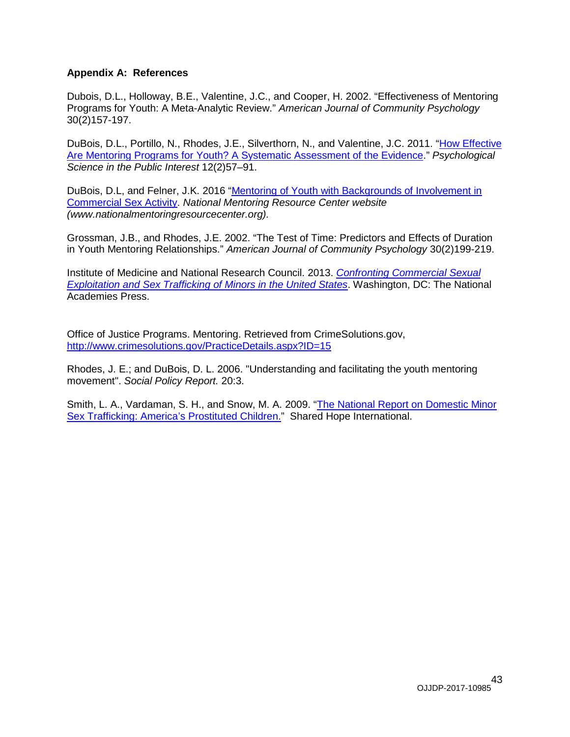**Appendix A: References**

Dubois, D.L., Holloway, B.E., Valentine, J.C., and Cooper, H. 2002. "Effectiveness of Mentoring Programs for Youth: A Meta-Analytic Review." *American Journal of Community Psychology* 30(2)157-197.

DuBois, D.L., Portillo, N., Rhodes, J.E., Silverthorn, N., and Valentine, J.C. 2011. "How Effective Are Mentoring Programs for Youth? A Systematic Assessment of the Evidence." *Psychological Science in the Public Interest* 12(2)57–91.

DuBois, D.L, and Felner, J.K. 2016 "Mentoring of Youth with Backgrounds of Involvement in Commercial Sex Activity. *National Mentoring Resource Center website (www.nationalmentoringresourcecenter.org).*

Grossman, J.B., and Rhodes, J.E. 2002. "The Test of Time: Predictors and Effects of Duration in Youth Mentoring Relationships." *American Journal of Community Psychology* 30(2)199-219.

Institute of Medicine and National Research Council. 2013. *Confronting Commercial Sexual Exploitation and Sex Trafficking of Minors in the United States*. Washington, DC: The National Academies Press.

Office of Justice Programs. Mentoring. Retrieved from CrimeSolutions.gov, http://www.crimesolutions.gov/PracticeDetails.aspx?ID=15

Rhodes, J. E.; and DuBois, D. L. 2006. "Understanding and facilitating the youth mentoring movement". *Social Policy Report.* 20:3.

Smith, L. A., Vardaman, S. H., and Snow, M. A. 2009. "The National Report on Domestic Minor Sex Trafficking: America's Prostituted Children." Shared Hope International.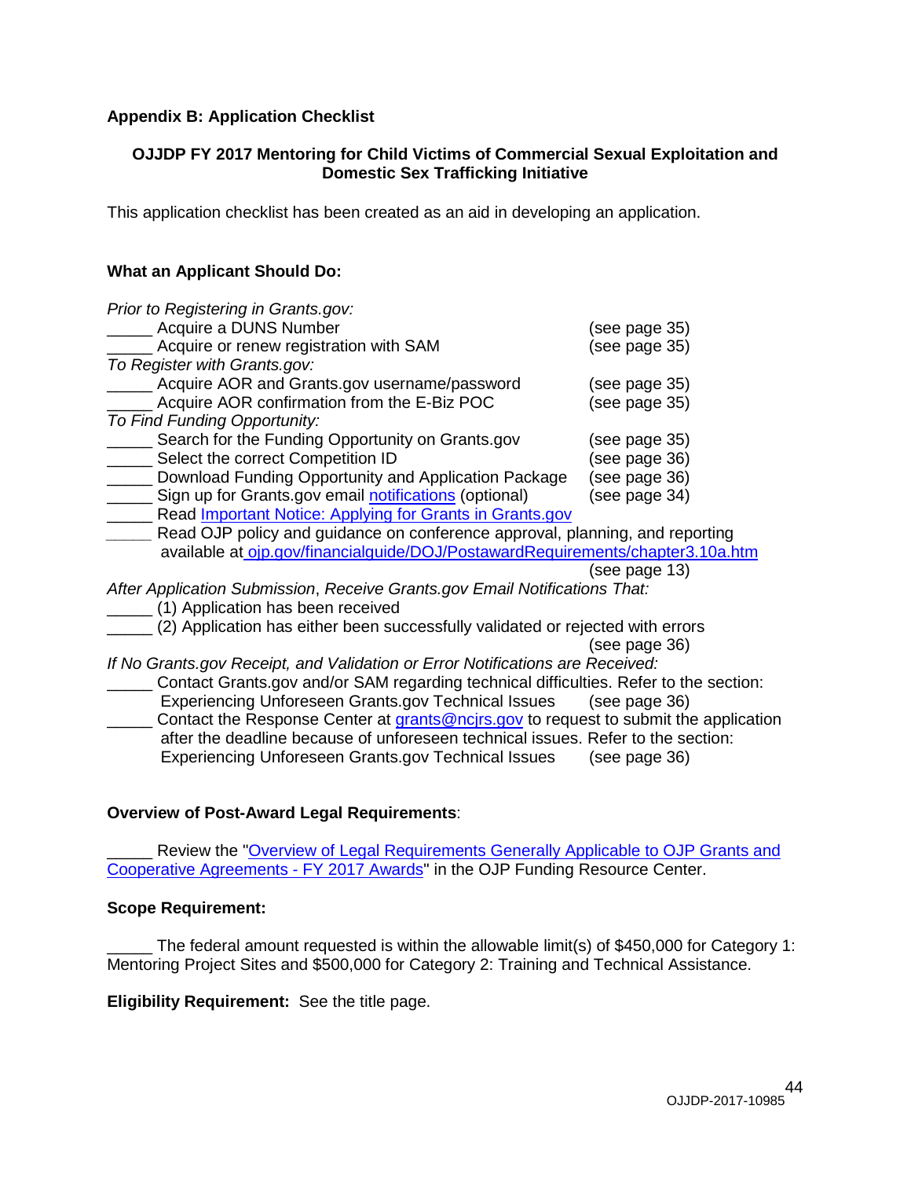## Appendix B: Application Checklist

### OJJDP FY 2017 Mentoring for Child Victims of Commercial Sexual Exploitation and Domestic Sex Trafficking Initiative

This application checklist has been created as an aid in developing an application.

**What an Applicant Should Do:**

*Prior to Registering in Grants.gov:*

_____ Acquire a DUNS Number (see page 35)

_____ Acquire or renew registration with SAM (see page 35)

*To Register with Grants.gov:*

_____ Acquire AOR and Grants.gov username/password (see page 35)

_____ Acquire AOR confirmation from the E-Biz POC (see page 35)

*To Find Funding Opportunity:*

_____ Search for the Funding Opportunity on Grants.gov (see page 35)

_____ Select the correct Competition ID (see page 36)

_____ Download Funding Opportunity and Application Package (see page 36)

_____ Sign up for Grants.gov email notifications (optional) (see page 34)

_____ Read Important Notice: Applying for Grants in Grants.gov

_____ Read OJP policy and guidance on conference approval, planning, and reporting available at ojp.gov/financialguide/DOJ/PostawardRequirements/chapter3.10a.htm (see page 13)

*After Application Submission*, *Receive Grants.gov Email Notifications That:*

_____ (1) Application has been received

_____ (2) Application has either been successfully validated or rejected with errors (see page 36)

*If No Grants.gov Receipt, and Validation or Error Notifications are Received:*

_____ Contact Grants.gov and/or SAM regarding technical difficulties. Refer to the section: Experiencing Unforeseen Grants.gov Technical Issues (see page 36)

_____ Contact the Response Center at grants@ncjrs.gov to request to submit the application after the deadline because of unforeseen technical issues. Refer to the section: Experiencing Unforeseen Grants.gov Technical Issues (see page 36)

**Overview of Post-Award Legal Requirements**:

_____ Review the "Overview of Legal Requirements Generally Applicable to OJP Grants and Cooperative Agreements - FY 2017 Awards" in the OJP Funding Resource Center.

**Scope Requirement:**

_____ The federal amount requested is within the allowable limit(s) of $450,000 for Category 1: Mentoring Project Sites and $500,000 for Category 2: Training and Technical Assistance.

**Eligibility Requirement:** See the title page.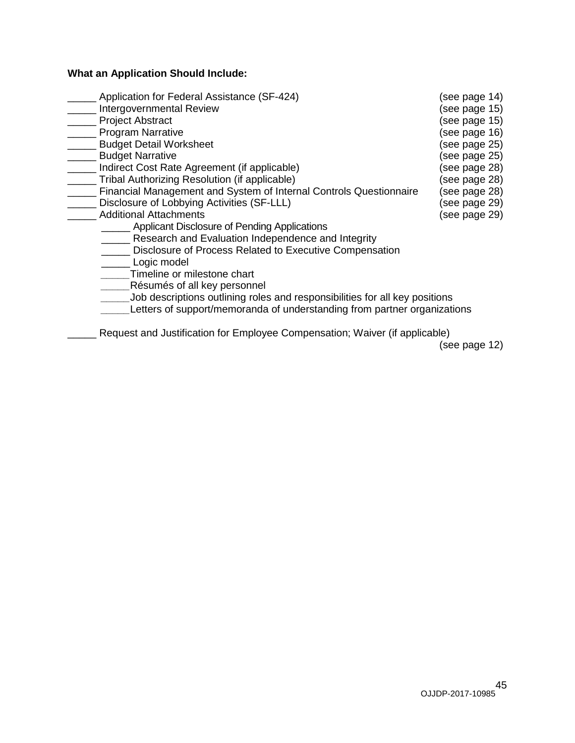**What an Application Should Include:**

_____ Application for Federal Assistance (SF-424) (see page 14)
_____ Intergovernmental Review (see page 15)
_____ Project Abstract (see page 15)
_____ Program Narrative (see page 16)
_____ Budget Detail Worksheet (see page 25)
_____ Budget Narrative (see page 25)
_____ Indirect Cost Rate Agreement (if applicable) (see page 28)
_____ Tribal Authorizing Resolution (if applicable) (see page 28)
_____ Financial Management and System of Internal Controls Questionnaire (see page 28)
_____ Disclosure of Lobbying Activities (SF-LLL) (see page 29)
_____ Additional Attachments (see page 29)
    _____ Applicant Disclosure of Pending Applications
    _____ Research and Evaluation Independence and Integrity
    _____ Disclosure of Process Related to Executive Compensation
    _____ Logic model
    _____Timeline or milestone chart
    _____Résumés of all key personnel
    _____Job descriptions outlining roles and responsibilities for all key positions
    _____Letters of support/memoranda of understanding from partner organizations

_____ Request and Justification for Employee Compensation; Waiver (if applicable) (see page 12)